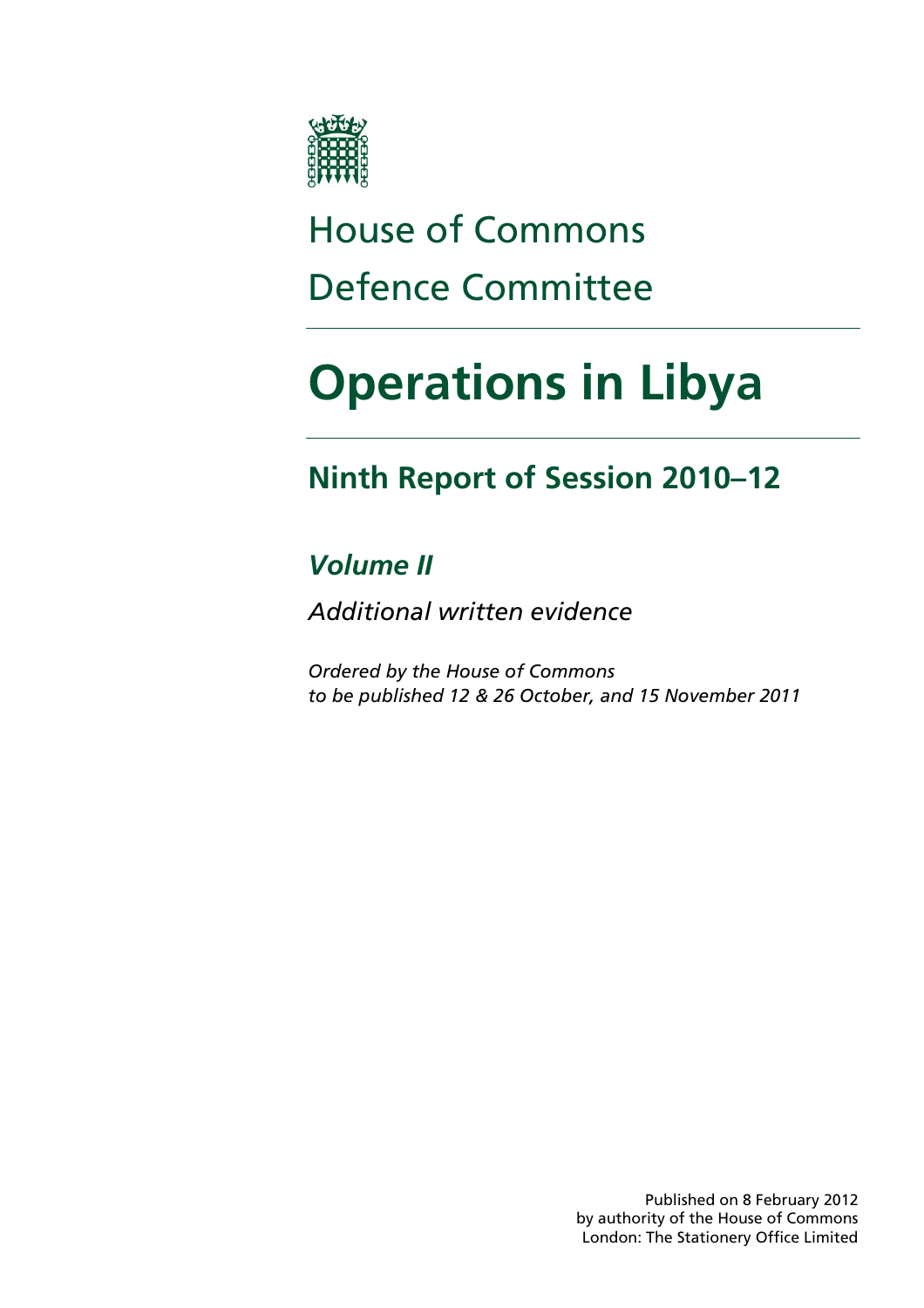# House of Commons Defence Committee

# Operations in Libya

## Ninth Report of Session 2010–12

### *Volume II*

*Additional written evidence*

*Ordered by the House of Commons to be published 12 & 26 October, and 15 November 2011*

Published on 8 February 2012
by authority of the House of Commons
London: The Stationery Office Limited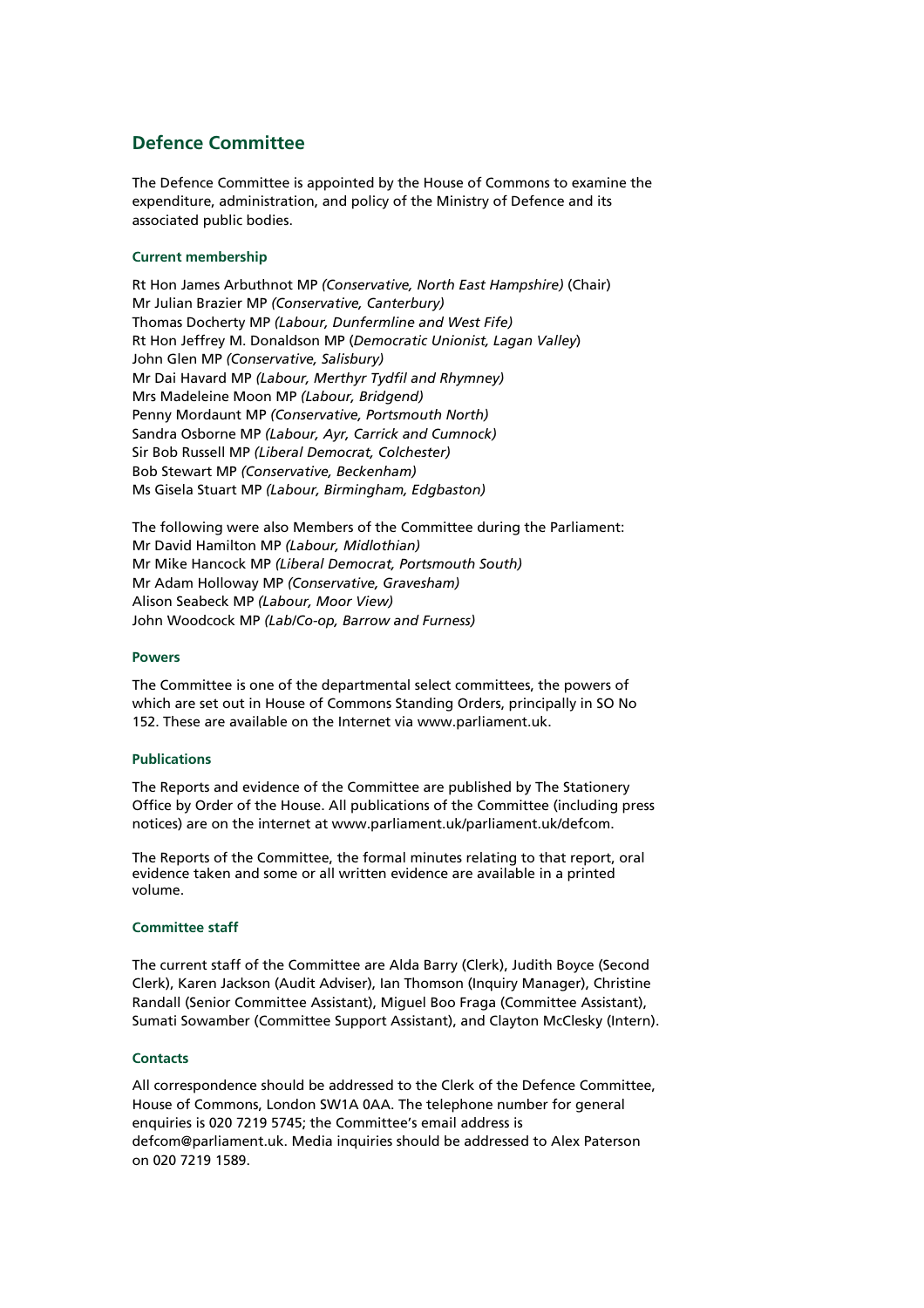## Defence Committee

The Defence Committee is appointed by the House of Commons to examine the expenditure, administration, and policy of the Ministry of Defence and its associated public bodies.

### Current membership

Rt Hon James Arbuthnot MP *(Conservative, North East Hampshire)* (Chair)
Mr Julian Brazier MP *(Conservative, Canterbury)*
Thomas Docherty MP *(Labour, Dunfermline and West Fife)*
Rt Hon Jeffrey M. Donaldson MP (*Democratic Unionist, Lagan Valley*)
John Glen MP *(Conservative, Salisbury)*
Mr Dai Havard MP *(Labour, Merthyr Tydfil and Rhymney)*
Mrs Madeleine Moon MP *(Labour, Bridgend)*
Penny Mordaunt MP *(Conservative, Portsmouth North)*
Sandra Osborne MP *(Labour, Ayr, Carrick and Cumnock)*
Sir Bob Russell MP *(Liberal Democrat, Colchester)*
Bob Stewart MP *(Conservative, Beckenham)*
Ms Gisela Stuart MP *(Labour, Birmingham, Edgbaston)*

The following were also Members of the Committee during the Parliament:
Mr David Hamilton MP *(Labour, Midlothian)*
Mr Mike Hancock MP *(Liberal Democrat, Portsmouth South)*
Mr Adam Holloway MP *(Conservative, Gravesham)*
Alison Seabeck MP *(Labour, Moor View)*
John Woodcock MP *(Lab/Co-op, Barrow and Furness)*

### Powers

The Committee is one of the departmental select committees, the powers of which are set out in House of Commons Standing Orders, principally in SO No 152. These are available on the Internet via www.parliament.uk.

### Publications

The Reports and evidence of the Committee are published by The Stationery Office by Order of the House. All publications of the Committee (including press notices) are on the internet at www.parliament.uk/parliament.uk/defcom.

The Reports of the Committee, the formal minutes relating to that report, oral evidence taken and some or all written evidence are available in a printed volume.

### Committee staff

The current staff of the Committee are Alda Barry (Clerk), Judith Boyce (Second Clerk), Karen Jackson (Audit Adviser), Ian Thomson (Inquiry Manager), Christine Randall (Senior Committee Assistant), Miguel Boo Fraga (Committee Assistant), Sumati Sowamber (Committee Support Assistant), and Clayton McClesky (Intern).

### Contacts

All correspondence should be addressed to the Clerk of the Defence Committee, House of Commons, London SW1A 0AA. The telephone number for general enquiries is 020 7219 5745; the Committee's email address is defcom@parliament.uk. Media inquiries should be addressed to Alex Paterson on 020 7219 1589.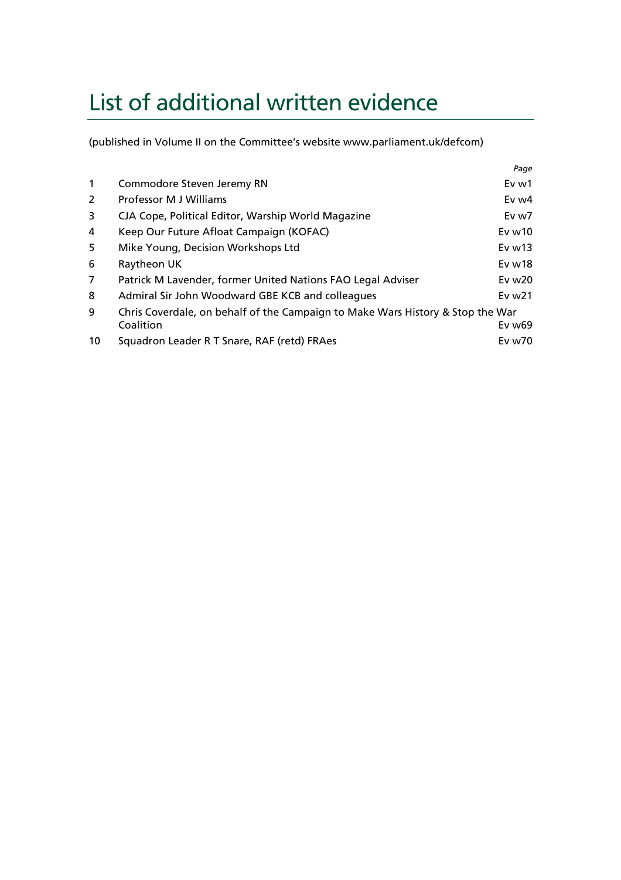# List of additional written evidence

(published in Volume II on the Committee's website www.parliament.uk/defcom)

| | | *Page* |
|---|---|---|
| 1 | Commodore Steven Jeremy RN | Ev w1 |
| 2 | Professor M J Williams | Ev w4 |
| 3 | CJA Cope, Political Editor, Warship World Magazine | Ev w7 |
| 4 | Keep Our Future Afloat Campaign (KOFAC) | Ev w10 |
| 5 | Mike Young, Decision Workshops Ltd | Ev w13 |
| 6 | Raytheon UK | Ev w18 |
| 7 | Patrick M Lavender, former United Nations FAO Legal Adviser | Ev w20 |
| 8 | Admiral Sir John Woodward GBE KCB and colleagues | Ev w21 |
| 9 | Chris Coverdale, on behalf of the Campaign to Make Wars History & Stop the War Coalition | Ev w69 |
| 10 | Squadron Leader R T Snare, RAF (retd) FRAes | Ev w70 |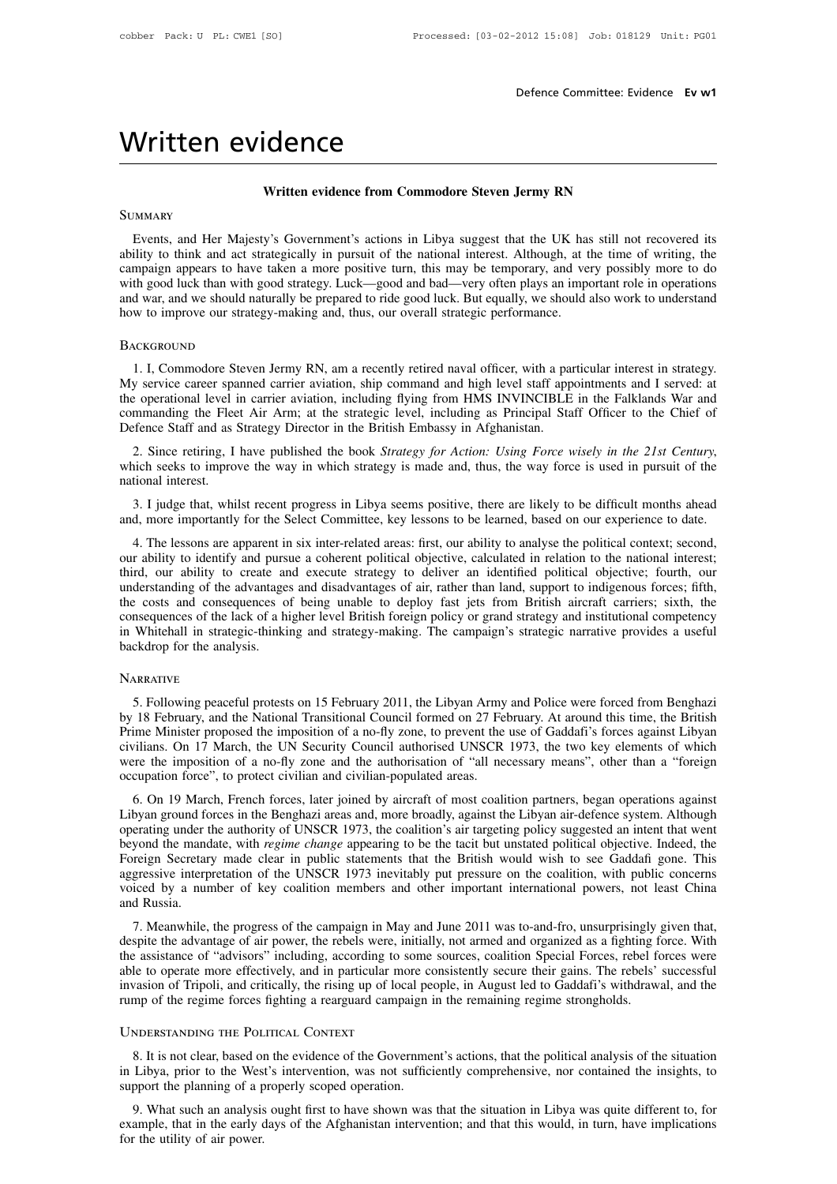# Written evidence

## Written evidence from Commodore Steven Jermy RN

### Summary

Events, and Her Majesty's Government's actions in Libya suggest that the UK has still not recovered its ability to think and act strategically in pursuit of the national interest. Although, at the time of writing, the campaign appears to have taken a more positive turn, this may be temporary, and very possibly more to do with good luck than with good strategy. Luck—good and bad—very often plays an important role in operations and war, and we should naturally be prepared to ride good luck. But equally, we should also work to understand how to improve our strategy-making and, thus, our overall strategic performance.

### Background

1. I, Commodore Steven Jermy RN, am a recently retired naval officer, with a particular interest in strategy. My service career spanned carrier aviation, ship command and high level staff appointments and I served: at the operational level in carrier aviation, including flying from HMS INVINCIBLE in the Falklands War and commanding the Fleet Air Arm; at the strategic level, including as Principal Staff Officer to the Chief of Defence Staff and as Strategy Director in the British Embassy in Afghanistan.

2. Since retiring, I have published the book *Strategy for Action: Using Force wisely in the 21st Century*, which seeks to improve the way in which strategy is made and, thus, the way force is used in pursuit of the national interest.

3. I judge that, whilst recent progress in Libya seems positive, there are likely to be difficult months ahead and, more importantly for the Select Committee, key lessons to be learned, based on our experience to date.

4. The lessons are apparent in six inter-related areas: first, our ability to analyse the political context; second, our ability to identify and pursue a coherent political objective, calculated in relation to the national interest; third, our ability to create and execute strategy to deliver an identified political objective; fourth, our understanding of the advantages and disadvantages of air, rather than land, support to indigenous forces; fifth, the costs and consequences of being unable to deploy fast jets from British aircraft carriers; sixth, the consequences of the lack of a higher level British foreign policy or grand strategy and institutional competency in Whitehall in strategic-thinking and strategy-making. The campaign's strategic narrative provides a useful backdrop for the analysis.

### Narrative

5. Following peaceful protests on 15 February 2011, the Libyan Army and Police were forced from Benghazi by 18 February, and the National Transitional Council formed on 27 February. At around this time, the British Prime Minister proposed the imposition of a no-fly zone, to prevent the use of Gaddafi's forces against Libyan civilians. On 17 March, the UN Security Council authorised UNSCR 1973, the two key elements of which were the imposition of a no-fly zone and the authorisation of "all necessary means", other than a "foreign occupation force", to protect civilian and civilian-populated areas.

6. On 19 March, French forces, later joined by aircraft of most coalition partners, began operations against Libyan ground forces in the Benghazi areas and, more broadly, against the Libyan air-defence system. Although operating under the authority of UNSCR 1973, the coalition's air targeting policy suggested an intent that went beyond the mandate, with *regime change* appearing to be the tacit but unstated political objective. Indeed, the Foreign Secretary made clear in public statements that the British would wish to see Gaddafi gone. This aggressive interpretation of the UNSCR 1973 inevitably put pressure on the coalition, with public concerns voiced by a number of key coalition members and other important international powers, not least China and Russia.

7. Meanwhile, the progress of the campaign in May and June 2011 was to-and-fro, unsurprisingly given that, despite the advantage of air power, the rebels were, initially, not armed and organized as a fighting force. With the assistance of "advisors" including, according to some sources, coalition Special Forces, rebel forces were able to operate more effectively, and in particular more consistently secure their gains. The rebels' successful invasion of Tripoli, and critically, the rising up of local people, in August led to Gaddafi's withdrawal, and the rump of the regime forces fighting a rearguard campaign in the remaining regime strongholds.

### Understanding the Political Context

8. It is not clear, based on the evidence of the Government's actions, that the political analysis of the situation in Libya, prior to the West's intervention, was not sufficiently comprehensive, nor contained the insights, to support the planning of a properly scoped operation.

9. What such an analysis ought first to have shown was that the situation in Libya was quite different to, for example, that in the early days of the Afghanistan intervention; and that this would, in turn, have implications for the utility of air power.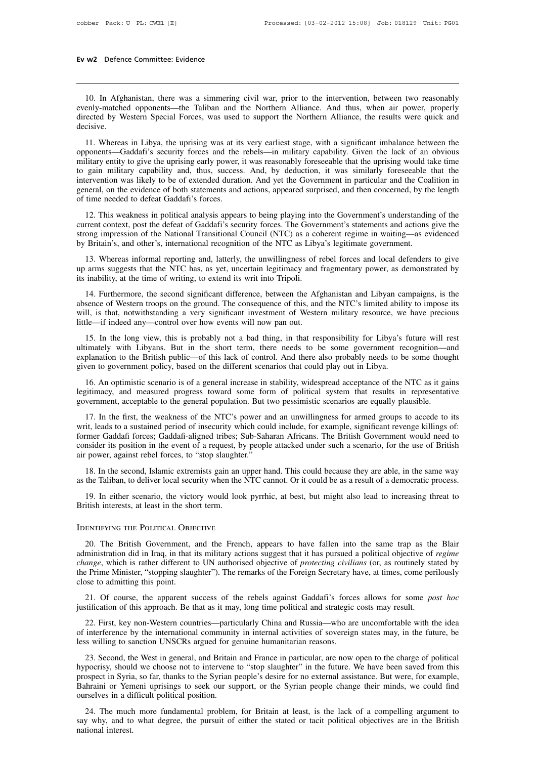10. In Afghanistan, there was a simmering civil war, prior to the intervention, between two reasonably evenly-matched opponents—the Taliban and the Northern Alliance. And thus, when air power, properly directed by Western Special Forces, was used to support the Northern Alliance, the results were quick and decisive.

11. Whereas in Libya, the uprising was at its very earliest stage, with a significant imbalance between the opponents—Gaddafi's security forces and the rebels—in military capability. Given the lack of an obvious military entity to give the uprising early power, it was reasonably foreseeable that the uprising would take time to gain military capability and, thus, success. And, by deduction, it was similarly foreseeable that the intervention was likely to be of extended duration. And yet the Government in particular and the Coalition in general, on the evidence of both statements and actions, appeared surprised, and then concerned, by the length of time needed to defeat Gaddafi's forces.

12. This weakness in political analysis appears to being playing into the Government's understanding of the current context, post the defeat of Gaddafi's security forces. The Government's statements and actions give the strong impression of the National Transitional Council (NTC) as a coherent regime in waiting—as evidenced by Britain's, and other's, international recognition of the NTC as Libya's legitimate government.

13. Whereas informal reporting and, latterly, the unwillingness of rebel forces and local defenders to give up arms suggests that the NTC has, as yet, uncertain legitimacy and fragmentary power, as demonstrated by its inability, at the time of writing, to extend its writ into Tripoli.

14. Furthermore, the second significant difference, between the Afghanistan and Libyan campaigns, is the absence of Western troops on the ground. The consequence of this, and the NTC's limited ability to impose its will, is that, notwithstanding a very significant investment of Western military resource, we have precious little—if indeed any—control over how events will now pan out.

15. In the long view, this is probably not a bad thing, in that responsibility for Libya's future will rest ultimately with Libyans. But in the short term, there needs to be some government recognition—and explanation to the British public—of this lack of control. And there also probably needs to be some thought given to government policy, based on the different scenarios that could play out in Libya.

16. An optimistic scenario is of a general increase in stability, widespread acceptance of the NTC as it gains legitimacy, and measured progress toward some form of political system that results in representative government, acceptable to the general population. But two pessimistic scenarios are equally plausible.

17. In the first, the weakness of the NTC's power and an unwillingness for armed groups to accede to its writ, leads to a sustained period of insecurity which could include, for example, significant revenge killings of: former Gaddafi forces; Gaddafi-aligned tribes; Sub-Saharan Africans. The British Government would need to consider its position in the event of a request, by people attacked under such a scenario, for the use of British air power, against rebel forces, to "stop slaughter."

18. In the second, Islamic extremists gain an upper hand. This could because they are able, in the same way as the Taliban, to deliver local security when the NTC cannot. Or it could be as a result of a democratic process.

19. In either scenario, the victory would look pyrrhic, at best, but might also lead to increasing threat to British interests, at least in the short term.

## Identifying the Political Objective

20. The British Government, and the French, appears to have fallen into the same trap as the Blair administration did in Iraq, in that its military actions suggest that it has pursued a political objective of *regime change*, which is rather different to UN authorised objective of *protecting civilians* (or, as routinely stated by the Prime Minister, "stopping slaughter"). The remarks of the Foreign Secretary have, at times, come perilously close to admitting this point.

21. Of course, the apparent success of the rebels against Gaddafi's forces allows for some *post hoc* justification of this approach. Be that as it may, long time political and strategic costs may result.

22. First, key non-Western countries—particularly China and Russia—who are uncomfortable with the idea of interference by the international community in internal activities of sovereign states may, in the future, be less willing to sanction UNSCRs argued for genuine humanitarian reasons.

23. Second, the West in general, and Britain and France in particular, are now open to the charge of political hypocrisy, should we choose not to intervene to "stop slaughter" in the future. We have been saved from this prospect in Syria, so far, thanks to the Syrian people's desire for no external assistance. But were, for example, Bahraini or Yemeni uprisings to seek our support, or the Syrian people change their minds, we could find ourselves in a difficult political position.

24. The much more fundamental problem, for Britain at least, is the lack of a compelling argument to say why, and to what degree, the pursuit of either the stated or tacit political objectives are in the British national interest.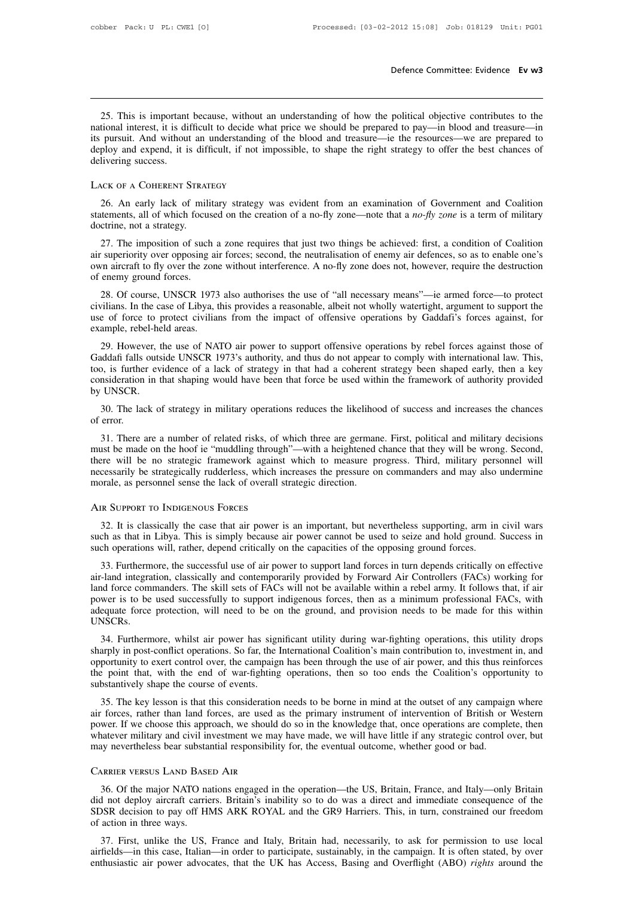25. This is important because, without an understanding of how the political objective contributes to the national interest, it is difficult to decide what price we should be prepared to pay—in blood and treasure—in its pursuit. And without an understanding of the blood and treasure—ie the resources—we are prepared to deploy and expend, it is difficult, if not impossible, to shape the right strategy to offer the best chances of delivering success.

### Lack of a Coherent Strategy

26. An early lack of military strategy was evident from an examination of Government and Coalition statements, all of which focused on the creation of a no-fly zone—note that a *no-fly zone* is a term of military doctrine, not a strategy.

27. The imposition of such a zone requires that just two things be achieved: first, a condition of Coalition air superiority over opposing air forces; second, the neutralisation of enemy air defences, so as to enable one's own aircraft to fly over the zone without interference. A no-fly zone does not, however, require the destruction of enemy ground forces.

28. Of course, UNSCR 1973 also authorises the use of "all necessary means"—ie armed force—to protect civilians. In the case of Libya, this provides a reasonable, albeit not wholly watertight, argument to support the use of force to protect civilians from the impact of offensive operations by Gaddafi's forces against, for example, rebel-held areas.

29. However, the use of NATO air power to support offensive operations by rebel forces against those of Gaddafi falls outside UNSCR 1973's authority, and thus do not appear to comply with international law. This, too, is further evidence of a lack of strategy in that had a coherent strategy been shaped early, then a key consideration in that shaping would have been that force be used within the framework of authority provided by UNSCR.

30. The lack of strategy in military operations reduces the likelihood of success and increases the chances of error.

31. There are a number of related risks, of which three are germane. First, political and military decisions must be made on the hoof ie "muddling through"—with a heightened chance that they will be wrong. Second, there will be no strategic framework against which to measure progress. Third, military personnel will necessarily be strategically rudderless, which increases the pressure on commanders and may also undermine morale, as personnel sense the lack of overall strategic direction.

### Air Support to Indigenous Forces

32. It is classically the case that air power is an important, but nevertheless supporting, arm in civil wars such as that in Libya. This is simply because air power cannot be used to seize and hold ground. Success in such operations will, rather, depend critically on the capacities of the opposing ground forces.

33. Furthermore, the successful use of air power to support land forces in turn depends critically on effective air-land integration, classically and contemporarily provided by Forward Air Controllers (FACs) working for land force commanders. The skill sets of FACs will not be available within a rebel army. It follows that, if air power is to be used successfully to support indigenous forces, then as a minimum professional FACs, with adequate force protection, will need to be on the ground, and provision needs to be made for this within UNSCRs.

34. Furthermore, whilst air power has significant utility during war-fighting operations, this utility drops sharply in post-conflict operations. So far, the International Coalition's main contribution to, investment in, and opportunity to exert control over, the campaign has been through the use of air power, and this thus reinforces the point that, with the end of war-fighting operations, then so too ends the Coalition's opportunity to substantively shape the course of events.

35. The key lesson is that this consideration needs to be borne in mind at the outset of any campaign where air forces, rather than land forces, are used as the primary instrument of intervention of British or Western power. If we choose this approach, we should do so in the knowledge that, once operations are complete, then whatever military and civil investment we may have made, we will have little if any strategic control over, but may nevertheless bear substantial responsibility for, the eventual outcome, whether good or bad.

### Carrier versus Land Based Air

36. Of the major NATO nations engaged in the operation—the US, Britain, France, and Italy—only Britain did not deploy aircraft carriers. Britain's inability so to do was a direct and immediate consequence of the SDSR decision to pay off HMS ARK ROYAL and the GR9 Harriers. This, in turn, constrained our freedom of action in three ways.

37. First, unlike the US, France and Italy, Britain had, necessarily, to ask for permission to use local airfields—in this case, Italian—in order to participate, sustainably, in the campaign. It is often stated, by over enthusiastic air power advocates, that the UK has Access, Basing and Overflight (ABO) *rights* around the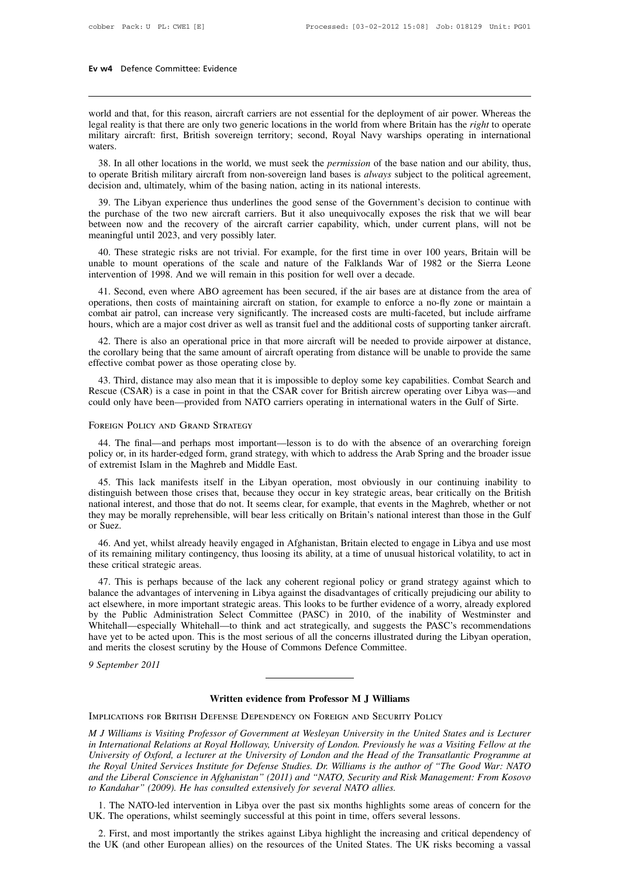world and that, for this reason, aircraft carriers are not essential for the deployment of air power. Whereas the legal reality is that there are only two generic locations in the world from where Britain has the *right* to operate military aircraft: first, British sovereign territory; second, Royal Navy warships operating in international waters.

38. In all other locations in the world, we must seek the *permission* of the base nation and our ability, thus, to operate British military aircraft from non-sovereign land bases is *always* subject to the political agreement, decision and, ultimately, whim of the basing nation, acting in its national interests.

39. The Libyan experience thus underlines the good sense of the Government's decision to continue with the purchase of the two new aircraft carriers. But it also unequivocally exposes the risk that we will bear between now and the recovery of the aircraft carrier capability, which, under current plans, will not be meaningful until 2023, and very possibly later.

40. These strategic risks are not trivial. For example, for the first time in over 100 years, Britain will be unable to mount operations of the scale and nature of the Falklands War of 1982 or the Sierra Leone intervention of 1998. And we will remain in this position for well over a decade.

41. Second, even where ABO agreement has been secured, if the air bases are at distance from the area of operations, then costs of maintaining aircraft on station, for example to enforce a no-fly zone or maintain a combat air patrol, can increase very significantly. The increased costs are multi-faceted, but include airframe hours, which are a major cost driver as well as transit fuel and the additional costs of supporting tanker aircraft.

42. There is also an operational price in that more aircraft will be needed to provide airpower at distance, the corollary being that the same amount of aircraft operating from distance will be unable to provide the same effective combat power as those operating close by.

43. Third, distance may also mean that it is impossible to deploy some key capabilities. Combat Search and Rescue (CSAR) is a case in point in that the CSAR cover for British aircrew operating over Libya was—and could only have been—provided from NATO carriers operating in international waters in the Gulf of Sirte.

## Foreign Policy and Grand Strategy

44. The final—and perhaps most important—lesson is to do with the absence of an overarching foreign policy or, in its harder-edged form, grand strategy, with which to address the Arab Spring and the broader issue of extremist Islam in the Maghreb and Middle East.

45. This lack manifests itself in the Libyan operation, most obviously in our continuing inability to distinguish between those crises that, because they occur in key strategic areas, bear critically on the British national interest, and those that do not. It seems clear, for example, that events in the Maghreb, whether or not they may be morally reprehensible, will bear less critically on Britain's national interest than those in the Gulf or Suez.

46. And yet, whilst already heavily engaged in Afghanistan, Britain elected to engage in Libya and use most of its remaining military contingency, thus loosing its ability, at a time of unusual historical volatility, to act in these critical strategic areas.

47. This is perhaps because of the lack any coherent regional policy or grand strategy against which to balance the advantages of intervening in Libya against the disadvantages of critically prejudicing our ability to act elsewhere, in more important strategic areas. This looks to be further evidence of a worry, already explored by the Public Administration Select Committee (PASC) in 2010, of the inability of Westminster and Whitehall—especially Whitehall—to think and act strategically, and suggests the PASC's recommendations have yet to be acted upon. This is the most serious of all the concerns illustrated during the Libyan operation, and merits the closest scrutiny by the House of Commons Defence Committee.

*9 September 2011*

---

# Written evidence from Professor M J Williams

## Implications for British Defense Dependency on Foreign and Security Policy

*M J Williams is Visiting Professor of Government at Wesleyan University in the United States and is Lecturer in International Relations at Royal Holloway, University of London. Previously he was a Visiting Fellow at the University of Oxford, a lecturer at the University of London and the Head of the Transatlantic Programme at the Royal United Services Institute for Defense Studies. Dr. Williams is the author of "The Good War: NATO and the Liberal Conscience in Afghanistan" (2011) and "NATO, Security and Risk Management: From Kosovo to Kandahar" (2009). He has consulted extensively for several NATO allies.*

1. The NATO-led intervention in Libya over the past six months highlights some areas of concern for the UK. The operations, whilst seemingly successful at this point in time, offers several lessons.

2. First, and most importantly the strikes against Libya highlight the increasing and critical dependency of the UK (and other European allies) on the resources of the United States. The UK risks becoming a vassal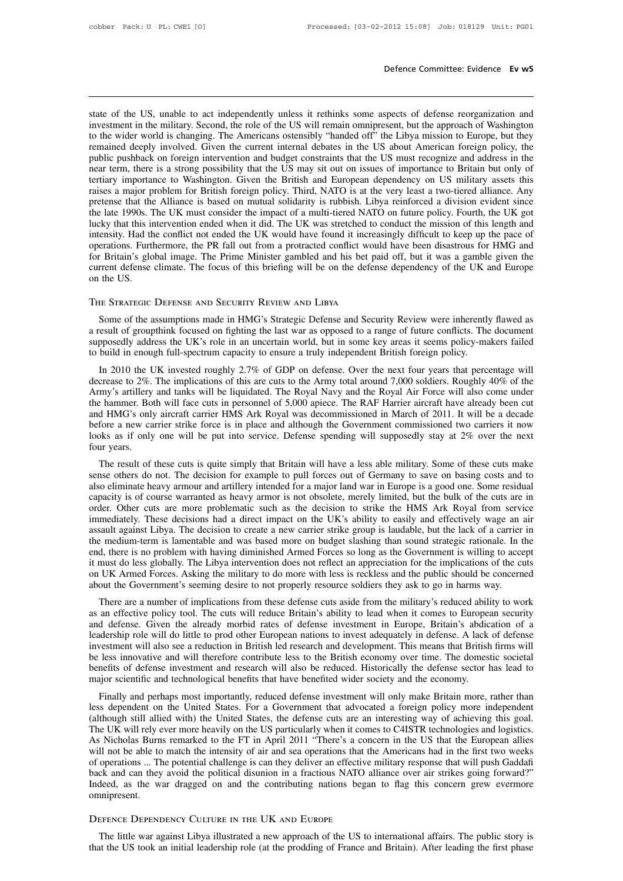state of the US, unable to act independently unless it rethinks some aspects of defense reorganization and investment in the military. Second, the role of the US will remain omnipresent, but the approach of Washington to the wider world is changing. The Americans ostensibly "handed off" the Libya mission to Europe, but they remained deeply involved. Given the current internal debates in the US about American foreign policy, the public pushback on foreign intervention and budget constraints that the US must recognize and address in the near term, there is a strong possibility that the US may sit out on issues of importance to Britain but only of tertiary importance to Washington. Given the British and European dependency on US military assets this raises a major problem for British foreign policy. Third, NATO is at the very least a two-tiered alliance. Any pretense that the Alliance is based on mutual solidarity is rubbish. Libya reinforced a division evident since the late 1990s. The UK must consider the impact of a multi-tiered NATO on future policy. Fourth, the UK got lucky that this intervention ended when it did. The UK was stretched to conduct the mission of this length and intensity. Had the conflict not ended the UK would have found it increasingly difficult to keep up the pace of operations. Furthermore, the PR fall out from a protracted conflict would have been disastrous for HMG and for Britain's global image. The Prime Minister gambled and his bet paid off, but it was a gamble given the current defense climate. The focus of this briefing will be on the defense dependency of the UK and Europe on the US.

## The Strategic Defense and Security Review and Libya

Some of the assumptions made in HMG's Strategic Defense and Security Review were inherently flawed as a result of groupthink focused on fighting the last war as opposed to a range of future conflicts. The document supposedly address the UK's role in an uncertain world, but in some key areas it seems policy-makers failed to build in enough full-spectrum capacity to ensure a truly independent British foreign policy.

In 2010 the UK invested roughly 2.7% of GDP on defense. Over the next four years that percentage will decrease to 2%. The implications of this are cuts to the Army total around 7,000 soldiers. Roughly 40% of the Army's artillery and tanks will be liquidated. The Royal Navy and the Royal Air Force will also come under the hammer. Both will face cuts in personnel of 5,000 apiece. The RAF Harrier aircraft have already been cut and HMG's only aircraft carrier HMS Ark Royal was decommissioned in March of 2011. It will be a decade before a new carrier strike force is in place and although the Government commissioned two carriers it now looks as if only one will be put into service. Defense spending will supposedly stay at 2% over the next four years.

The result of these cuts is quite simply that Britain will have a less able military. Some of these cuts make sense others do not. The decision for example to pull forces out of Germany to save on basing costs and to also eliminate heavy armour and artillery intended for a major land war in Europe is a good one. Some residual capacity is of course warranted as heavy armor is not obsolete, merely limited, but the bulk of the cuts are in order. Other cuts are more problematic such as the decision to strike the HMS Ark Royal from service immediately. These decisions had a direct impact on the UK's ability to easily and effectively wage an air assault against Libya. The decision to create a new carrier strike group is laudable, but the lack of a carrier in the medium-term is lamentable and was based more on budget slashing than sound strategic rationale. In the end, there is no problem with having diminished Armed Forces so long as the Government is willing to accept it must do less globally. The Libya intervention does not reflect an appreciation for the implications of the cuts on UK Armed Forces. Asking the military to do more with less is reckless and the public should be concerned about the Government's seeming desire to not properly resource soldiers they ask to go in harms way.

There are a number of implications from these defense cuts aside from the military's reduced ability to work as an effective policy tool. The cuts will reduce Britain's ability to lead when it comes to European security and defense. Given the already morbid rates of defense investment in Europe, Britain's abdication of a leadership role will do little to prod other European nations to invest adequately in defense. A lack of defense investment will also see a reduction in British led research and development. This means that British firms will be less innovative and will therefore contribute less to the British economy over time. The domestic societal benefits of defense investment and research will also be reduced. Historically the defense sector has lead to major scientific and technological benefits that have benefited wider society and the economy.

Finally and perhaps most importantly, reduced defense investment will only make Britain more, rather than less dependent on the United States. For a Government that advocated a foreign policy more independent (although still allied with) the United States, the defense cuts are an interesting way of achieving this goal. The UK will rely ever more heavily on the US particularly when it comes to C4ISTR technologies and logistics. As Nicholas Burns remarked to the FT in April 2011 "There's a concern in the US that the European allies will not be able to match the intensity of air and sea operations that the Americans had in the first two weeks of operations ... The potential challenge is can they deliver an effective military response that will push Gaddafi back and can they avoid the political disunion in a fractious NATO alliance over air strikes going forward?" Indeed, as the war dragged on and the contributing nations began to flag this concern grew evermore omnipresent.

## Defence Dependency Culture in the UK and Europe

The little war against Libya illustrated a new approach of the US to international affairs. The public story is that the US took an initial leadership role (at the prodding of France and Britain). After leading the first phase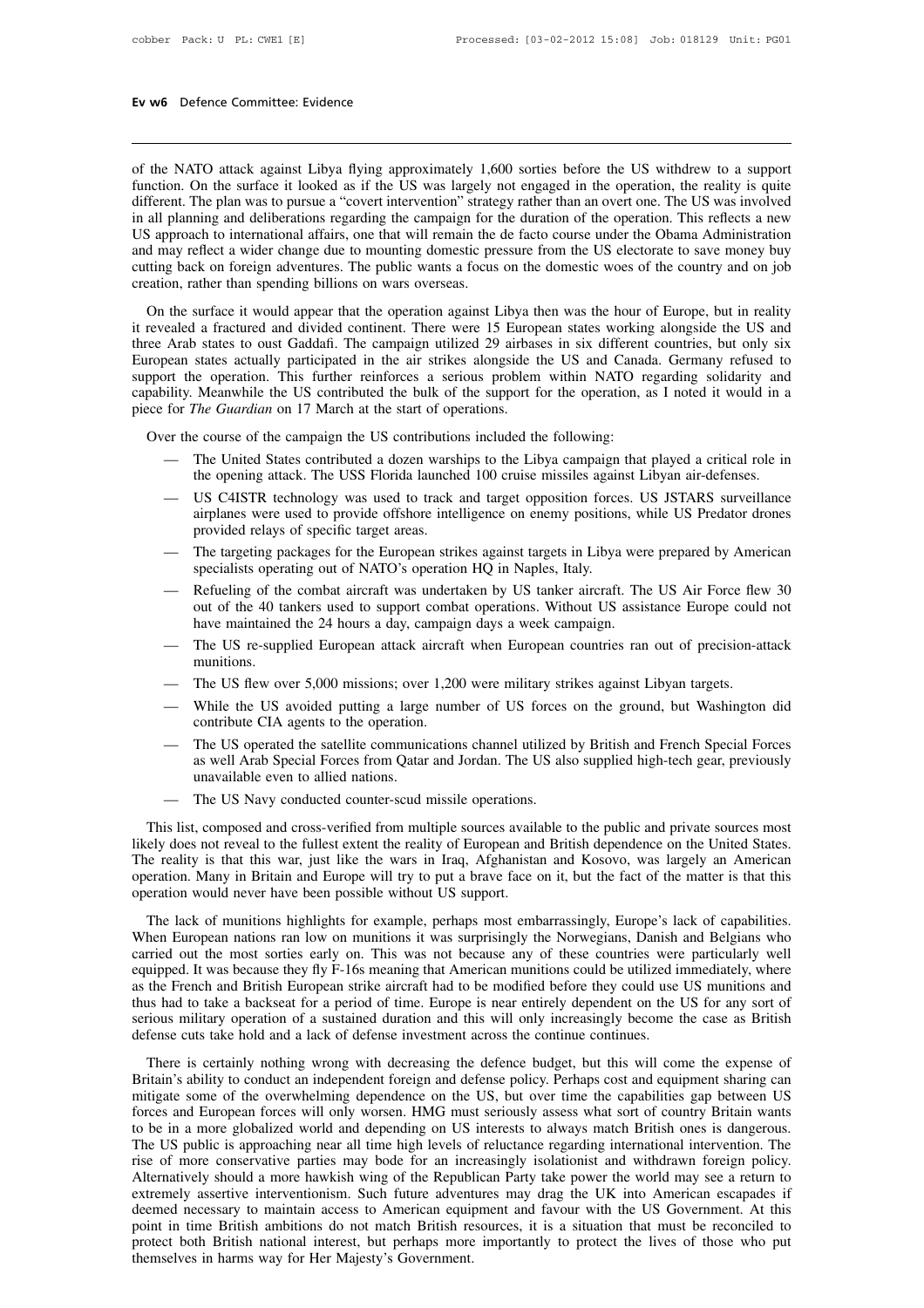of the NATO attack against Libya flying approximately 1,600 sorties before the US withdrew to a support function. On the surface it looked as if the US was largely not engaged in the operation, the reality is quite different. The plan was to pursue a "covert intervention" strategy rather than an overt one. The US was involved in all planning and deliberations regarding the campaign for the duration of the operation. This reflects a new US approach to international affairs, one that will remain the de facto course under the Obama Administration and may reflect a wider change due to mounting domestic pressure from the US electorate to save money buy cutting back on foreign adventures. The public wants a focus on the domestic woes of the country and on job creation, rather than spending billions on wars overseas.

On the surface it would appear that the operation against Libya then was the hour of Europe, but in reality it revealed a fractured and divided continent. There were 15 European states working alongside the US and three Arab states to oust Gaddafi. The campaign utilized 29 airbases in six different countries, but only six European states actually participated in the air strikes alongside the US and Canada. Germany refused to support the operation. This further reinforces a serious problem within NATO regarding solidarity and capability. Meanwhile the US contributed the bulk of the support for the operation, as I noted it would in a piece for *The Guardian* on 17 March at the start of operations.

Over the course of the campaign the US contributions included the following:

- The United States contributed a dozen warships to the Libya campaign that played a critical role in the opening attack. The USS Florida launched 100 cruise missiles against Libyan air-defenses.
- US C4ISTR technology was used to track and target opposition forces. US JSTARS surveillance airplanes were used to provide offshore intelligence on enemy positions, while US Predator drones provided relays of specific target areas.
- The targeting packages for the European strikes against targets in Libya were prepared by American specialists operating out of NATO's operation HQ in Naples, Italy.
- Refueling of the combat aircraft was undertaken by US tanker aircraft. The US Air Force flew 30 out of the 40 tankers used to support combat operations. Without US assistance Europe could not have maintained the 24 hours a day, campaign days a week campaign.
- The US re-supplied European attack aircraft when European countries ran out of precision-attack munitions.
- The US flew over 5,000 missions; over 1,200 were military strikes against Libyan targets.
- While the US avoided putting a large number of US forces on the ground, but Washington did contribute CIA agents to the operation.
- The US operated the satellite communications channel utilized by British and French Special Forces as well Arab Special Forces from Qatar and Jordan. The US also supplied high-tech gear, previously unavailable even to allied nations.
- The US Navy conducted counter-scud missile operations.

This list, composed and cross-verified from multiple sources available to the public and private sources most likely does not reveal to the fullest extent the reality of European and British dependence on the United States. The reality is that this war, just like the wars in Iraq, Afghanistan and Kosovo, was largely an American operation. Many in Britain and Europe will try to put a brave face on it, but the fact of the matter is that this operation would never have been possible without US support.

The lack of munitions highlights for example, perhaps most embarrassingly, Europe's lack of capabilities. When European nations ran low on munitions it was surprisingly the Norwegians, Danish and Belgians who carried out the most sorties early on. This was not because any of these countries were particularly well equipped. It was because they fly F-16s meaning that American munitions could be utilized immediately, where as the French and British European strike aircraft had to be modified before they could use US munitions and thus had to take a backseat for a period of time. Europe is near entirely dependent on the US for any sort of serious military operation of a sustained duration and this will only increasingly become the case as British defense cuts take hold and a lack of defense investment across the continue continues.

There is certainly nothing wrong with decreasing the defence budget, but this will come the expense of Britain's ability to conduct an independent foreign and defense policy. Perhaps cost and equipment sharing can mitigate some of the overwhelming dependence on the US, but over time the capabilities gap between US forces and European forces will only worsen. HMG must seriously assess what sort of country Britain wants to be in a more globalized world and depending on US interests to always match British ones is dangerous. The US public is approaching near all time high levels of reluctance regarding international intervention. The rise of more conservative parties may bode for an increasingly isolationist and withdrawn foreign policy. Alternatively should a more hawkish wing of the Republican Party take power the world may see a return to extremely assertive interventionism. Such future adventures may drag the UK into American escapades if deemed necessary to maintain access to American equipment and favour with the US Government. At this point in time British ambitions do not match British resources, it is a situation that must be reconciled to protect both British national interest, but perhaps more importantly to protect the lives of those who put themselves in harms way for Her Majesty's Government.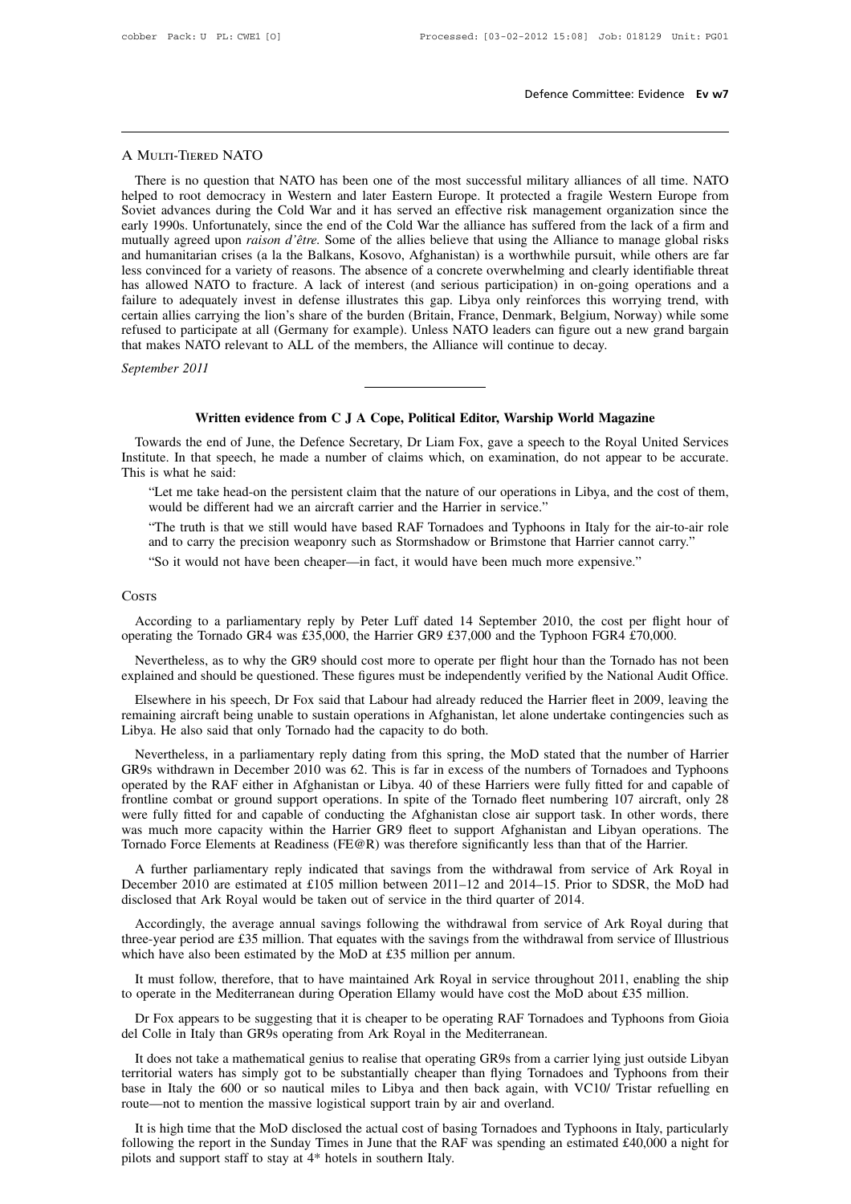## A Multi-Tiered NATO

There is no question that NATO has been one of the most successful military alliances of all time. NATO helped to root democracy in Western and later Eastern Europe. It protected a fragile Western Europe from Soviet advances during the Cold War and it has served an effective risk management organization since the early 1990s. Unfortunately, since the end of the Cold War the alliance has suffered from the lack of a firm and mutually agreed upon *raison d'être*. Some of the allies believe that using the Alliance to manage global risks and humanitarian crises (a la the Balkans, Kosovo, Afghanistan) is a worthwhile pursuit, while others are far less convinced for a variety of reasons. The absence of a concrete overwhelming and clearly identifiable threat has allowed NATO to fracture. A lack of interest (and serious participation) in on-going operations and a failure to adequately invest in defense illustrates this gap. Libya only reinforces this worrying trend, with certain allies carrying the lion's share of the burden (Britain, France, Denmark, Belgium, Norway) while some refused to participate at all (Germany for example). Unless NATO leaders can figure out a new grand bargain that makes NATO relevant to ALL of the members, the Alliance will continue to decay.

*September 2011*

---

### Written evidence from C J A Cope, Political Editor, Warship World Magazine

Towards the end of June, the Defence Secretary, Dr Liam Fox, gave a speech to the Royal United Services Institute. In that speech, he made a number of claims which, on examination, do not appear to be accurate. This is what he said:

> "Let me take head-on the persistent claim that the nature of our operations in Libya, and the cost of them, would be different had we an aircraft carrier and the Harrier in service."
>
> "The truth is that we still would have based RAF Tornadoes and Typhoons in Italy for the air-to-air role and to carry the precision weaponry such as Stormshadow or Brimstone that Harrier cannot carry."
>
> "So it would not have been cheaper—in fact, it would have been much more expensive."

## Costs

According to a parliamentary reply by Peter Luff dated 14 September 2010, the cost per flight hour of operating the Tornado GR4 was £35,000, the Harrier GR9 £37,000 and the Typhoon FGR4 £70,000.

Nevertheless, as to why the GR9 should cost more to operate per flight hour than the Tornado has not been explained and should be questioned. These figures must be independently verified by the National Audit Office.

Elsewhere in his speech, Dr Fox said that Labour had already reduced the Harrier fleet in 2009, leaving the remaining aircraft being unable to sustain operations in Afghanistan, let alone undertake contingencies such as Libya. He also said that only Tornado had the capacity to do both.

Nevertheless, in a parliamentary reply dating from this spring, the MoD stated that the number of Harrier GR9s withdrawn in December 2010 was 62. This is far in excess of the numbers of Tornadoes and Typhoons operated by the RAF either in Afghanistan or Libya. 40 of these Harriers were fully fitted for and capable of frontline combat or ground support operations. In spite of the Tornado fleet numbering 107 aircraft, only 28 were fully fitted for and capable of conducting the Afghanistan close air support task. In other words, there was much more capacity within the Harrier GR9 fleet to support Afghanistan and Libyan operations. The Tornado Force Elements at Readiness (FE@R) was therefore significantly less than that of the Harrier.

A further parliamentary reply indicated that savings from the withdrawal from service of Ark Royal in December 2010 are estimated at £105 million between 2011–12 and 2014–15. Prior to SDSR, the MoD had disclosed that Ark Royal would be taken out of service in the third quarter of 2014.

Accordingly, the average annual savings following the withdrawal from service of Ark Royal during that three-year period are £35 million. That equates with the savings from the withdrawal from service of Illustrious which have also been estimated by the MoD at £35 million per annum.

It must follow, therefore, that to have maintained Ark Royal in service throughout 2011, enabling the ship to operate in the Mediterranean during Operation Ellamy would have cost the MoD about £35 million.

Dr Fox appears to be suggesting that it is cheaper to be operating RAF Tornadoes and Typhoons from Gioia del Colle in Italy than GR9s operating from Ark Royal in the Mediterranean.

It does not take a mathematical genius to realise that operating GR9s from a carrier lying just outside Libyan territorial waters has simply got to be substantially cheaper than flying Tornadoes and Typhoons from their base in Italy the 600 or so nautical miles to Libya and then back again, with VC10/ Tristar refuelling en route—not to mention the massive logistical support train by air and overland.

It is high time that the MoD disclosed the actual cost of basing Tornadoes and Typhoons in Italy, particularly following the report in the Sunday Times in June that the RAF was spending an estimated £40,000 a night for pilots and support staff to stay at 4* hotels in southern Italy.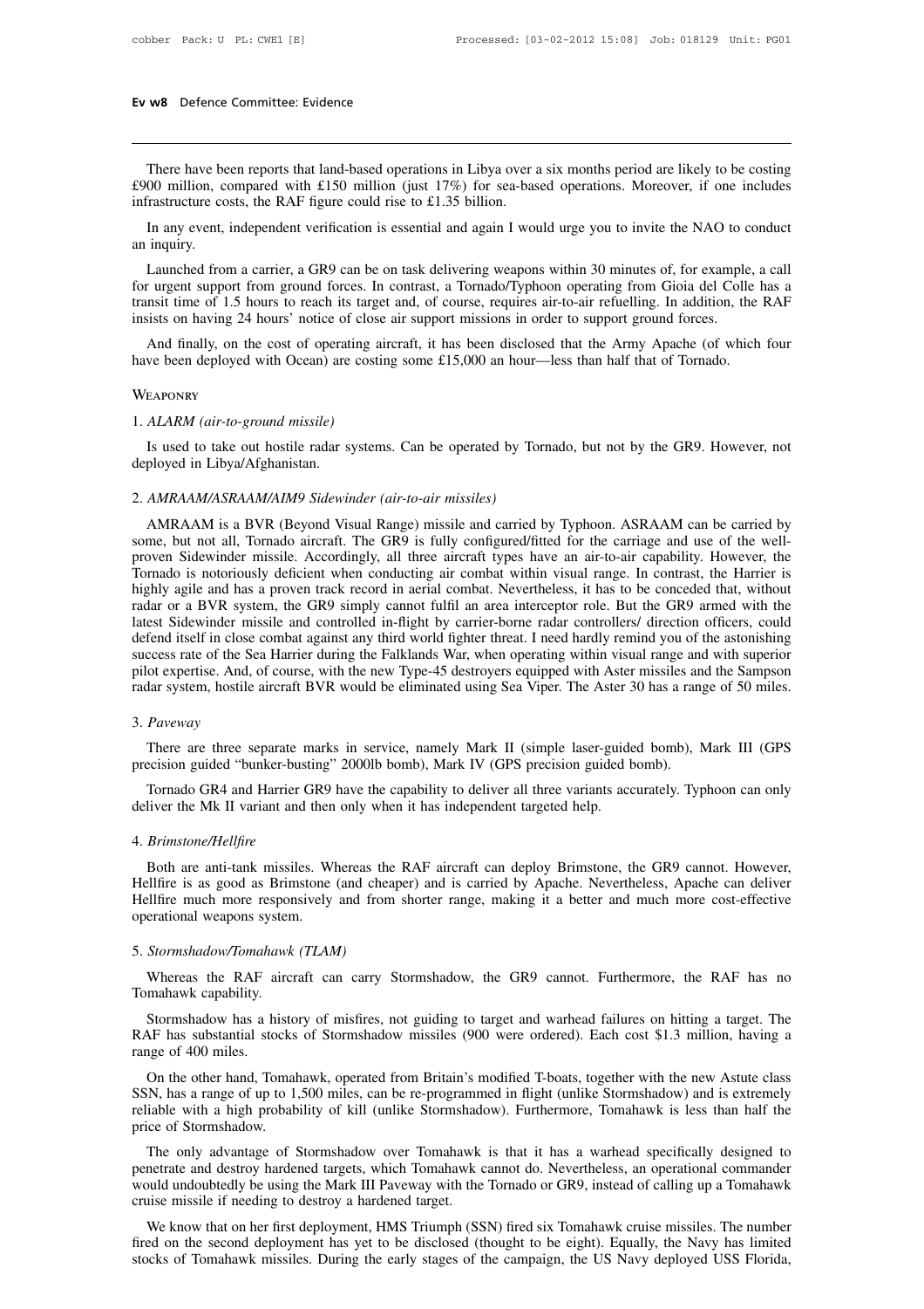There have been reports that land-based operations in Libya over a six months period are likely to be costing £900 million, compared with £150 million (just 17%) for sea-based operations. Moreover, if one includes infrastructure costs, the RAF figure could rise to £1.35 billion.

In any event, independent verification is essential and again I would urge you to invite the NAO to conduct an inquiry.

Launched from a carrier, a GR9 can be on task delivering weapons within 30 minutes of, for example, a call for urgent support from ground forces. In contrast, a Tornado/Typhoon operating from Gioia del Colle has a transit time of 1.5 hours to reach its target and, of course, requires air-to-air refuelling. In addition, the RAF insists on having 24 hours' notice of close air support missions in order to support ground forces.

And finally, on the cost of operating aircraft, it has been disclosed that the Army Apache (of which four have been deployed with Ocean) are costing some £15,000 an hour—less than half that of Tornado.

## Weaponry

### 1. *ALARM (air-to-ground missile)*

Is used to take out hostile radar systems. Can be operated by Tornado, but not by the GR9. However, not deployed in Libya/Afghanistan.

### 2. *AMRAAM/ASRAAM/AIM9 Sidewinder (air-to-air missiles)*

AMRAAM is a BVR (Beyond Visual Range) missile and carried by Typhoon. ASRAAM can be carried by some, but not all, Tornado aircraft. The GR9 is fully configured/fitted for the carriage and use of the well-proven Sidewinder missile. Accordingly, all three aircraft types have an air-to-air capability. However, the Tornado is notoriously deficient when conducting air combat within visual range. In contrast, the Harrier is highly agile and has a proven track record in aerial combat. Nevertheless, it has to be conceded that, without radar or a BVR system, the GR9 simply cannot fulfil an area interceptor role. But the GR9 armed with the latest Sidewinder missile and controlled in-flight by carrier-borne radar controllers/ direction officers, could defend itself in close combat against any third world fighter threat. I need hardly remind you of the astonishing success rate of the Sea Harrier during the Falklands War, when operating within visual range and with superior pilot expertise. And, of course, with the new Type-45 destroyers equipped with Aster missiles and the Sampson radar system, hostile aircraft BVR would be eliminated using Sea Viper. The Aster 30 has a range of 50 miles.

### 3. *Paveway*

There are three separate marks in service, namely Mark II (simple laser-guided bomb), Mark III (GPS precision guided "bunker-busting" 2000lb bomb), Mark IV (GPS precision guided bomb).

Tornado GR4 and Harrier GR9 have the capability to deliver all three variants accurately. Typhoon can only deliver the Mk II variant and then only when it has independent targeted help.

### 4. *Brimstone/Hellfire*

Both are anti-tank missiles. Whereas the RAF aircraft can deploy Brimstone, the GR9 cannot. However, Hellfire is as good as Brimstone (and cheaper) and is carried by Apache. Nevertheless, Apache can deliver Hellfire much more responsively and from shorter range, making it a better and much more cost-effective operational weapons system.

### 5. *Stormshadow/Tomahawk (TLAM)*

Whereas the RAF aircraft can carry Stormshadow, the GR9 cannot. Furthermore, the RAF has no Tomahawk capability.

Stormshadow has a history of misfires, not guiding to target and warhead failures on hitting a target. The RAF has substantial stocks of Stormshadow missiles (900 were ordered). Each cost $1.3 million, having a range of 400 miles.

On the other hand, Tomahawk, operated from Britain's modified T-boats, together with the new Astute class SSN, has a range of up to 1,500 miles, can be re-programmed in flight (unlike Stormshadow) and is extremely reliable with a high probability of kill (unlike Stormshadow). Furthermore, Tomahawk is less than half the price of Stormshadow.

The only advantage of Stormshadow over Tomahawk is that it has a warhead specifically designed to penetrate and destroy hardened targets, which Tomahawk cannot do. Nevertheless, an operational commander would undoubtedly be using the Mark III Paveway with the Tornado or GR9, instead of calling up a Tomahawk cruise missile if needing to destroy a hardened target.

We know that on her first deployment, HMS Triumph (SSN) fired six Tomahawk cruise missiles. The number fired on the second deployment has yet to be disclosed (thought to be eight). Equally, the Navy has limited stocks of Tomahawk missiles. During the early stages of the campaign, the US Navy deployed USS Florida,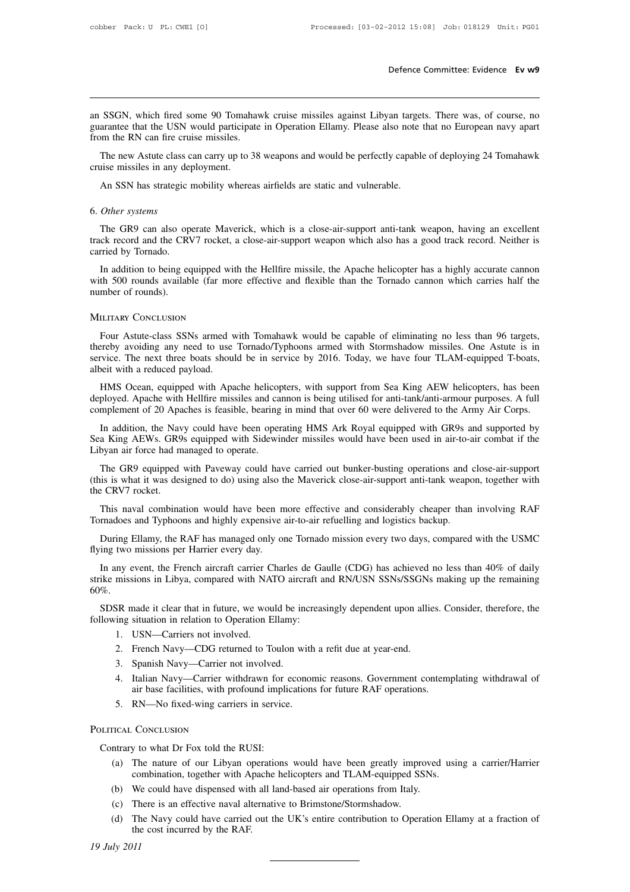an SSGN, which fired some 90 Tomahawk cruise missiles against Libyan targets. There was, of course, no guarantee that the USN would participate in Operation Ellamy. Please also note that no European navy apart from the RN can fire cruise missiles.

The new Astute class can carry up to 38 weapons and would be perfectly capable of deploying 24 Tomahawk cruise missiles in any deployment.

An SSN has strategic mobility whereas airfields are static and vulnerable.

6. *Other systems*

The GR9 can also operate Maverick, which is a close-air-support anti-tank weapon, having an excellent track record and the CRV7 rocket, a close-air-support weapon which also has a good track record. Neither is carried by Tornado.

In addition to being equipped with the Hellfire missile, the Apache helicopter has a highly accurate cannon with 500 rounds available (far more effective and flexible than the Tornado cannon which carries half the number of rounds).

## Military Conclusion

Four Astute-class SSNs armed with Tomahawk would be capable of eliminating no less than 96 targets, thereby avoiding any need to use Tornado/Typhoons armed with Stormshadow missiles. One Astute is in service. The next three boats should be in service by 2016. Today, we have four TLAM-equipped T-boats, albeit with a reduced payload.

HMS Ocean, equipped with Apache helicopters, with support from Sea King AEW helicopters, has been deployed. Apache with Hellfire missiles and cannon is being utilised for anti-tank/anti-armour purposes. A full complement of 20 Apaches is feasible, bearing in mind that over 60 were delivered to the Army Air Corps.

In addition, the Navy could have been operating HMS Ark Royal equipped with GR9s and supported by Sea King AEWs. GR9s equipped with Sidewinder missiles would have been used in air-to-air combat if the Libyan air force had managed to operate.

The GR9 equipped with Paveway could have carried out bunker-busting operations and close-air-support (this is what it was designed to do) using also the Maverick close-air-support anti-tank weapon, together with the CRV7 rocket.

This naval combination would have been more effective and considerably cheaper than involving RAF Tornadoes and Typhoons and highly expensive air-to-air refuelling and logistics backup.

During Ellamy, the RAF has managed only one Tornado mission every two days, compared with the USMC flying two missions per Harrier every day.

In any event, the French aircraft carrier Charles de Gaulle (CDG) has achieved no less than 40% of daily strike missions in Libya, compared with NATO aircraft and RN/USN SSNs/SSGNs making up the remaining 60%.

SDSR made it clear that in future, we would be increasingly dependent upon allies. Consider, therefore, the following situation in relation to Operation Ellamy:

1. USN—Carriers not involved.
2. French Navy—CDG returned to Toulon with a refit due at year-end.
3. Spanish Navy—Carrier not involved.
4. Italian Navy—Carrier withdrawn for economic reasons. Government contemplating withdrawal of air base facilities, with profound implications for future RAF operations.
5. RN—No fixed-wing carriers in service.

## Political Conclusion

Contrary to what Dr Fox told the RUSI:

(a) The nature of our Libyan operations would have been greatly improved using a carrier/Harrier combination, together with Apache helicopters and TLAM-equipped SSNs.

(b) We could have dispensed with all land-based air operations from Italy.

(c) There is an effective naval alternative to Brimstone/Stormshadow.

(d) The Navy could have carried out the UK's entire contribution to Operation Ellamy at a fraction of the cost incurred by the RAF.

*19 July 2011*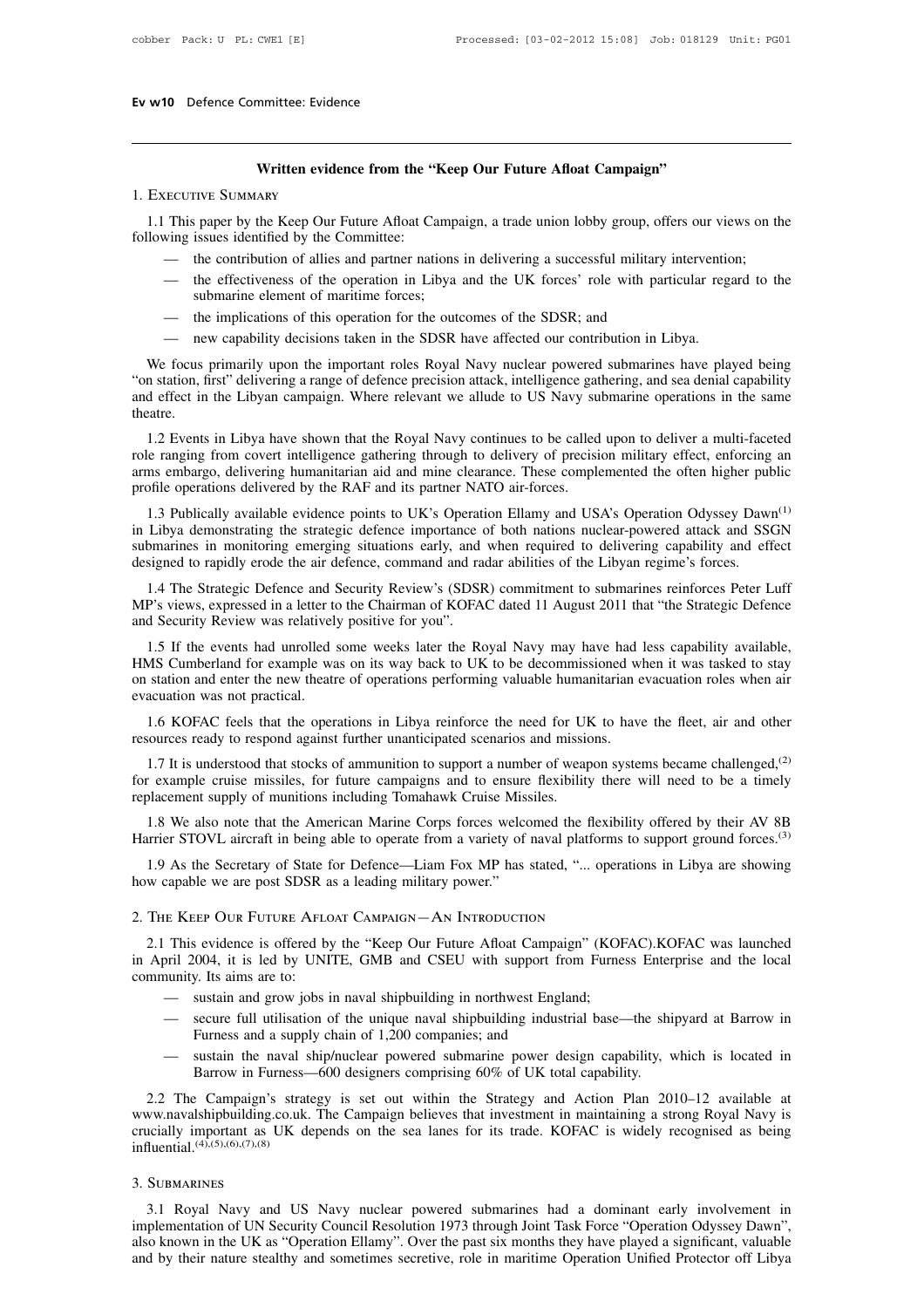## Written evidence from the "Keep Our Future Afloat Campaign"

### 1. Executive Summary

1.1 This paper by the Keep Our Future Afloat Campaign, a trade union lobby group, offers our views on the following issues identified by the Committee:

- the contribution of allies and partner nations in delivering a successful military intervention;
- the effectiveness of the operation in Libya and the UK forces' role with particular regard to the submarine element of maritime forces;
- the implications of this operation for the outcomes of the SDSR; and
- new capability decisions taken in the SDSR have affected our contribution in Libya.

We focus primarily upon the important roles Royal Navy nuclear powered submarines have played being "on station, first" delivering a range of defence precision attack, intelligence gathering, and sea denial capability and effect in the Libyan campaign. Where relevant we allude to US Navy submarine operations in the same theatre.

1.2 Events in Libya have shown that the Royal Navy continues to be called upon to deliver a multi-faceted role ranging from covert intelligence gathering through to delivery of precision military effect, enforcing an arms embargo, delivering humanitarian aid and mine clearance. These complemented the often higher public profile operations delivered by the RAF and its partner NATO air-forces.

1.3 Publically available evidence points to UK's Operation Ellamy and USA's Operation Odyssey Dawn[1] in Libya demonstrating the strategic defence importance of both nations nuclear-powered attack and SSGN submarines in monitoring emerging situations early, and when required to delivering capability and effect designed to rapidly erode the air defence, command and radar abilities of the Libyan regime's forces.

1.4 The Strategic Defence and Security Review's (SDSR) commitment to submarines reinforces Peter Luff MP's views, expressed in a letter to the Chairman of KOFAC dated 11 August 2011 that "the Strategic Defence and Security Review was relatively positive for you".

1.5 If the events had unrolled some weeks later the Royal Navy may have had less capability available, HMS Cumberland for example was on its way back to UK to be decommissioned when it was tasked to stay on station and enter the new theatre of operations performing valuable humanitarian evacuation roles when air evacuation was not practical.

1.6 KOFAC feels that the operations in Libya reinforce the need for UK to have the fleet, air and other resources ready to respond against further unanticipated scenarios and missions.

1.7 It is understood that stocks of ammunition to support a number of weapon systems became challenged,[2] for example cruise missiles, for future campaigns and to ensure flexibility there will need to be a timely replacement supply of munitions including Tomahawk Cruise Missiles.

1.8 We also note that the American Marine Corps forces welcomed the flexibility offered by their AV 8B Harrier STOVL aircraft in being able to operate from a variety of naval platforms to support ground forces.[3]

1.9 As the Secretary of State for Defence—Liam Fox MP has stated, "... operations in Libya are showing how capable we are post SDSR as a leading military power."

### 2. The Keep Our Future Afloat Campaign—An Introduction

2.1 This evidence is offered by the "Keep Our Future Afloat Campaign" (KOFAC).KOFAC was launched in April 2004, it is led by UNITE, GMB and CSEU with support from Furness Enterprise and the local community. Its aims are to:

- sustain and grow jobs in naval shipbuilding in northwest England;
- secure full utilisation of the unique naval shipbuilding industrial base—the shipyard at Barrow in Furness and a supply chain of 1,200 companies; and
- sustain the naval ship/nuclear powered submarine power design capability, which is located in Barrow in Furness—600 designers comprising 60% of UK total capability.

2.2 The Campaign's strategy is set out within the Strategy and Action Plan 2010–12 available at www.navalshipbuilding.co.uk. The Campaign believes that investment in maintaining a strong Royal Navy is crucially important as UK depends on the sea lanes for its trade. KOFAC is widely recognised as being influential.[4],[5],[6],[7],[8]

### 3. Submarines

3.1 Royal Navy and US Navy nuclear powered submarines had a dominant early involvement in implementation of UN Security Council Resolution 1973 through Joint Task Force "Operation Odyssey Dawn", also known in the UK as "Operation Ellamy". Over the past six months they have played a significant, valuable and by their nature stealthy and sometimes secretive, role in maritime Operation Unified Protector off Libya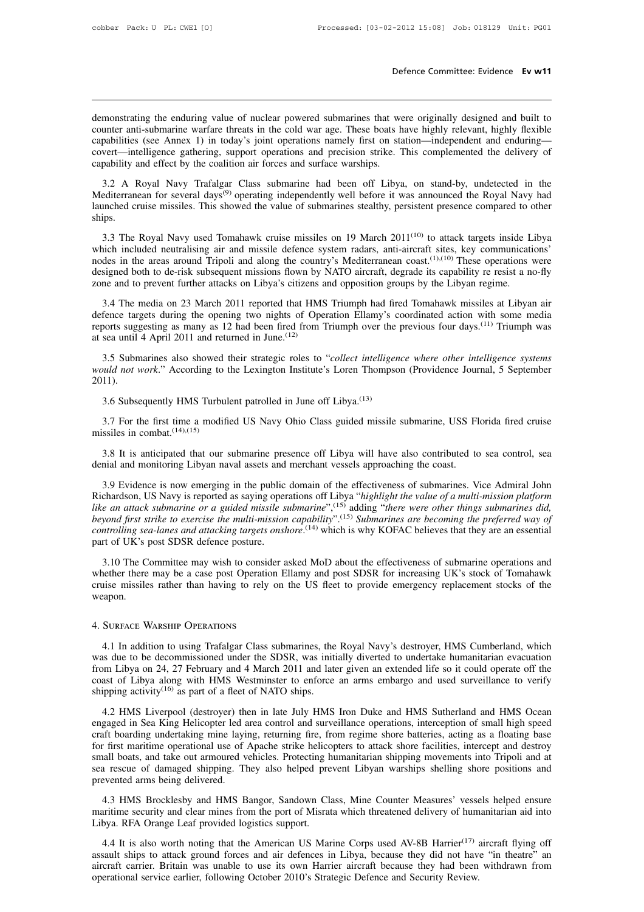demonstrating the enduring value of nuclear powered submarines that were originally designed and built to counter anti-submarine warfare threats in the cold war age. These boats have highly relevant, highly flexible capabilities (see Annex 1) in today's joint operations namely first on station—independent and enduring—covert—intelligence gathering, support operations and precision strike. This complemented the delivery of capability and effect by the coalition air forces and surface warships.

3.2 A Royal Navy Trafalgar Class submarine had been off Libya, on stand-by, undetected in the Mediterranean for several days[9] operating independently well before it was announced the Royal Navy had launched cruise missiles. This showed the value of submarines stealthy, persistent presence compared to other ships.

3.3 The Royal Navy used Tomahawk cruise missiles on 19 March 2011[10] to attack targets inside Libya which included neutralising air and missile defence system radars, anti-aircraft sites, key communications' nodes in the areas around Tripoli and along the country's Mediterranean coast.[1],[10] These operations were designed both to de-risk subsequent missions flown by NATO aircraft, degrade its capability re resist a no-fly zone and to prevent further attacks on Libya's citizens and opposition groups by the Libyan regime.

3.4 The media on 23 March 2011 reported that HMS Triumph had fired Tomahawk missiles at Libyan air defence targets during the opening two nights of Operation Ellamy's coordinated action with some media reports suggesting as many as 12 had been fired from Triumph over the previous four days.[11] Triumph was at sea until 4 April 2011 and returned in June.[12]

3.5 Submarines also showed their strategic roles to "*collect intelligence where other intelligence systems would not work*." According to the Lexington Institute's Loren Thompson (Providence Journal, 5 September 2011).

3.6 Subsequently HMS Turbulent patrolled in June off Libya.[13]

3.7 For the first time a modified US Navy Ohio Class guided missile submarine, USS Florida fired cruise missiles in combat.[14],[15]

3.8 It is anticipated that our submarine presence off Libya will have also contributed to sea control, sea denial and monitoring Libyan naval assets and merchant vessels approaching the coast.

3.9 Evidence is now emerging in the public domain of the effectiveness of submarines. Vice Admiral John Richardson, US Navy is reported as saying operations off Libya "*highlight the value of a multi-mission platform like an attack submarine or a guided missile submarine*",[15] adding "*there were other things submarines did, beyond first strike to exercise the multi-mission capability*".[15] *Submarines are becoming the preferred way of controlling sea-lanes and attacking targets onshore*.[14] which is why KOFAC believes that they are an essential part of UK's post SDSR defence posture.

3.10 The Committee may wish to consider asked MoD about the effectiveness of submarine operations and whether there may be a case post Operation Ellamy and post SDSR for increasing UK's stock of Tomahawk cruise missiles rather than having to rely on the US fleet to provide emergency replacement stocks of the weapon.

## 4. Surface Warship Operations

4.1 In addition to using Trafalgar Class submarines, the Royal Navy's destroyer, HMS Cumberland, which was due to be decommissioned under the SDSR, was initially diverted to undertake humanitarian evacuation from Libya on 24, 27 February and 4 March 2011 and later given an extended life so it could operate off the coast of Libya along with HMS Westminster to enforce an arms embargo and used surveillance to verify shipping activity[16] as part of a fleet of NATO ships.

4.2 HMS Liverpool (destroyer) then in late July HMS Iron Duke and HMS Sutherland and HMS Ocean engaged in Sea King Helicopter led area control and surveillance operations, interception of small high speed craft boarding undertaking mine laying, returning fire, from regime shore batteries, acting as a floating base for first maritime operational use of Apache strike helicopters to attack shore facilities, intercept and destroy small boats, and take out armoured vehicles. Protecting humanitarian shipping movements into Tripoli and at sea rescue of damaged shipping. They also helped prevent Libyan warships shelling shore positions and prevented arms being delivered.

4.3 HMS Brocklesby and HMS Bangor, Sandown Class, Mine Counter Measures' vessels helped ensure maritime security and clear mines from the port of Misrata which threatened delivery of humanitarian aid into Libya. RFA Orange Leaf provided logistics support.

4.4 It is also worth noting that the American US Marine Corps used AV-8B Harrier[17] aircraft flying off assault ships to attack ground forces and air defences in Libya, because they did not have "in theatre" an aircraft carrier. Britain was unable to use its own Harrier aircraft because they had been withdrawn from operational service earlier, following October 2010's Strategic Defence and Security Review.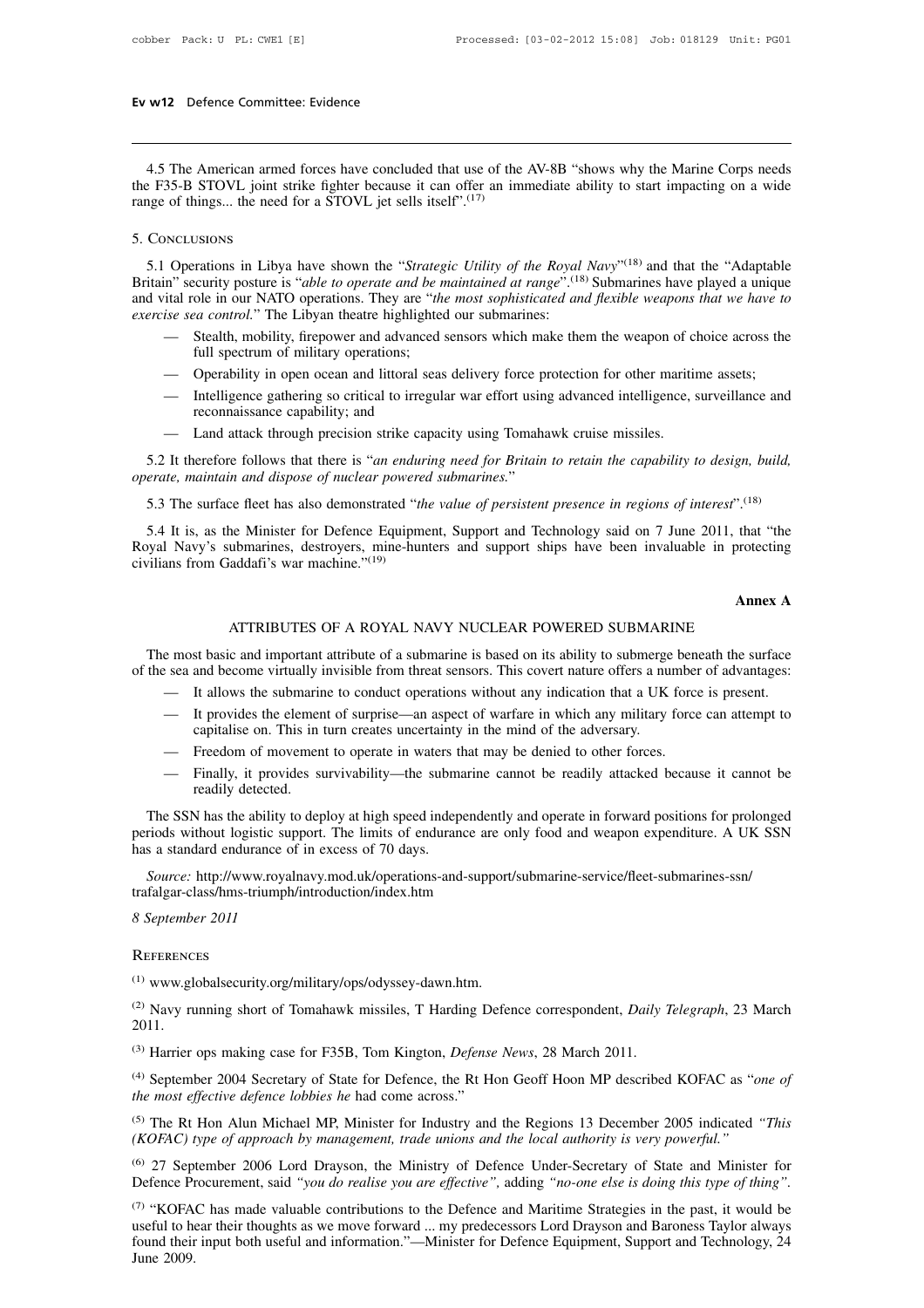4.5 The American armed forces have concluded that use of the AV-8B "shows why the Marine Corps needs the F35-B STOVL joint strike fighter because it can offer an immediate ability to start impacting on a wide range of things... the need for a STOVL jet sells itself".[17]

## 5. Conclusions

5.1 Operations in Libya have shown the "*Strategic Utility of the Royal Navy*"[18] and that the "Adaptable Britain" security posture is "*able to operate and be maintained at range*".[18] Submarines have played a unique and vital role in our NATO operations. They are "*the most sophisticated and flexible weapons that we have to exercise sea control.*" The Libyan theatre highlighted our submarines:

- Stealth, mobility, firepower and advanced sensors which make them the weapon of choice across the full spectrum of military operations;
- Operability in open ocean and littoral seas delivery force protection for other maritime assets;
- Intelligence gathering so critical to irregular war effort using advanced intelligence, surveillance and reconnaissance capability; and
- Land attack through precision strike capacity using Tomahawk cruise missiles.

5.2 It therefore follows that there is "*an enduring need for Britain to retain the capability to design, build, operate, maintain and dispose of nuclear powered submarines.*"

5.3 The surface fleet has also demonstrated "*the value of persistent presence in regions of interest*".[18]

5.4 It is, as the Minister for Defence Equipment, Support and Technology said on 7 June 2011, that "the Royal Navy's submarines, destroyers, mine-hunters and support ships have been invaluable in protecting civilians from Gaddafi's war machine."[19]

**Annex A**

## ATTRIBUTES OF A ROYAL NAVY NUCLEAR POWERED SUBMARINE

The most basic and important attribute of a submarine is based on its ability to submerge beneath the surface of the sea and become virtually invisible from threat sensors. This covert nature offers a number of advantages:

- It allows the submarine to conduct operations without any indication that a UK force is present.
- It provides the element of surprise—an aspect of warfare in which any military force can attempt to capitalise on. This in turn creates uncertainty in the mind of the adversary.
- Freedom of movement to operate in waters that may be denied to other forces.
- Finally, it provides survivability—the submarine cannot be readily attacked because it cannot be readily detected.

The SSN has the ability to deploy at high speed independently and operate in forward positions for prolonged periods without logistic support. The limits of endurance are only food and weapon expenditure. A UK SSN has a standard endurance of in excess of 70 days.

*Source:* http://www.royalnavy.mod.uk/operations-and-support/submarine-service/fleet-submarines-ssn/trafalgar-class/hms-triumph/introduction/index.htm

*8 September 2011*

## References

[1] www.globalsecurity.org/military/ops/odyssey-dawn.htm.

[2] Navy running short of Tomahawk missiles, T Harding Defence correspondent, *Daily Telegraph*, 23 March 2011.

[3] Harrier ops making case for F35B, Tom Kington, *Defense News*, 28 March 2011.

[4] September 2004 Secretary of State for Defence, the Rt Hon Geoff Hoon MP described KOFAC as "*one of the most effective defence lobbies he* had come across."

[5] The Rt Hon Alun Michael MP, Minister for Industry and the Regions 13 December 2005 indicated *"This (KOFAC) type of approach by management, trade unions and the local authority is very powerful."*

[6] 27 September 2006 Lord Drayson, the Ministry of Defence Under-Secretary of State and Minister for Defence Procurement, said *"you do realise you are effective"*, adding *"no-one else is doing this type of thing"*.

[7] "KOFAC has made valuable contributions to the Defence and Maritime Strategies in the past, it would be useful to hear their thoughts as we move forward ... my predecessors Lord Drayson and Baroness Taylor always found their input both useful and information."—Minister for Defence Equipment, Support and Technology, 24 June 2009.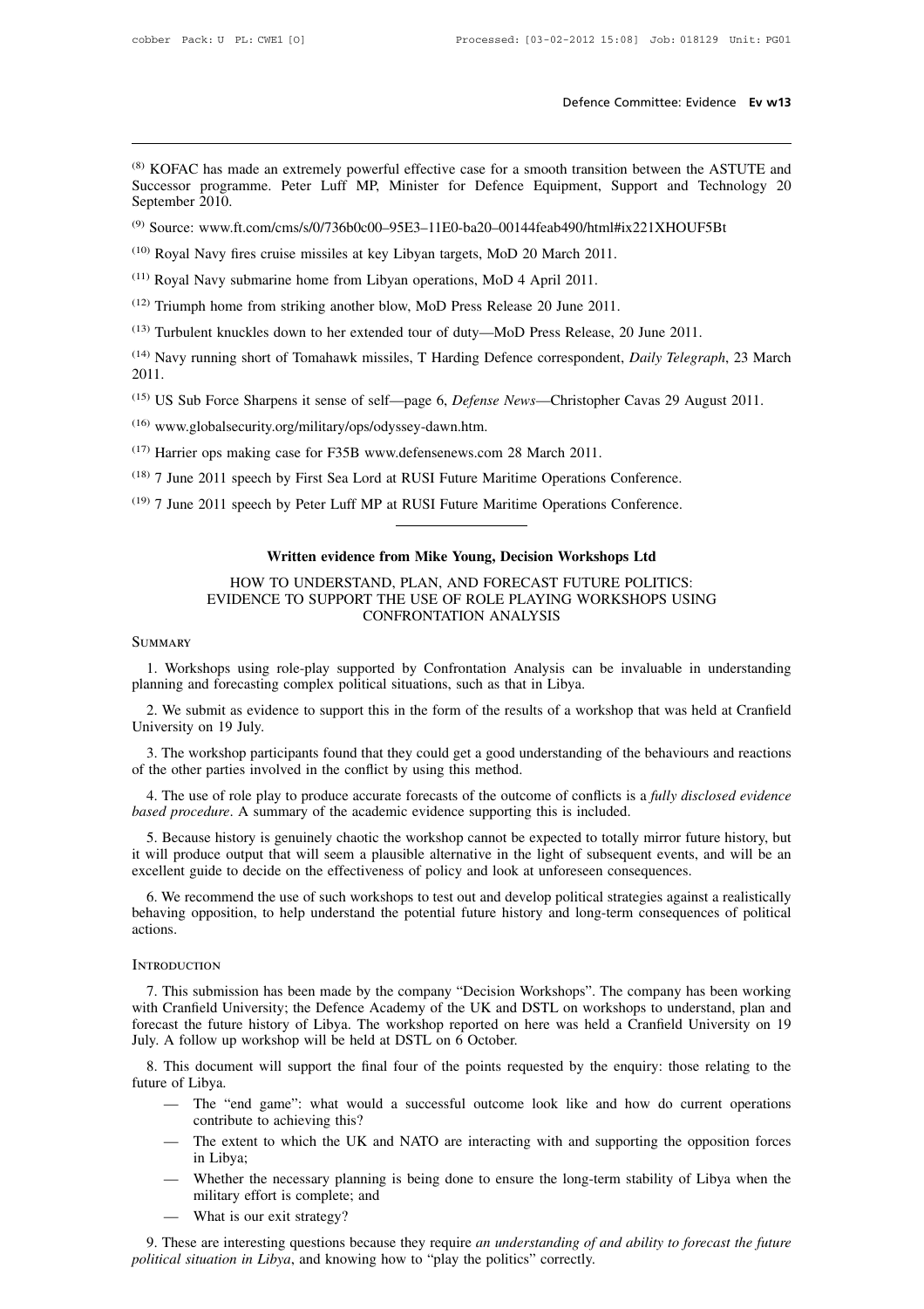[8] KOFAC has made an extremely powerful effective case for a smooth transition between the ASTUTE and Successor programme. Peter Luff MP, Minister for Defence Equipment, Support and Technology 20 September 2010.

[9] Source: www.ft.com/cms/s/0/736b0c00–95E3–11E0-ba20–00144feab490/html#ix221XHOUF5Bt

[10] Royal Navy fires cruise missiles at key Libyan targets, MoD 20 March 2011.

[11] Royal Navy submarine home from Libyan operations, MoD 4 April 2011.

[12] Triumph home from striking another blow, MoD Press Release 20 June 2011.

[13] Turbulent knuckles down to her extended tour of duty—MoD Press Release, 20 June 2011.

[14] Navy running short of Tomahawk missiles, T Harding Defence correspondent, *Daily Telegraph*, 23 March 2011.

[15] US Sub Force Sharpens it sense of self—page 6, *Defense News*—Christopher Cavas 29 August 2011.

[16] www.globalsecurity.org/military/ops/odyssey-dawn.htm.

[17] Harrier ops making case for F35B www.defensenews.com 28 March 2011.

[18] 7 June 2011 speech by First Sea Lord at RUSI Future Maritime Operations Conference.

[19] 7 June 2011 speech by Peter Luff MP at RUSI Future Maritime Operations Conference.

---

## Written evidence from Mike Young, Decision Workshops Ltd

### HOW TO UNDERSTAND, PLAN, AND FORECAST FUTURE POLITICS: EVIDENCE TO SUPPORT THE USE OF ROLE PLAYING WORKSHOPS USING CONFRONTATION ANALYSIS

### Summary

1. Workshops using role-play supported by Confrontation Analysis can be invaluable in understanding planning and forecasting complex political situations, such as that in Libya.

2. We submit as evidence to support this in the form of the results of a workshop that was held at Cranfield University on 19 July.

3. The workshop participants found that they could get a good understanding of the behaviours and reactions of the other parties involved in the conflict by using this method.

4. The use of role play to produce accurate forecasts of the outcome of conflicts is a *fully disclosed evidence based procedure*. A summary of the academic evidence supporting this is included.

5. Because history is genuinely chaotic the workshop cannot be expected to totally mirror future history, but it will produce output that will seem a plausible alternative in the light of subsequent events, and will be an excellent guide to decide on the effectiveness of policy and look at unforeseen consequences.

6. We recommend the use of such workshops to test out and develop political strategies against a realistically behaving opposition, to help understand the potential future history and long-term consequences of political actions.

### Introduction

7. This submission has been made by the company "Decision Workshops". The company has been working with Cranfield University; the Defence Academy of the UK and DSTL on workshops to understand, plan and forecast the future history of Libya. The workshop reported on here was held a Cranfield University on 19 July. A follow up workshop will be held at DSTL on 6 October.

8. This document will support the final four of the points requested by the enquiry: those relating to the future of Libya.

- The "end game": what would a successful outcome look like and how do current operations contribute to achieving this?
- The extent to which the UK and NATO are interacting with and supporting the opposition forces in Libya;
- Whether the necessary planning is being done to ensure the long-term stability of Libya when the military effort is complete; and
- What is our exit strategy?

9. These are interesting questions because they require *an understanding of and ability to forecast the future political situation in Libya*, and knowing how to "play the politics" correctly.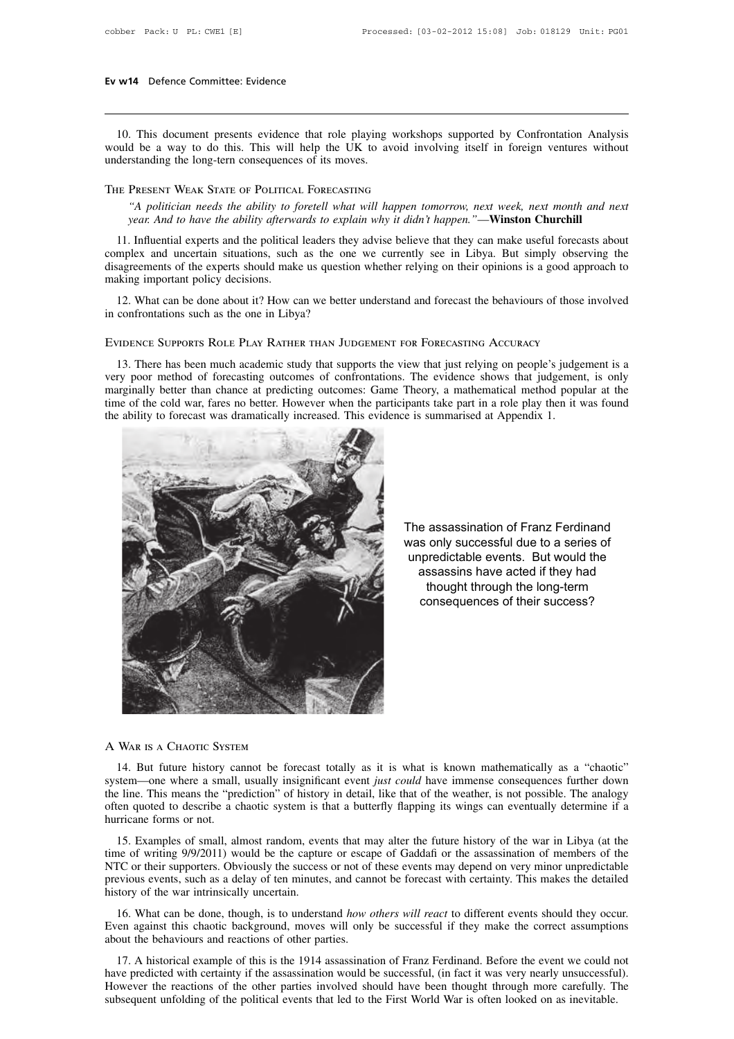10. This document presents evidence that role playing workshops supported by Confrontation Analysis would be a way to do this. This will help the UK to avoid involving itself in foreign ventures without understanding the long-tern consequences of its moves.

## The Present Weak State of Political Forecasting

> *"A politician needs the ability to foretell what will happen tomorrow, next week, next month and next year. And to have the ability afterwards to explain why it didn't happen."*—**Winston Churchill**

11. Influential experts and the political leaders they advise believe that they can make useful forecasts about complex and uncertain situations, such as the one we currently see in Libya. But simply observing the disagreements of the experts should make us question whether relying on their opinions is a good approach to making important policy decisions.

12. What can be done about it? How can we better understand and forecast the behaviours of those involved in confrontations such as the one in Libya?

## Evidence Supports Role Play Rather than Judgement for Forecasting Accuracy

13. There has been much academic study that supports the view that just relying on people's judgement is a very poor method of forecasting outcomes of confrontations. The evidence shows that judgement, is only marginally better than chance at predicting outcomes: Game Theory, a mathematical method popular at the time of the cold war, fares no better. However when the participants take part in a role play then it was found the ability to forecast was dramatically increased. This evidence is summarised at Appendix 1.

The assassination of Franz Ferdinand was only successful due to a series of unpredictable events. But would the assassins have acted if they had thought through the long-term consequences of their success?

## A War is a Chaotic System

14. But future history cannot be forecast totally as it is what is known mathematically as a "chaotic" system—one where a small, usually insignificant event *just could* have immense consequences further down the line. This means the "prediction" of history in detail, like that of the weather, is not possible. The analogy often quoted to describe a chaotic system is that a butterfly flapping its wings can eventually determine if a hurricane forms or not.

15. Examples of small, almost random, events that may alter the future history of the war in Libya (at the time of writing 9/9/2011) would be the capture or escape of Gaddafi or the assassination of members of the NTC or their supporters. Obviously the success or not of these events may depend on very minor unpredictable previous events, such as a delay of ten minutes, and cannot be forecast with certainty. This makes the detailed history of the war intrinsically uncertain.

16. What can be done, though, is to understand *how others will react* to different events should they occur. Even against this chaotic background, moves will only be successful if they make the correct assumptions about the behaviours and reactions of other parties.

17. A historical example of this is the 1914 assassination of Franz Ferdinand. Before the event we could not have predicted with certainty if the assassination would be successful, (in fact it was very nearly unsuccessful). However the reactions of the other parties involved should have been thought through more carefully. The subsequent unfolding of the political events that led to the First World War is often looked on as inevitable.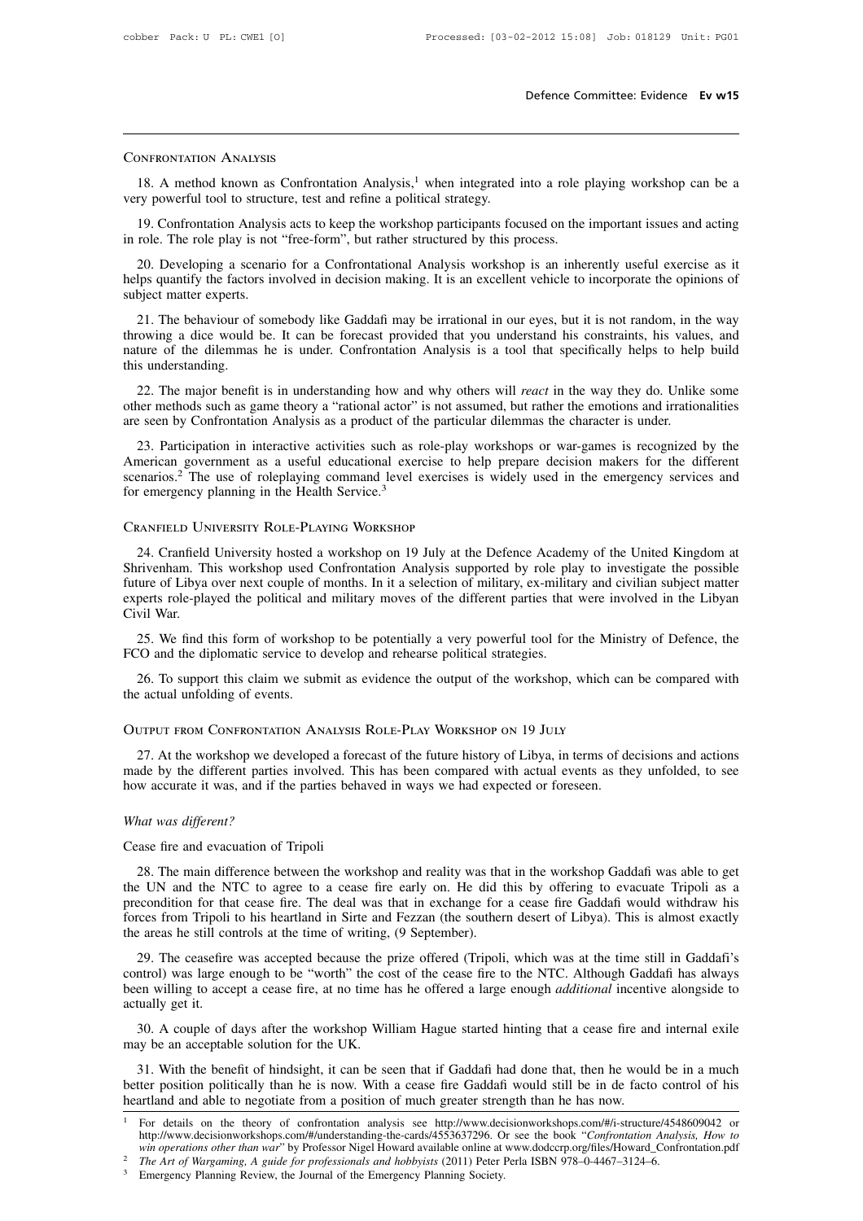## Confrontation Analysis

18. A method known as Confrontation Analysis,[1] when integrated into a role playing workshop can be a very powerful tool to structure, test and refine a political strategy.

19. Confrontation Analysis acts to keep the workshop participants focused on the important issues and acting in role. The role play is not "free-form", but rather structured by this process.

20. Developing a scenario for a Confrontational Analysis workshop is an inherently useful exercise as it helps quantify the factors involved in decision making. It is an excellent vehicle to incorporate the opinions of subject matter experts.

21. The behaviour of somebody like Gaddafi may be irrational in our eyes, but it is not random, in the way throwing a dice would be. It can be forecast provided that you understand his constraints, his values, and nature of the dilemmas he is under. Confrontation Analysis is a tool that specifically helps to help build this understanding.

22. The major benefit is in understanding how and why others will *react* in the way they do. Unlike some other methods such as game theory a "rational actor" is not assumed, but rather the emotions and irrationalities are seen by Confrontation Analysis as a product of the particular dilemmas the character is under.

23. Participation in interactive activities such as role-play workshops or war-games is recognized by the American government as a useful educational exercise to help prepare decision makers for the different scenarios.[2] The use of roleplaying command level exercises is widely used in the emergency services and for emergency planning in the Health Service.[3]

## Cranfield University Role-Playing Workshop

24. Cranfield University hosted a workshop on 19 July at the Defence Academy of the United Kingdom at Shrivenham. This workshop used Confrontation Analysis supported by role play to investigate the possible future of Libya over next couple of months. In it a selection of military, ex-military and civilian subject matter experts role-played the political and military moves of the different parties that were involved in the Libyan Civil War.

25. We find this form of workshop to be potentially a very powerful tool for the Ministry of Defence, the FCO and the diplomatic service to develop and rehearse political strategies.

26. To support this claim we submit as evidence the output of the workshop, which can be compared with the actual unfolding of events.

## Output from Confrontation Analysis Role-Play Workshop on 19 July

27. At the workshop we developed a forecast of the future history of Libya, in terms of decisions and actions made by the different parties involved. This has been compared with actual events as they unfolded, to see how accurate it was, and if the parties behaved in ways we had expected or foreseen.

### *What was different?*

Cease fire and evacuation of Tripoli

28. The main difference between the workshop and reality was that in the workshop Gaddafi was able to get the UN and the NTC to agree to a cease fire early on. He did this by offering to evacuate Tripoli as a precondition for that cease fire. The deal was that in exchange for a cease fire Gaddafi would withdraw his forces from Tripoli to his heartland in Sirte and Fezzan (the southern desert of Libya). This is almost exactly the areas he still controls at the time of writing, (9 September).

29. The ceasefire was accepted because the prize offered (Tripoli, which was at the time still in Gaddafi's control) was large enough to be "worth" the cost of the cease fire to the NTC. Although Gaddafi has always been willing to accept a cease fire, at no time has he offered a large enough *additional* incentive alongside to actually get it.

30. A couple of days after the workshop William Hague started hinting that a cease fire and internal exile may be an acceptable solution for the UK.

31. With the benefit of hindsight, it can be seen that if Gaddafi had done that, then he would be in a much better position politically than he is now. With a cease fire Gaddafi would still be in de facto control of his heartland and able to negotiate from a position of much greater strength than he has now.

---

[1] For details on the theory of confrontation analysis see http://www.decisionworkshops.com/#/i-structure/4548609042 or http://www.decisionworkshops.com/#/understanding-the-cards/4553637296. Or see the book "*Confrontation Analysis, How to win operations other than war*" by Professor Nigel Howard available online at www.dodccrp.org/files/Howard_Confrontation.pdf

[2] *The Art of Wargaming, A guide for professionals and hobbyists* (2011) Peter Perla ISBN 978–0-4467–3124–6.

[3] Emergency Planning Review, the Journal of the Emergency Planning Society.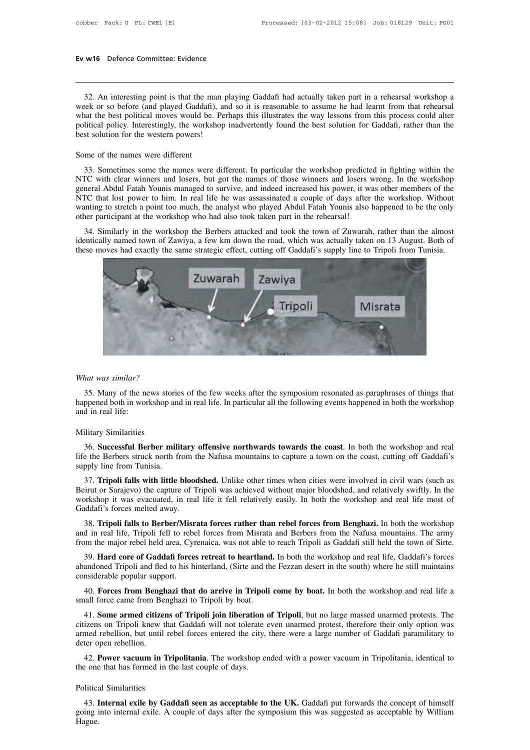32. An interesting point is that the man playing Gaddafi had actually taken part in a rehearsal workshop a week or so before (and played Gaddafi), and so it is reasonable to assume he had learnt from that rehearsal what the best political moves would be. Perhaps this illustrates the way lessons from this process could alter political policy. Interestingly, the workshop inadvertently found the best solution for Gaddafi, rather than the best solution for the western powers!

Some of the names were different

33. Sometimes some the names were different. In particular the workshop predicted in fighting within the NTC with clear winners and losers, but got the names of those winners and losers wrong. In the workshop general Abdul Fatah Younis managed to survive, and indeed increased his power, it was other members of the NTC that lost power to him. In real life he was assassinated a couple of days after the workshop. Without wanting to stretch a point too much, the analyst who played Abdul Fatah Younis also happened to be the only other participant at the workshop who had also took taken part in the rehearsal!

34. Similarly in the workshop the Berbers attacked and took the town of Zuwarah, rather than the almost identically named town of Zawiya, a few km down the road, which was actually taken on 13 August. Both of these moves had exactly the same strategic effect, cutting off Gaddafi's supply line to Tripoli from Tunisia.

*What was similar?*

35. Many of the news stories of the few weeks after the symposium resonated as paraphrases of things that happened both in workshop and in real life. In particular all the following events happened in both the workshop and in real life:

Military Similarities

36. **Successful Berber military offensive northwards towards the coast**. In both the workshop and real life the Berbers struck north from the Nafusa mountains to capture a town on the coast, cutting off Gaddafi's supply line from Tunisia.

37. **Tripoli falls with little bloodshed.** Unlike other times when cities were involved in civil wars (such as Beirut or Sarajevo) the capture of Tripoli was achieved without major bloodshed, and relatively swiftly. In the workshop it was evacuated, in real life it fell relatively easily. In both the workshop and real life most of Gaddafi's forces melted away.

38. **Tripoli falls to Berber/Misrata forces rather than rebel forces from Benghazi.** In both the workshop and in real life, Tripoli fell to rebel forces from Misrata and Berbers from the Nafusa mountains. The army from the major rebel held area, Cyrenaica, was not able to reach Tripoli as Gaddafi still held the town of Sirte.

39. **Hard core of Gaddafi forces retreat to heartland.** In both the workshop and real life, Gaddafi's forces abandoned Tripoli and fled to his hinterland, (Sirte and the Fezzan desert in the south) where he still maintains considerable popular support.

40. **Forces from Benghazi that do arrive in Tripoli come by boat.** In both the workshop and real life a small force came from Benghazi to Tripoli by boat.

41. **Some armed citizens of Tripoli join liberation of Tripoli**, but no large massed unarmed protests. The citizens on Tripoli knew that Gaddafi will not tolerate even unarmed protest, therefore their only option was armed rebellion, but until rebel forces entered the city, there were a large number of Gaddafi paramilitary to deter open rebellion.

42. **Power vacuum in Tripolitania**. The workshop ended with a power vacuum in Tripolitania, identical to the one that has formed in the last couple of days.

Political Similarities

43. **Internal exile by Gaddafi seen as acceptable to the UK.** Gaddafi put forwards the concept of himself going into internal exile. A couple of days after the symposium this was suggested as acceptable by William Hague.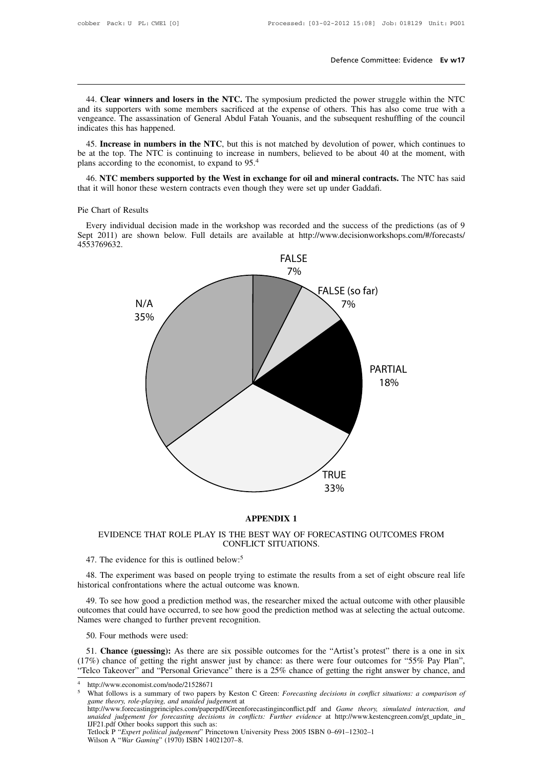44. **Clear winners and losers in the NTC.** The symposium predicted the power struggle within the NTC and its supporters with some members sacrificed at the expense of others. This has also come true with a vengeance. The assassination of General Abdul Fatah Youanis, and the subsequent reshuffling of the council indicates this has happened.

45. **Increase in numbers in the NTC**, but this is not matched by devolution of power, which continues to be at the top. The NTC is continuing to increase in numbers, believed to be about 40 at the moment, with plans according to the economist, to expand to 95.[4]

46. **NTC members supported by the West in exchange for oil and mineral contracts.** The NTC has said that it will honor these western contracts even though they were set up under Gaddafi.

Pie Chart of Results

Every individual decision made in the workshop was recorded and the success of the predictions (as of 9 Sept 2011) are shown below. Full details are available at http://www.decisionworkshops.com/#/forecasts/4553769632.

FALSE 7%
FALSE (so far) 7%
PARTIAL 18%
TRUE 33%
N/A 35%

## APPENDIX 1

### EVIDENCE THAT ROLE PLAY IS THE BEST WAY OF FORECASTING OUTCOMES FROM CONFLICT SITUATIONS.

47. The evidence for this is outlined below:[5]

48. The experiment was based on people trying to estimate the results from a set of eight obscure real life historical confrontations where the actual outcome was known.

49. To see how good a prediction method was, the researcher mixed the actual outcome with other plausible outcomes that could have occurred, to see how good the prediction method was at selecting the actual outcome. Names were changed to further prevent recognition.

50. Four methods were used:

51. **Chance (guessing):** As there are six possible outcomes for the "Artist's protest" there is a one in six (17%) chance of getting the right answer just by chance: as there were four outcomes for "55% Pay Plan", "Telco Takeover" and "Personal Grievance" there is a 25% chance of getting the right answer by chance, and

---

[4] http://www.economist.com/node/21528671

[5] What follows is a summary of two papers by Keston C Green: *Forecasting decisions in conflict situations: a comparison of game theory, role-playing, and unaided judgemen*t at http://www.forecastingprinciples.com/paperpdf/Greenforecastinginconflict.pdf and *Game theory, simulated interaction, and unaided judgement for forecasting decisions in conflicts: Further evidence* at http://www.kestencgreen.com/gt_update_in_IJF21.pdf Other books support this such as:
Tetlock P "*Expert political judgement*" Princetown University Press 2005 ISBN 0–691–12302–1
Wilson A "*War Gaming*" (1970) ISBN 14021207–8.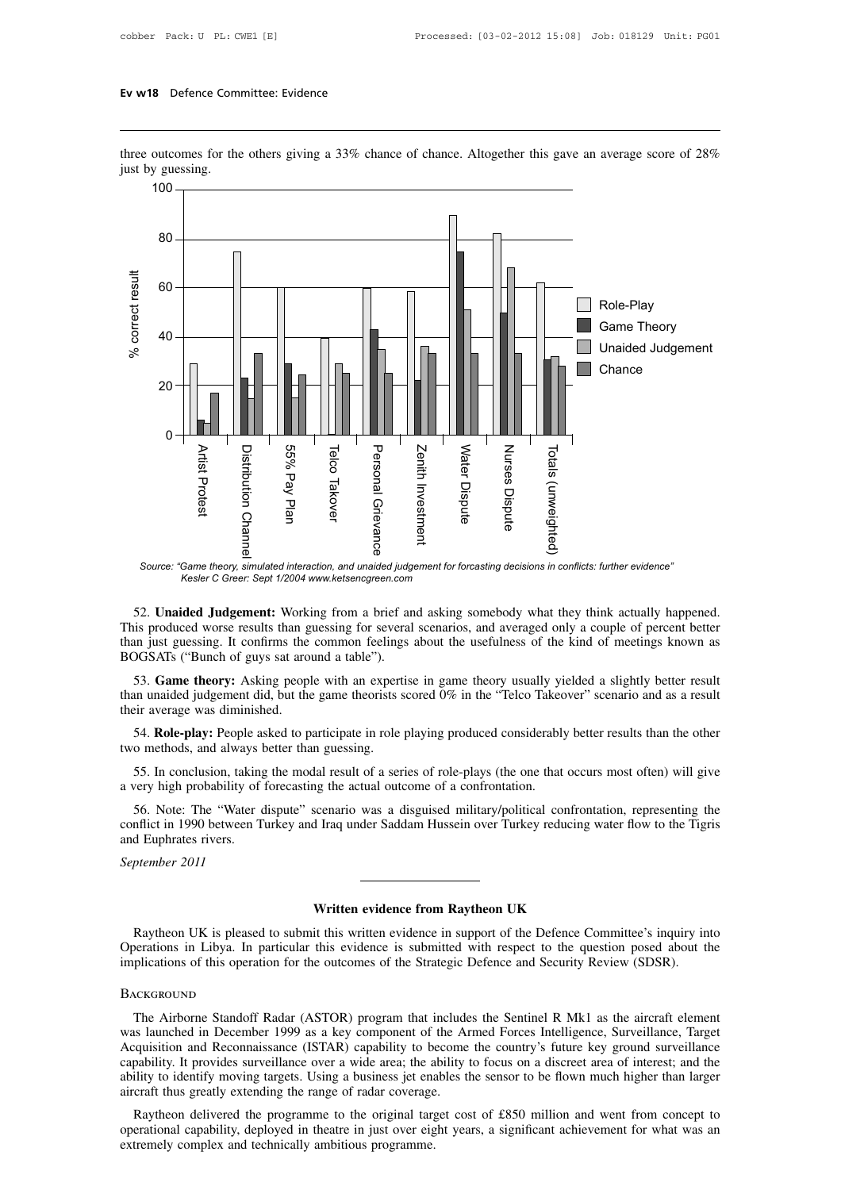three outcomes for the others giving a 33% chance of chance. Altogether this gave an average score of 28% just by guessing.

Source: "Game theory, simulated interaction, and unaided judgement for forcasting decisions in conflicts: further evidence" Kesler C Greer: Sept 1/2004 www.ketsencgreen.com

52. **Unaided Judgement:** Working from a brief and asking somebody what they think actually happened. This produced worse results than guessing for several scenarios, and averaged only a couple of percent better than just guessing. It confirms the common feelings about the usefulness of the kind of meetings known as BOGSATs ("Bunch of guys sat around a table").

53. **Game theory:** Asking people with an expertise in game theory usually yielded a slightly better result than unaided judgement did, but the game theorists scored 0% in the "Telco Takeover" scenario and as a result their average was diminished.

54. **Role-play:** People asked to participate in role playing produced considerably better results than the other two methods, and always better than guessing.

55. In conclusion, taking the modal result of a series of role-plays (the one that occurs most often) will give a very high probability of forecasting the actual outcome of a confrontation.

56. Note: The "Water dispute" scenario was a disguised military/political confrontation, representing the conflict in 1990 between Turkey and Iraq under Saddam Hussein over Turkey reducing water flow to the Tigris and Euphrates rivers.

*September 2011*

---

## Written evidence from Raytheon UK

Raytheon UK is pleased to submit this written evidence in support of the Defence Committee's inquiry into Operations in Libya. In particular this evidence is submitted with respect to the question posed about the implications of this operation for the outcomes of the Strategic Defence and Security Review (SDSR).

### Background

The Airborne Standoff Radar (ASTOR) program that includes the Sentinel R Mk1 as the aircraft element was launched in December 1999 as a key component of the Armed Forces Intelligence, Surveillance, Target Acquisition and Reconnaissance (ISTAR) capability to become the country's future key ground surveillance capability. It provides surveillance over a wide area; the ability to focus on a discreet area of interest; and the ability to identify moving targets. Using a business jet enables the sensor to be flown much higher than larger aircraft thus greatly extending the range of radar coverage.

Raytheon delivered the programme to the original target cost of £850 million and went from concept to operational capability, deployed in theatre in just over eight years, a significant achievement for what was an extremely complex and technically ambitious programme.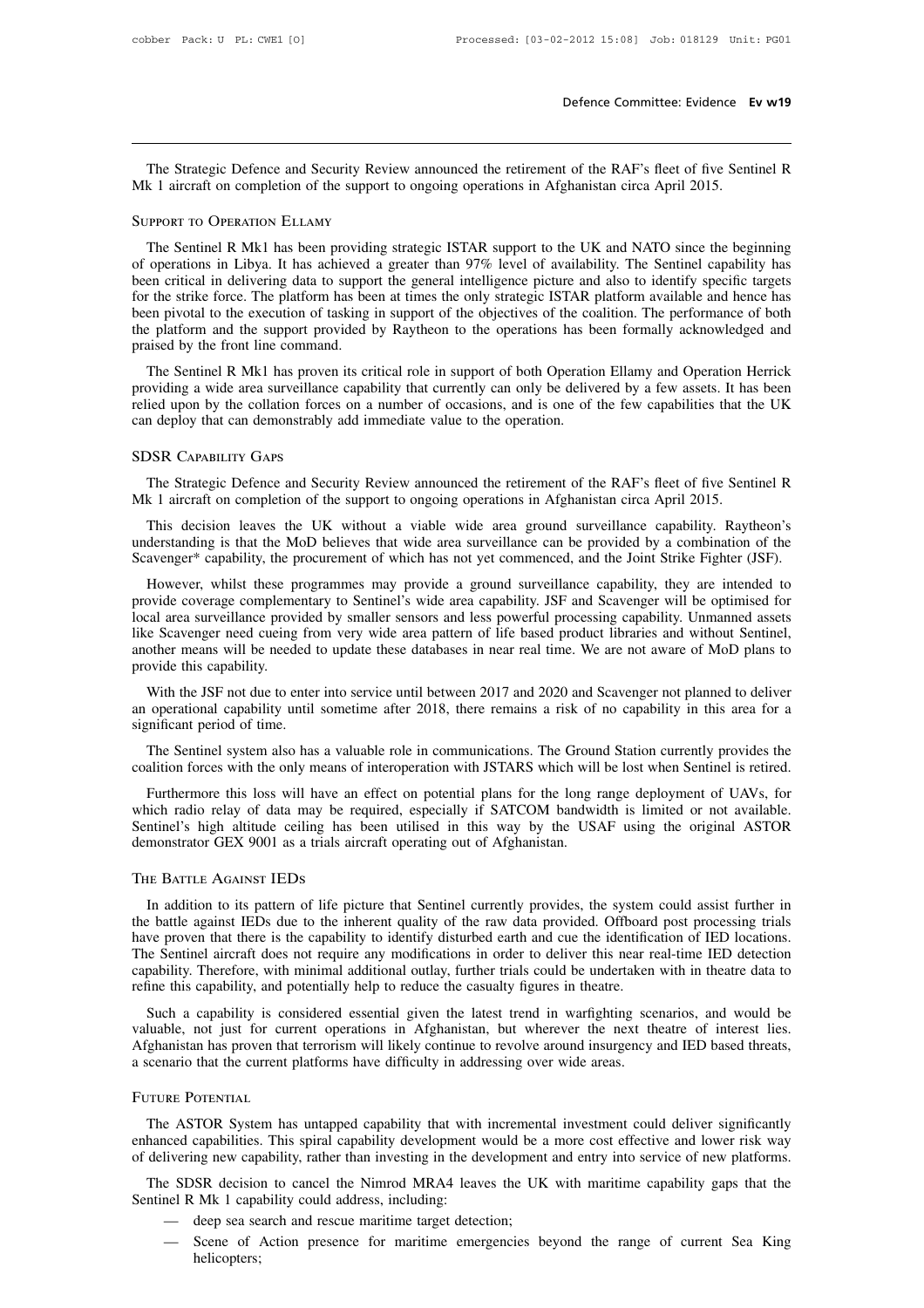The Strategic Defence and Security Review announced the retirement of the RAF's fleet of five Sentinel R Mk 1 aircraft on completion of the support to ongoing operations in Afghanistan circa April 2015.

### Support to Operation Ellamy

The Sentinel R Mk1 has been providing strategic ISTAR support to the UK and NATO since the beginning of operations in Libya. It has achieved a greater than 97% level of availability. The Sentinel capability has been critical in delivering data to support the general intelligence picture and also to identify specific targets for the strike force. The platform has been at times the only strategic ISTAR platform available and hence has been pivotal to the execution of tasking in support of the objectives of the coalition. The performance of both the platform and the support provided by Raytheon to the operations has been formally acknowledged and praised by the front line command.

The Sentinel R Mk1 has proven its critical role in support of both Operation Ellamy and Operation Herrick providing a wide area surveillance capability that currently can only be delivered by a few assets. It has been relied upon by the collation forces on a number of occasions, and is one of the few capabilities that the UK can deploy that can demonstrably add immediate value to the operation.

### SDSR Capability Gaps

The Strategic Defence and Security Review announced the retirement of the RAF's fleet of five Sentinel R Mk 1 aircraft on completion of the support to ongoing operations in Afghanistan circa April 2015.

This decision leaves the UK without a viable wide area ground surveillance capability. Raytheon's understanding is that the MoD believes that wide area surveillance can be provided by a combination of the Scavenger* capability, the procurement of which has not yet commenced, and the Joint Strike Fighter (JSF).

However, whilst these programmes may provide a ground surveillance capability, they are intended to provide coverage complementary to Sentinel's wide area capability. JSF and Scavenger will be optimised for local area surveillance provided by smaller sensors and less powerful processing capability. Unmanned assets like Scavenger need cueing from very wide area pattern of life based product libraries and without Sentinel, another means will be needed to update these databases in near real time. We are not aware of MoD plans to provide this capability.

With the JSF not due to enter into service until between 2017 and 2020 and Scavenger not planned to deliver an operational capability until sometime after 2018, there remains a risk of no capability in this area for a significant period of time.

The Sentinel system also has a valuable role in communications. The Ground Station currently provides the coalition forces with the only means of interoperation with JSTARS which will be lost when Sentinel is retired.

Furthermore this loss will have an effect on potential plans for the long range deployment of UAVs, for which radio relay of data may be required, especially if SATCOM bandwidth is limited or not available. Sentinel's high altitude ceiling has been utilised in this way by the USAF using the original ASTOR demonstrator GEX 9001 as a trials aircraft operating out of Afghanistan.

### The Battle Against IEDs

In addition to its pattern of life picture that Sentinel currently provides, the system could assist further in the battle against IEDs due to the inherent quality of the raw data provided. Offboard post processing trials have proven that there is the capability to identify disturbed earth and cue the identification of IED locations. The Sentinel aircraft does not require any modifications in order to deliver this near real-time IED detection capability. Therefore, with minimal additional outlay, further trials could be undertaken with in theatre data to refine this capability, and potentially help to reduce the casualty figures in theatre.

Such a capability is considered essential given the latest trend in warfighting scenarios, and would be valuable, not just for current operations in Afghanistan, but wherever the next theatre of interest lies. Afghanistan has proven that terrorism will likely continue to revolve around insurgency and IED based threats, a scenario that the current platforms have difficulty in addressing over wide areas.

### Future Potential

The ASTOR System has untapped capability that with incremental investment could deliver significantly enhanced capabilities. This spiral capability development would be a more cost effective and lower risk way of delivering new capability, rather than investing in the development and entry into service of new platforms.

The SDSR decision to cancel the Nimrod MRA4 leaves the UK with maritime capability gaps that the Sentinel R Mk 1 capability could address, including:

- deep sea search and rescue maritime target detection;
- Scene of Action presence for maritime emergencies beyond the range of current Sea King helicopters;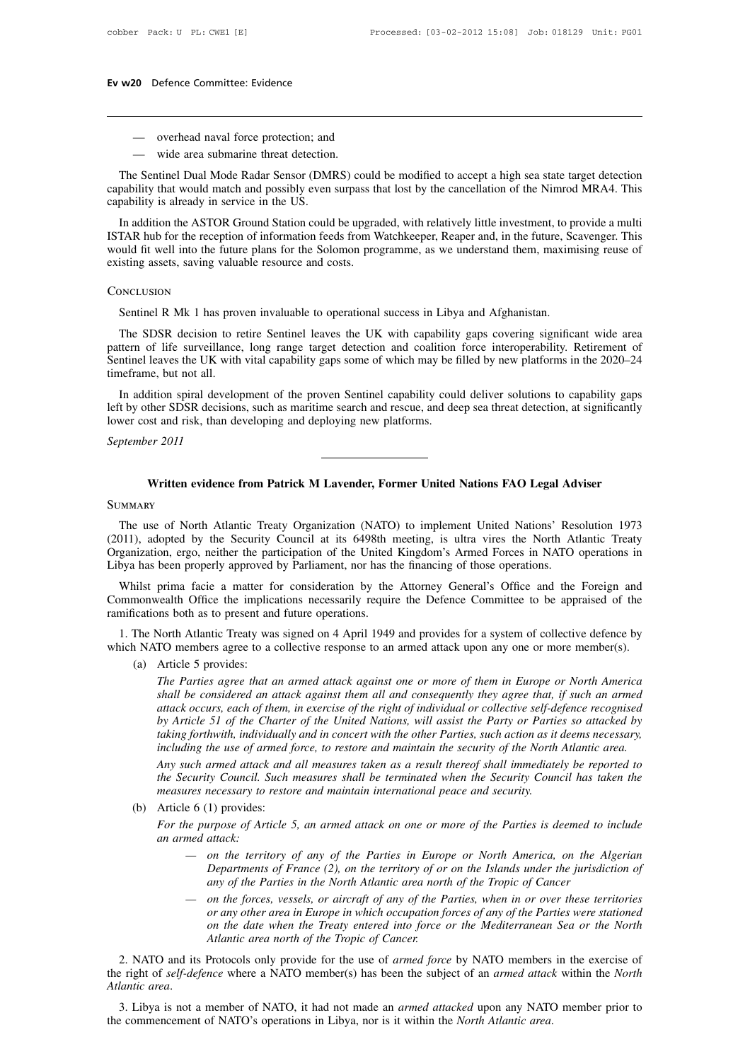— overhead naval force protection; and

— wide area submarine threat detection.

The Sentinel Dual Mode Radar Sensor (DMRS) could be modified to accept a high sea state target detection capability that would match and possibly even surpass that lost by the cancellation of the Nimrod MRA4. This capability is already in service in the US.

In addition the ASTOR Ground Station could be upgraded, with relatively little investment, to provide a multi ISTAR hub for the reception of information feeds from Watchkeeper, Reaper and, in the future, Scavenger. This would fit well into the future plans for the Solomon programme, as we understand them, maximising reuse of existing assets, saving valuable resource and costs.

## Conclusion

Sentinel R Mk 1 has proven invaluable to operational success in Libya and Afghanistan.

The SDSR decision to retire Sentinel leaves the UK with capability gaps covering significant wide area pattern of life surveillance, long range target detection and coalition force interoperability. Retirement of Sentinel leaves the UK with vital capability gaps some of which may be filled by new platforms in the 2020–24 timeframe, but not all.

In addition spiral development of the proven Sentinel capability could deliver solutions to capability gaps left by other SDSR decisions, such as maritime search and rescue, and deep sea threat detection, at significantly lower cost and risk, than developing and deploying new platforms.

*September 2011*

---

# Written evidence from Patrick M Lavender, Former United Nations FAO Legal Adviser

## Summary

The use of North Atlantic Treaty Organization (NATO) to implement United Nations' Resolution 1973 (2011), adopted by the Security Council at its 6498th meeting, is ultra vires the North Atlantic Treaty Organization, ergo, neither the participation of the United Kingdom's Armed Forces in NATO operations in Libya has been properly approved by Parliament, nor has the financing of those operations.

Whilst prima facie a matter for consideration by the Attorney General's Office and the Foreign and Commonwealth Office the implications necessarily require the Defence Committee to be appraised of the ramifications both as to present and future operations.

1. The North Atlantic Treaty was signed on 4 April 1949 and provides for a system of collective defence by which NATO members agree to a collective response to an armed attack upon any one or more member(s).

   (a) Article 5 provides:

   *The Parties agree that an armed attack against one or more of them in Europe or North America shall be considered an attack against them all and consequently they agree that, if such an armed attack occurs, each of them, in exercise of the right of individual or collective self-defence recognised by Article 51 of the Charter of the United Nations, will assist the Party or Parties so attacked by taking forthwith, individually and in concert with the other Parties, such action as it deems necessary, including the use of armed force, to restore and maintain the security of the North Atlantic area.*

   *Any such armed attack and all measures taken as a result thereof shall immediately be reported to the Security Council. Such measures shall be terminated when the Security Council has taken the measures necessary to restore and maintain international peace and security.*

   (b) Article 6 (1) provides:

   *For the purpose of Article 5, an armed attack on one or more of the Parties is deemed to include an armed attack:*

   — *on the territory of any of the Parties in Europe or North America, on the Algerian Departments of France (2), on the territory of or on the Islands under the jurisdiction of any of the Parties in the North Atlantic area north of the Tropic of Cancer*

   — *on the forces, vessels, or aircraft of any of the Parties, when in or over these territories or any other area in Europe in which occupation forces of any of the Parties were stationed on the date when the Treaty entered into force or the Mediterranean Sea or the North Atlantic area north of the Tropic of Cancer.*

2. NATO and its Protocols only provide for the use of *armed force* by NATO members in the exercise of the right of *self-defence* where a NATO member(s) has been the subject of an *armed attack* within the *North Atlantic area*.

3. Libya is not a member of NATO, it had not made an *armed attacked* upon any NATO member prior to the commencement of NATO's operations in Libya, nor is it within the *North Atlantic area*.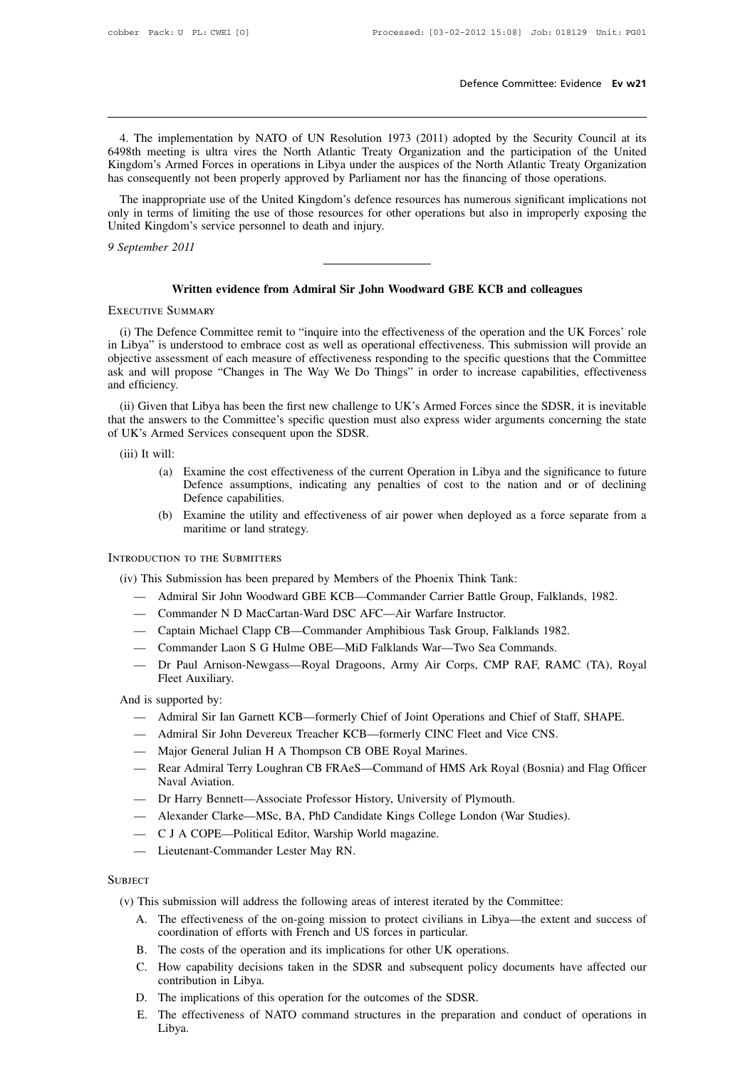4. The implementation by NATO of UN Resolution 1973 (2011) adopted by the Security Council at its 6498th meeting is ultra vires the North Atlantic Treaty Organization and the participation of the United Kingdom's Armed Forces in operations in Libya under the auspices of the North Atlantic Treaty Organization has consequently not been properly approved by Parliament nor has the financing of those operations.

The inappropriate use of the United Kingdom's defence resources has numerous significant implications not only in terms of limiting the use of those resources for other operations but also in improperly exposing the United Kingdom's service personnel to death and injury.

*9 September 2011*

---

## Written evidence from Admiral Sir John Woodward GBE KCB and colleagues

### Executive Summary

(i) The Defence Committee remit to "inquire into the effectiveness of the operation and the UK Forces' role in Libya" is understood to embrace cost as well as operational effectiveness. This submission will provide an objective assessment of each measure of effectiveness responding to the specific questions that the Committee ask and will propose "Changes in The Way We Do Things" in order to increase capabilities, effectiveness and efficiency.

(ii) Given that Libya has been the first new challenge to UK's Armed Forces since the SDSR, it is inevitable that the answers to the Committee's specific question must also express wider arguments concerning the state of UK's Armed Services consequent upon the SDSR.

(iii) It will:

- (a) Examine the cost effectiveness of the current Operation in Libya and the significance to future Defence assumptions, indicating any penalties of cost to the nation and or of declining Defence capabilities.
- (b) Examine the utility and effectiveness of air power when deployed as a force separate from a maritime or land strategy.

### Introduction to the Submitters

(iv) This Submission has been prepared by Members of the Phoenix Think Tank:

- Admiral Sir John Woodward GBE KCB—Commander Carrier Battle Group, Falklands, 1982.
- Commander N D MacCartan-Ward DSC AFC—Air Warfare Instructor.
- Captain Michael Clapp CB—Commander Amphibious Task Group, Falklands 1982.
- Commander Laon S G Hulme OBE—MiD Falklands War—Two Sea Commands.
- Dr Paul Arnison-Newgass—Royal Dragoons, Army Air Corps, CMP RAF, RAMC (TA), Royal Fleet Auxiliary.

And is supported by:

- Admiral Sir Ian Garnett KCB—formerly Chief of Joint Operations and Chief of Staff, SHAPE.
- Admiral Sir John Devereux Treacher KCB—formerly CINC Fleet and Vice CNS.
- Major General Julian H A Thompson CB OBE Royal Marines.
- Rear Admiral Terry Loughran CB FRAeS—Command of HMS Ark Royal (Bosnia) and Flag Officer Naval Aviation.
- Dr Harry Bennett—Associate Professor History, University of Plymouth.
- Alexander Clarke—MSc, BA, PhD Candidate Kings College London (War Studies).
- C J A COPE—Political Editor, Warship World magazine.
- Lieutenant-Commander Lester May RN.

### Subject

(v) This submission will address the following areas of interest iterated by the Committee:

- A. The effectiveness of the on-going mission to protect civilians in Libya—the extent and success of coordination of efforts with French and US forces in particular.
- B. The costs of the operation and its implications for other UK operations.
- C. How capability decisions taken in the SDSR and subsequent policy documents have affected our contribution in Libya.
- D. The implications of this operation for the outcomes of the SDSR.
- E. The effectiveness of NATO command structures in the preparation and conduct of operations in Libya.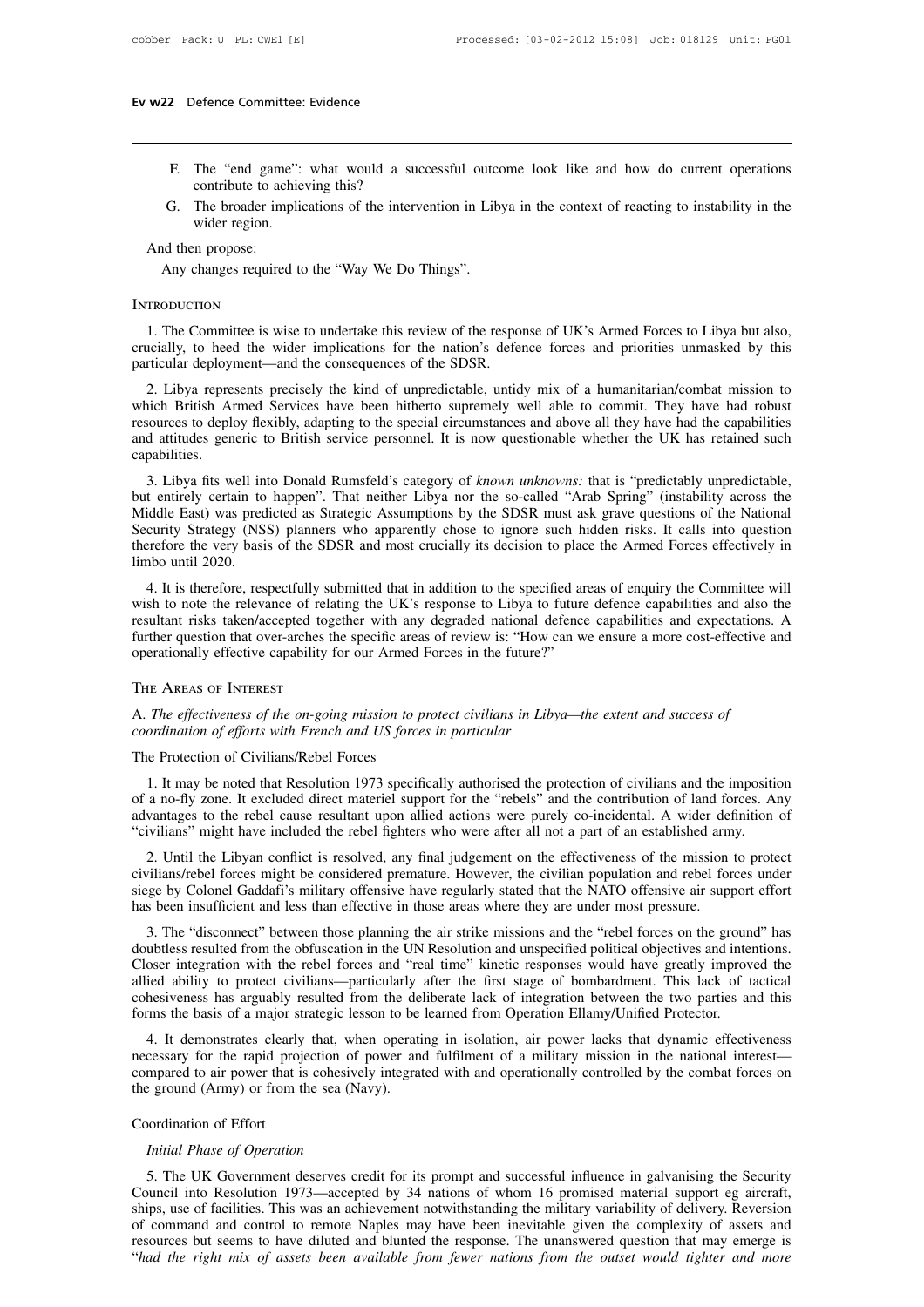F. The "end game": what would a successful outcome look like and how do current operations contribute to achieving this?

G. The broader implications of the intervention in Libya in the context of reacting to instability in the wider region.

And then propose:

Any changes required to the "Way We Do Things".

## Introduction

1. The Committee is wise to undertake this review of the response of UK's Armed Forces to Libya but also, crucially, to heed the wider implications for the nation's defence forces and priorities unmasked by this particular deployment—and the consequences of the SDSR.

2. Libya represents precisely the kind of unpredictable, untidy mix of a humanitarian/combat mission to which British Armed Services have been hitherto supremely well able to commit. They have had robust resources to deploy flexibly, adapting to the special circumstances and above all they have had the capabilities and attitudes generic to British service personnel. It is now questionable whether the UK has retained such capabilities.

3. Libya fits well into Donald Rumsfeld's category of *known unknowns:* that is "predictably unpredictable, but entirely certain to happen". That neither Libya nor the so-called "Arab Spring" (instability across the Middle East) was predicted as Strategic Assumptions by the SDSR must ask grave questions of the National Security Strategy (NSS) planners who apparently chose to ignore such hidden risks. It calls into question therefore the very basis of the SDSR and most crucially its decision to place the Armed Forces effectively in limbo until 2020.

4. It is therefore, respectfully submitted that in addition to the specified areas of enquiry the Committee will wish to note the relevance of relating the UK's response to Libya to future defence capabilities and also the resultant risks taken/accepted together with any degraded national defence capabilities and expectations. A further question that over-arches the specific areas of review is: "How can we ensure a more cost-effective and operationally effective capability for our Armed Forces in the future?"

## The Areas of Interest

A. *The effectiveness of the on-going mission to protect civilians in Libya—the extent and success of coordination of efforts with French and US forces in particular*

### The Protection of Civilians/Rebel Forces

1. It may be noted that Resolution 1973 specifically authorised the protection of civilians and the imposition of a no-fly zone. It excluded direct materiel support for the "rebels" and the contribution of land forces. Any advantages to the rebel cause resultant upon allied actions were purely co-incidental. A wider definition of "civilians" might have included the rebel fighters who were after all not a part of an established army.

2. Until the Libyan conflict is resolved, any final judgement on the effectiveness of the mission to protect civilians/rebel forces might be considered premature. However, the civilian population and rebel forces under siege by Colonel Gaddafi's military offensive have regularly stated that the NATO offensive air support effort has been insufficient and less than effective in those areas where they are under most pressure.

3. The "disconnect" between those planning the air strike missions and the "rebel forces on the ground" has doubtless resulted from the obfuscation in the UN Resolution and unspecified political objectives and intentions. Closer integration with the rebel forces and "real time" kinetic responses would have greatly improved the allied ability to protect civilians—particularly after the first stage of bombardment. This lack of tactical cohesiveness has arguably resulted from the deliberate lack of integration between the two parties and this forms the basis of a major strategic lesson to be learned from Operation Ellamy/Unified Protector.

4. It demonstrates clearly that, when operating in isolation, air power lacks that dynamic effectiveness necessary for the rapid projection of power and fulfilment of a military mission in the national interest—compared to air power that is cohesively integrated with and operationally controlled by the combat forces on the ground (Army) or from the sea (Navy).

### Coordination of Effort

*Initial Phase of Operation*

5. The UK Government deserves credit for its prompt and successful influence in galvanising the Security Council into Resolution 1973—accepted by 34 nations of whom 16 promised material support eg aircraft, ships, use of facilities. This was an achievement notwithstanding the military variability of delivery. Reversion of command and control to remote Naples may have been inevitable given the complexity of assets and resources but seems to have diluted and blunted the response. The unanswered question that may emerge is "*had the right mix of assets been available from fewer nations from the outset would tighter and more*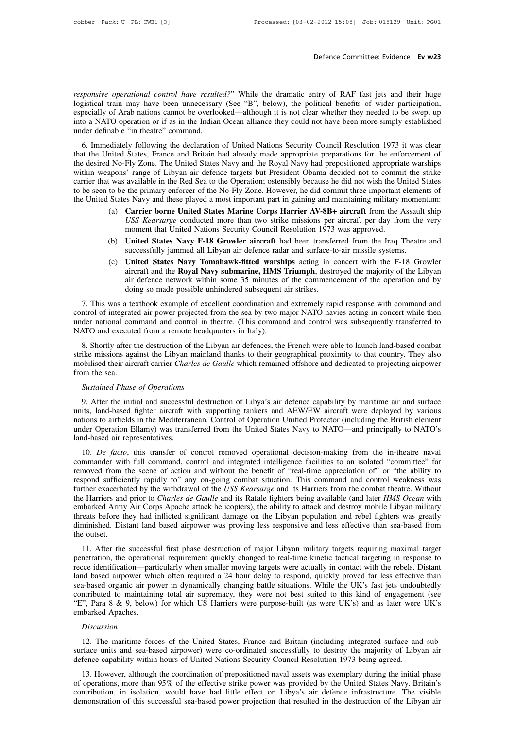*responsive operational control have resulted?*" While the dramatic entry of RAF fast jets and their huge logistical train may have been unnecessary (See "B", below), the political benefits of wider participation, especially of Arab nations cannot be overlooked—although it is not clear whether they needed to be swept up into a NATO operation or if as in the Indian Ocean alliance they could not have been more simply established under definable "in theatre" command.

6. Immediately following the declaration of United Nations Security Council Resolution 1973 it was clear that the United States, France and Britain had already made appropriate preparations for the enforcement of the desired No-Fly Zone. The United States Navy and the Royal Navy had prepositioned appropriate warships within weapons' range of Libyan air defence targets but President Obama decided not to commit the strike carrier that was available in the Red Sea to the Operation; ostensibly because he did not wish the United States to be seen to be the primary enforcer of the No-Fly Zone. However, he did commit three important elements of the United States Navy and these played a most important part in gaining and maintaining military momentum:

(a) **Carrier borne United States Marine Corps Harrier AV-8B+ aircraft** from the Assault ship *USS Kearsarge* conducted more than two strike missions per aircraft per day from the very moment that United Nations Security Council Resolution 1973 was approved.

(b) **United States Navy F-18 Growler aircraft** had been transferred from the Iraq Theatre and successfully jammed all Libyan air defence radar and surface-to-air missile systems.

(c) **United States Navy Tomahawk-fitted warships** acting in concert with the F-18 Growler aircraft and the **Royal Navy submarine, HMS Triumph**, destroyed the majority of the Libyan air defence network within some 35 minutes of the commencement of the operation and by doing so made possible unhindered subsequent air strikes.

7. This was a textbook example of excellent coordination and extremely rapid response with command and control of integrated air power projected from the sea by two major NATO navies acting in concert while then under national command and control in theatre. (This command and control was subsequently transferred to NATO and executed from a remote headquarters in Italy).

8. Shortly after the destruction of the Libyan air defences, the French were able to launch land-based combat strike missions against the Libyan mainland thanks to their geographical proximity to that country. They also mobilised their aircraft carrier *Charles de Gaulle* which remained offshore and dedicated to projecting airpower from the sea.

*Sustained Phase of Operations*

9. After the initial and successful destruction of Libya's air defence capability by maritime air and surface units, land-based fighter aircraft with supporting tankers and AEW/EW aircraft were deployed by various nations to airfields in the Mediterranean. Control of Operation Unified Protector (including the British element under Operation Ellamy) was transferred from the United States Navy to NATO—and principally to NATO's land-based air representatives.

10. *De facto*, this transfer of control removed operational decision-making from the in-theatre naval commander with full command, control and integrated intelligence facilities to an isolated "committee" far removed from the scene of action and without the benefit of "real-time appreciation of" or "the ability to respond sufficiently rapidly to" any on-going combat situation. This command and control weakness was further exacerbated by the withdrawal of the *USS Kearsarge* and its Harriers from the combat theatre. Without the Harriers and prior to *Charles de Gaulle* and its Rafale fighters being available (and later *HMS Ocean* with embarked Army Air Corps Apache attack helicopters), the ability to attack and destroy mobile Libyan military threats before they had inflicted significant damage on the Libyan population and rebel fighters was greatly diminished. Distant land based airpower was proving less responsive and less effective than sea-based from the outset.

11. After the successful first phase destruction of major Libyan military targets requiring maximal target penetration, the operational requirement quickly changed to real-time kinetic tactical targeting in response to recce identification—particularly when smaller moving targets were actually in contact with the rebels. Distant land based airpower which often required a 24 hour delay to respond, quickly proved far less effective than sea-based organic air power in dynamically changing battle situations. While the UK's fast jets undoubtedly contributed to maintaining total air supremacy, they were not best suited to this kind of engagement (see "E", Para 8 & 9, below) for which US Harriers were purpose-built (as were UK's) and as later were UK's embarked Apaches.

*Discussion*

12. The maritime forces of the United States, France and Britain (including integrated surface and sub-surface units and sea-based airpower) were co-ordinated successfully to destroy the majority of Libyan air defence capability within hours of United Nations Security Council Resolution 1973 being agreed.

13. However, although the coordination of prepositioned naval assets was exemplary during the initial phase of operations, more than 95% of the effective strike power was provided by the United States Navy. Britain's contribution, in isolation, would have had little effect on Libya's air defence infrastructure. The visible demonstration of this successful sea-based power projection that resulted in the destruction of the Libyan air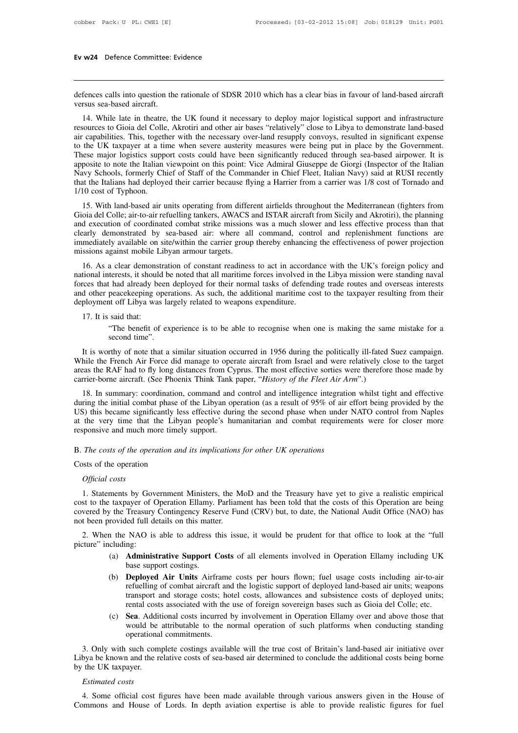defences calls into question the rationale of SDSR 2010 which has a clear bias in favour of land-based aircraft versus sea-based aircraft.

14. While late in theatre, the UK found it necessary to deploy major logistical support and infrastructure resources to Gioia del Colle, Akrotiri and other air bases "relatively" close to Libya to demonstrate land-based air capabilities. This, together with the necessary over-land resupply convoys, resulted in significant expense to the UK taxpayer at a time when severe austerity measures were being put in place by the Government. These major logistics support costs could have been significantly reduced through sea-based airpower. It is apposite to note the Italian viewpoint on this point: Vice Admiral Giuseppe de Giorgi (Inspector of the Italian Navy Schools, formerly Chief of Staff of the Commander in Chief Fleet, Italian Navy) said at RUSI recently that the Italians had deployed their carrier because flying a Harrier from a carrier was 1/8 cost of Tornado and 1/10 cost of Typhoon.

15. With land-based air units operating from different airfields throughout the Mediterranean (fighters from Gioia del Colle; air-to-air refuelling tankers, AWACS and ISTAR aircraft from Sicily and Akrotiri), the planning and execution of coordinated combat strike missions was a much slower and less effective process than that clearly demonstrated by sea-based air: where all command, control and replenishment functions are immediately available on site/within the carrier group thereby enhancing the effectiveness of power projection missions against mobile Libyan armour targets.

16. As a clear demonstration of constant readiness to act in accordance with the UK's foreign policy and national interests, it should be noted that all maritime forces involved in the Libya mission were standing naval forces that had already been deployed for their normal tasks of defending trade routes and overseas interests and other peacekeeping operations. As such, the additional maritime cost to the taxpayer resulting from their deployment off Libya was largely related to weapons expenditure.

17. It is said that:

> "The benefit of experience is to be able to recognise when one is making the same mistake for a second time".

It is worthy of note that a similar situation occurred in 1956 during the politically ill-fated Suez campaign. While the French Air Force did manage to operate aircraft from Israel and were relatively close to the target areas the RAF had to fly long distances from Cyprus. The most effective sorties were therefore those made by carrier-borne aircraft. (See Phoenix Think Tank paper, "*History of the Fleet Air Arm*".)

18. In summary: coordination, command and control and intelligence integration whilst tight and effective during the initial combat phase of the Libyan operation (as a result of 95% of air effort being provided by the US) this became significantly less effective during the second phase when under NATO control from Naples at the very time that the Libyan people's humanitarian and combat requirements were for closer more responsive and much more timely support.

## B. *The costs of the operation and its implications for other UK operations*

### Costs of the operation

#### *Official costs*

1. Statements by Government Ministers, the MoD and the Treasury have yet to give a realistic empirical cost to the taxpayer of Operation Ellamy. Parliament has been told that the costs of this Operation are being covered by the Treasury Contingency Reserve Fund (CRV) but, to date, the National Audit Office (NAO) has not been provided full details on this matter.

2. When the NAO is able to address this issue, it would be prudent for that office to look at the "full picture" including:

(a) **Administrative Support Costs** of all elements involved in Operation Ellamy including UK base support costings.

(b) **Deployed Air Units** Airframe costs per hours flown; fuel usage costs including air-to-air refuelling of combat aircraft and the logistic support of deployed land-based air units; weapons transport and storage costs; hotel costs, allowances and subsistence costs of deployed units; rental costs associated with the use of foreign sovereign bases such as Gioia del Colle; etc.

(c) **Sea**. Additional costs incurred by involvement in Operation Ellamy over and above those that would be attributable to the normal operation of such platforms when conducting standing operational commitments.

3. Only with such complete costings available will the true cost of Britain's land-based air initiative over Libya be known and the relative costs of sea-based air determined to conclude the additional costs being borne by the UK taxpayer.

#### *Estimated costs*

4. Some official cost figures have been made available through various answers given in the House of Commons and House of Lords. In depth aviation expertise is able to provide realistic figures for fuel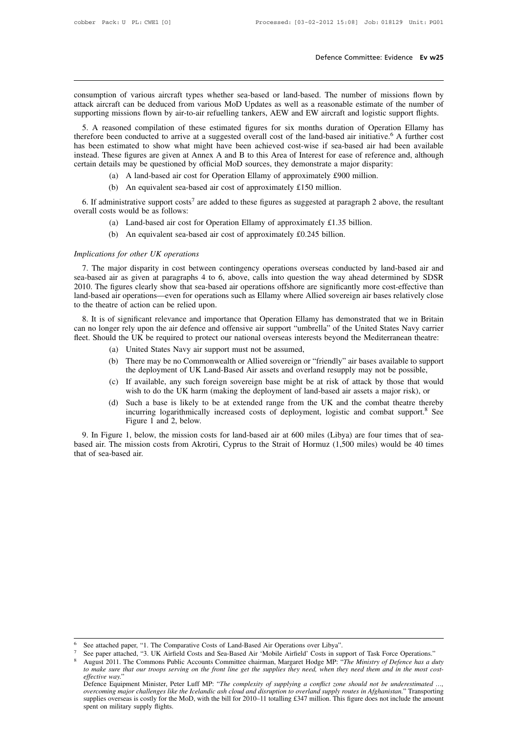consumption of various aircraft types whether sea-based or land-based. The number of missions flown by attack aircraft can be deduced from various MoD Updates as well as a reasonable estimate of the number of supporting missions flown by air-to-air refuelling tankers, AEW and EW aircraft and logistic support flights.

5. A reasoned compilation of these estimated figures for six months duration of Operation Ellamy has therefore been conducted to arrive at a suggested overall cost of the land-based air initiative.[6] A further cost has been estimated to show what might have been achieved cost-wise if sea-based air had been available instead. These figures are given at Annex A and B to this Area of Interest for ease of reference and, although certain details may be questioned by official MoD sources, they demonstrate a major disparity:

(a) A land-based air cost for Operation Ellamy of approximately £900 million.

(b) An equivalent sea-based air cost of approximately £150 million.

6. If administrative support costs[7] are added to these figures as suggested at paragraph 2 above, the resultant overall costs would be as follows:

(a) Land-based air cost for Operation Ellamy of approximately £1.35 billion.

(b) An equivalent sea-based air cost of approximately £0.245 billion.

*Implications for other UK operations*

7. The major disparity in cost between contingency operations overseas conducted by land-based air and sea-based air as given at paragraphs 4 to 6, above, calls into question the way ahead determined by SDSR 2010. The figures clearly show that sea-based air operations offshore are significantly more cost-effective than land-based air operations—even for operations such as Ellamy where Allied sovereign air bases relatively close to the theatre of action can be relied upon.

8. It is of significant relevance and importance that Operation Ellamy has demonstrated that we in Britain can no longer rely upon the air defence and offensive air support "umbrella" of the United States Navy carrier fleet. Should the UK be required to protect our national overseas interests beyond the Mediterranean theatre:

(a) United States Navy air support must not be assumed,

(b) There may be no Commonwealth or Allied sovereign or "friendly" air bases available to support the deployment of UK Land-Based Air assets and overland resupply may not be possible,

(c) If available, any such foreign sovereign base might be at risk of attack by those that would wish to do the UK harm (making the deployment of land-based air assets a major risk), or

(d) Such a base is likely to be at extended range from the UK and the combat theatre thereby incurring logarithmically increased costs of deployment, logistic and combat support.[8] See Figure 1 and 2, below.

9. In Figure 1, below, the mission costs for land-based air at 600 miles (Libya) are four times that of sea-based air. The mission costs from Akrotiri, Cyprus to the Strait of Hormuz (1,500 miles) would be 40 times that of sea-based air.

---

[6] See attached paper, "1. The Comparative Costs of Land-Based Air Operations over Libya".

[7] See paper attached, "3. UK Airfield Costs and Sea-Based Air 'Mobile Airfield' Costs in support of Task Force Operations."

[8] August 2011. The Commons Public Accounts Committee chairman, Margaret Hodge MP: "*The Ministry of Defence has a duty to make sure that our troops serving on the front line get the supplies they need, when they need them and in the most cost-effective way.*"
Defence Equipment Minister, Peter Luff MP: "*The complexity of supplying a conflict zone should not be underestimated …, overcoming major challenges like the Icelandic ash cloud and disruption to overland supply routes in Afghanistan.*" Transporting supplies overseas is costly for the MoD, with the bill for 2010–11 totalling £347 million. This figure does not include the amount spent on military supply flights.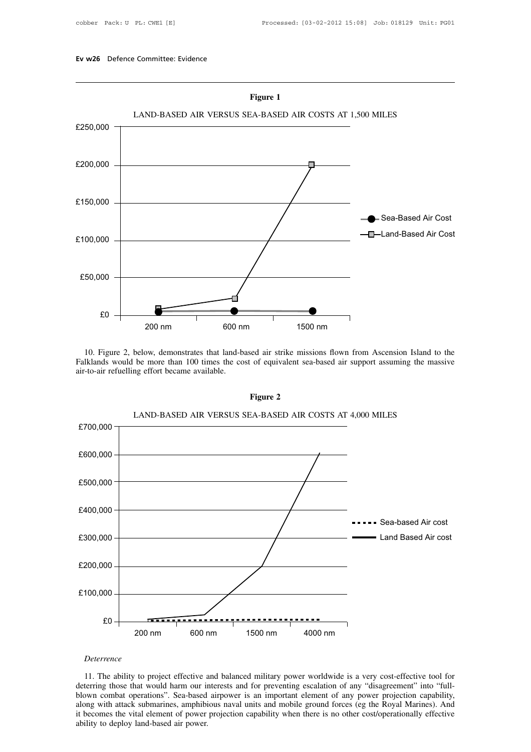**Figure 1**

LAND-BASED AIR VERSUS SEA-BASED AIR COSTS AT 1,500 MILES

10. Figure 2, below, demonstrates that land-based air strike missions flown from Ascension Island to the Falklands would be more than 100 times the cost of equivalent sea-based air support assuming the massive air-to-air refuelling effort became available.

**Figure 2**

LAND-BASED AIR VERSUS SEA-BASED AIR COSTS AT 4,000 MILES

*Deterrence*

11. The ability to project effective and balanced military power worldwide is a very cost-effective tool for deterring those that would harm our interests and for preventing escalation of any "disagreement" into "full-blown combat operations". Sea-based airpower is an important element of any power projection capability, along with attack submarines, amphibious naval units and mobile ground forces (eg the Royal Marines). And it becomes the vital element of power projection capability when there is no other cost/operationally effective ability to deploy land-based air power.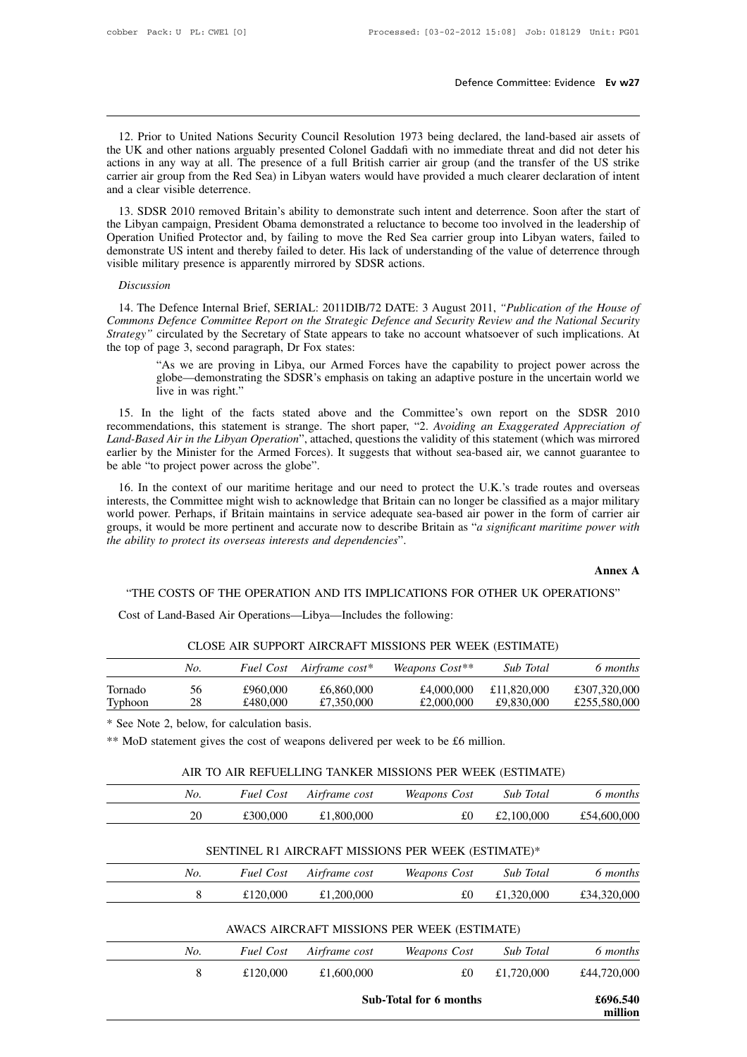12. Prior to United Nations Security Council Resolution 1973 being declared, the land-based air assets of the UK and other nations arguably presented Colonel Gaddafi with no immediate threat and did not deter his actions in any way at all. The presence of a full British carrier air group (and the transfer of the US strike carrier air group from the Red Sea) in Libyan waters would have provided a much clearer declaration of intent and a clear visible deterrence.

13. SDSR 2010 removed Britain's ability to demonstrate such intent and deterrence. Soon after the start of the Libyan campaign, President Obama demonstrated a reluctance to become too involved in the leadership of Operation Unified Protector and, by failing to move the Red Sea carrier group into Libyan waters, failed to demonstrate US intent and thereby failed to deter. His lack of understanding of the value of deterrence through visible military presence is apparently mirrored by SDSR actions.

*Discussion*

14. The Defence Internal Brief, SERIAL: 2011DIB/72 DATE: 3 August 2011, *"Publication of the House of Commons Defence Committee Report on the Strategic Defence and Security Review and the National Security Strategy"* circulated by the Secretary of State appears to take no account whatsoever of such implications. At the top of page 3, second paragraph, Dr Fox states:

> "As we are proving in Libya, our Armed Forces have the capability to project power across the globe—demonstrating the SDSR's emphasis on taking an adaptive posture in the uncertain world we live in was right."

15. In the light of the facts stated above and the Committee's own report on the SDSR 2010 recommendations, this statement is strange. The short paper, "2. *Avoiding an Exaggerated Appreciation of Land-Based Air in the Libyan Operation*", attached, questions the validity of this statement (which was mirrored earlier by the Minister for the Armed Forces). It suggests that without sea-based air, we cannot guarantee to be able "to project power across the globe".

16. In the context of our maritime heritage and our need to protect the U.K.'s trade routes and overseas interests, the Committee might wish to acknowledge that Britain can no longer be classified as a major military world power. Perhaps, if Britain maintains in service adequate sea-based air power in the form of carrier air groups, it would be more pertinent and accurate now to describe Britain as "*a significant maritime power with the ability to protect its overseas interests and dependencies*".

**Annex A**

"THE COSTS OF THE OPERATION AND ITS IMPLICATIONS FOR OTHER UK OPERATIONS"

Cost of Land-Based Air Operations—Libya—Includes the following:

CLOSE AIR SUPPORT AIRCRAFT MISSIONS PER WEEK (ESTIMATE)

| | *No.* | *Fuel Cost* | *Airframe cost\** | *Weapons Cost\*\** | *Sub Total* | *6 months* |
|---|---|---|---|---|---|---|
| Tornado | 56 | £960,000 | £6,860,000 | £4,000,000 | £11,820,000 | £307,320,000 |
| Typhoon | 28 | £480,000 | £7,350,000 | £2,000,000 | £9,830,000 | £255,580,000 |

\* See Note 2, below, for calculation basis.

\*\* MoD statement gives the cost of weapons delivered per week to be £6 million.

AIR TO AIR REFUELLING TANKER MISSIONS PER WEEK (ESTIMATE)

| | *No.* | *Fuel Cost* | *Airframe cost* | *Weapons Cost* | *Sub Total* | *6 months* |
|---|---|---|---|---|---|---|
| | 20 | £300,000 | £1,800,000 | £0 | £2,100,000 | £54,600,000 |

SENTINEL R1 AIRCRAFT MISSIONS PER WEEK (ESTIMATE)*

| | *No.* | *Fuel Cost* | *Airframe cost* | *Weapons Cost* | *Sub Total* | *6 months* |
|---|---|---|---|---|---|---|
| | 8 | £120,000 | £1,200,000 | £0 | £1,320,000 | £34,320,000 |

AWACS AIRCRAFT MISSIONS PER WEEK (ESTIMATE)

| | *No.* | *Fuel Cost* | *Airframe cost* | *Weapons Cost* | *Sub Total* | *6 months* |
|---|---|---|---|---|---|---|
| | 8 | £120,000 | £1,600,000 | £0 | £1,720,000 | £44,720,000 |
| | | | | **Sub-Total for 6 months** | | **£696.540 million** |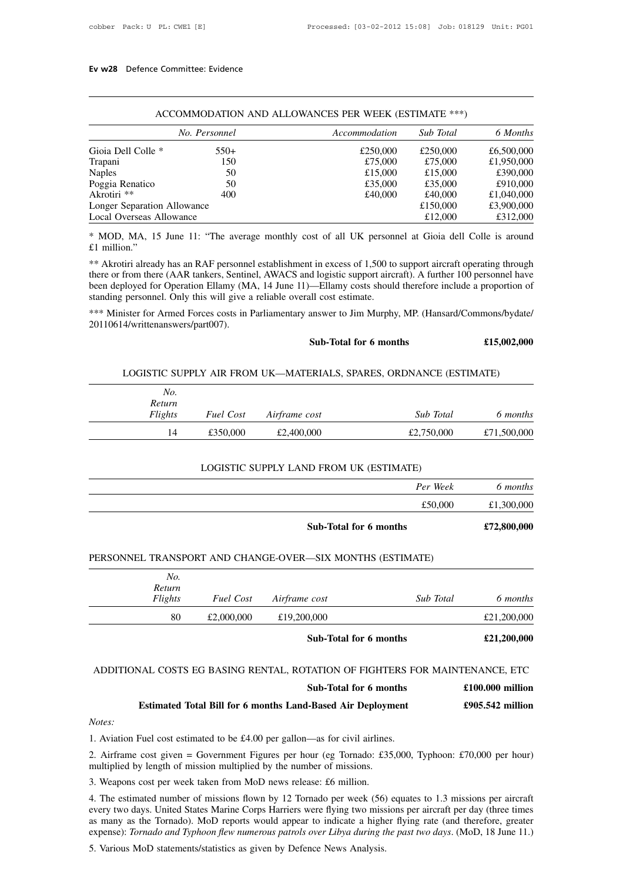### ACCOMMODATION AND ALLOWANCES PER WEEK (ESTIMATE ***)

| | *No. Personnel* | *Accommodation* | *Sub Total* | *6 Months* |
|---|---|---|---|---|
| Gioia Dell Colle * | 550+ | £250,000 | £250,000 | £6,500,000 |
| Trapani | 150 | £75,000 | £75,000 | £1,950,000 |
| Naples | 50 | £15,000 | £15,000 | £390,000 |
| Poggia Renatico | 50 | £35,000 | £35,000 | £910,000 |
| Akrotiri ** | 400 | £40,000 | £40,000 | £1,040,000 |
| Longer Separation Allowance | | | £150,000 | £3,900,000 |
| Local Overseas Allowance | | | £12,000 | £312,000 |

* MOD, MA, 15 June 11: "The average monthly cost of all UK personnel at Gioia dell Colle is around £1 million."

** Akrotiri already has an RAF personnel establishment in excess of 1,500 to support aircraft operating through there or from there (AAR tankers, Sentinel, AWACS and logistic support aircraft). A further 100 personnel have been deployed for Operation Ellamy (MA, 14 June 11)—Ellamy costs should therefore include a proportion of standing personnel. Only this will give a reliable overall cost estimate.

*** Minister for Armed Forces costs in Parliamentary answer to Jim Murphy, MP. (Hansard/Commons/bydate/20110614/writtenanswers/part007).

**Sub-Total for 6 months** **£15,002,000**

### LOGISTIC SUPPLY AIR FROM UK—MATERIALS, SPARES, ORDNANCE (ESTIMATE)

| *No. Return Flights* | *Fuel Cost* | *Airframe cost* | *Sub Total* | *6 months* |
|---|---|---|---|---|
| 14 | £350,000 | £2,400,000 | £2,750,000 | £71,500,000 |

### LOGISTIC SUPPLY LAND FROM UK (ESTIMATE)

| *Per Week* | *6 months* |
|---|---|
| £50,000 | £1,300,000 |

**Sub-Total for 6 months** **£72,800,000**

### PERSONNEL TRANSPORT AND CHANGE-OVER—SIX MONTHS (ESTIMATE)

| *No. Return Flights* | *Fuel Cost* | *Airframe cost* | *Sub Total* | *6 months* |
|---|---|---|---|---|
| 80 | £2,000,000 | £19,200,000 | | £21,200,000 |

**Sub-Total for 6 months** **£21,200,000**

### ADDITIONAL COSTS EG BASING RENTAL, ROTATION OF FIGHTERS FOR MAINTENANCE, ETC

**Sub-Total for 6 months** **£100.000 million**

**Estimated Total Bill for 6 months Land-Based Air Deployment** **£905.542 million**

*Notes:*

1. Aviation Fuel cost estimated to be £4.00 per gallon—as for civil airlines.

2. Airframe cost given = Government Figures per hour (eg Tornado: £35,000, Typhoon: £70,000 per hour) multiplied by length of mission multiplied by the number of missions.

3. Weapons cost per week taken from MoD news release: £6 million.

4. The estimated number of missions flown by 12 Tornado per week (56) equates to 1.3 missions per aircraft every two days. United States Marine Corps Harriers were flying two missions per aircraft per day (three times as many as the Tornado). MoD reports would appear to indicate a higher flying rate (and therefore, greater expense): *Tornado and Typhoon flew numerous patrols over Libya during the past two days*. (MoD, 18 June 11.)

5. Various MoD statements/statistics as given by Defence News Analysis.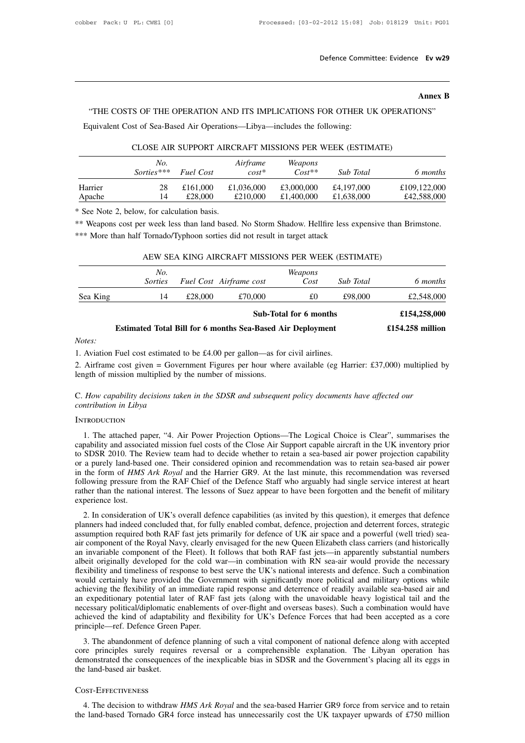**Annex B**

"THE COSTS OF THE OPERATION AND ITS IMPLICATIONS FOR OTHER UK OPERATIONS"

Equivalent Cost of Sea-Based Air Operations—Libya—includes the following:

CLOSE AIR SUPPORT AIRCRAFT MISSIONS PER WEEK (ESTIMATE)

| | *No. Sorties**** | *Fuel Cost* | *Airframe cost** | *Weapons Cost*** | *Sub Total* | *6 months* |
|---|---|---|---|---|---|---|
| Harrier | 28 | £161,000 | £1,036,000 | £3,000,000 | £4,197,000 | £109,122,000 |
| Apache | 14 | £28,000 | £210,000 | £1,400,000 | £1,638,000 | £42,588,000 |

\* See Note 2, below, for calculation basis.

** Weapons cost per week less than land based. No Storm Shadow. Hellfire less expensive than Brimstone.

*** More than half Tornado/Typhoon sorties did not result in target attack

AEW SEA KING AIRCRAFT MISSIONS PER WEEK (ESTIMATE)

| | *No. Sorties* | *Fuel Cost* | *Airframe cost* | *Weapons Cost* | *Sub Total* | *6 months* |
|---|---|---|---|---|---|---|
| Sea King | 14 | £28,000 | £70,000 | £0 | £98,000 | £2,548,000 |
| | | | | **Sub-Total for 6 months** | | **£154,258,000** |
| | **Estimated Total Bill for 6 months Sea-Based Air Deployment** | | | | | **£154.258 million** |

*Notes:*

1. Aviation Fuel cost estimated to be £4.00 per gallon—as for civil airlines.
2. Airframe cost given = Government Figures per hour where available (eg Harrier: £37,000) multiplied by length of mission multiplied by the number of missions.

C. *How capability decisions taken in the SDSR and subsequent policy documents have affected our contribution in Libya*

Introduction

1. The attached paper, "4. Air Power Projection Options—The Logical Choice is Clear", summarises the capability and associated mission fuel costs of the Close Air Support capable aircraft in the UK inventory prior to SDSR 2010. The Review team had to decide whether to retain a sea-based air power projection capability or a purely land-based one. Their considered opinion and recommendation was to retain sea-based air power in the form of *HMS Ark Royal* and the Harrier GR9. At the last minute, this recommendation was reversed following pressure from the RAF Chief of the Defence Staff who arguably had single service interest at heart rather than the national interest. The lessons of Suez appear to have been forgotten and the benefit of military experience lost.

2. In consideration of UK's overall defence capabilities (as invited by this question), it emerges that defence planners had indeed concluded that, for fully enabled combat, defence, projection and deterrent forces, strategic assumption required both RAF fast jets primarily for defence of UK air space and a powerful (well tried) sea-air component of the Royal Navy, clearly envisaged for the new Queen Elizabeth class carriers (and historically an invariable component of the Fleet). It follows that both RAF fast jets—in apparently substantial numbers albeit originally developed for the cold war—in combination with RN sea-air would provide the necessary flexibility and timeliness of response to best serve the UK's national interests and defence. Such a combination would certainly have provided the Government with significantly more political and military options while achieving the flexibility of an immediate rapid response and deterrence of readily available sea-based air and an expeditionary potential later of RAF fast jets (along with the unavoidable heavy logistical tail and the necessary political/diplomatic enablements of over-flight and overseas bases). Such a combination would have achieved the kind of adaptability and flexibility for UK's Defence Forces that had been accepted as a core principle—ref. Defence Green Paper.

3. The abandonment of defence planning of such a vital component of national defence along with accepted core principles surely requires reversal or a comprehensible explanation. The Libyan operation has demonstrated the consequences of the inexplicable bias in SDSR and the Government's placing all its eggs in the land-based air basket.

Cost-Effectiveness

4. The decision to withdraw *HMS Ark Royal* and the sea-based Harrier GR9 force from service and to retain the land-based Tornado GR4 force instead has unnecessarily cost the UK taxpayer upwards of £750 million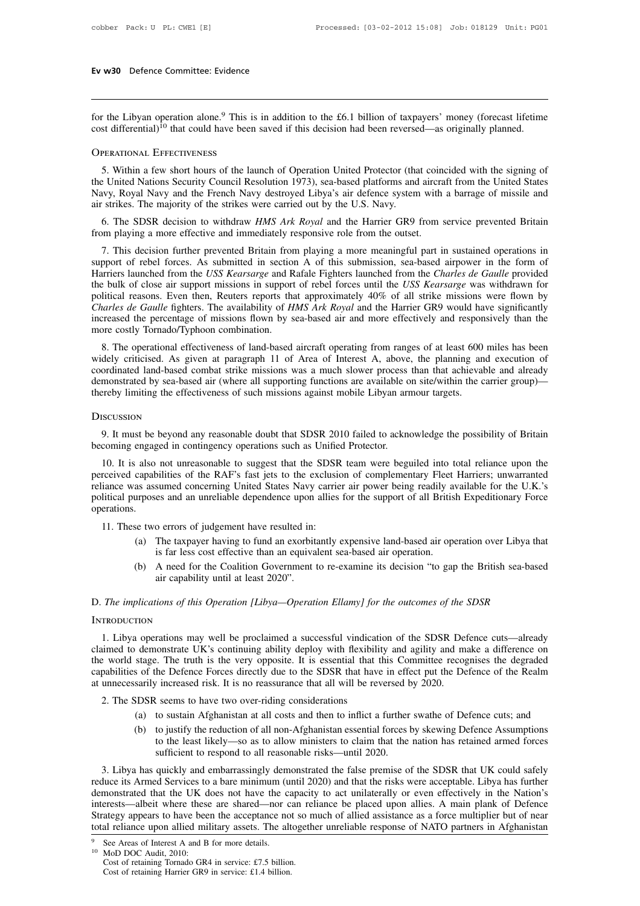for the Libyan operation alone.[9] This is in addition to the £6.1 billion of taxpayers' money (forecast lifetime cost differential)[10] that could have been saved if this decision had been reversed—as originally planned.

### Operational Effectiveness

5. Within a few short hours of the launch of Operation United Protector (that coincided with the signing of the United Nations Security Council Resolution 1973), sea-based platforms and aircraft from the United States Navy, Royal Navy and the French Navy destroyed Libya's air defence system with a barrage of missile and air strikes. The majority of the strikes were carried out by the U.S. Navy.

6. The SDSR decision to withdraw *HMS Ark Royal* and the Harrier GR9 from service prevented Britain from playing a more effective and immediately responsive role from the outset.

7. This decision further prevented Britain from playing a more meaningful part in sustained operations in support of rebel forces. As submitted in section A of this submission, sea-based airpower in the form of Harriers launched from the *USS Kearsarge* and Rafale Fighters launched from the *Charles de Gaulle* provided the bulk of close air support missions in support of rebel forces until the *USS Kearsarge* was withdrawn for political reasons. Even then, Reuters reports that approximately 40% of all strike missions were flown by *Charles de Gaulle* fighters. The availability of *HMS Ark Royal* and the Harrier GR9 would have significantly increased the percentage of missions flown by sea-based air and more effectively and responsively than the more costly Tornado/Typhoon combination.

8. The operational effectiveness of land-based aircraft operating from ranges of at least 600 miles has been widely criticised. As given at paragraph 11 of Area of Interest A, above, the planning and execution of coordinated land-based combat strike missions was a much slower process than that achievable and already demonstrated by sea-based air (where all supporting functions are available on site/within the carrier group)—thereby limiting the effectiveness of such missions against mobile Libyan armour targets.

### Discussion

9. It must be beyond any reasonable doubt that SDSR 2010 failed to acknowledge the possibility of Britain becoming engaged in contingency operations such as Unified Protector.

10. It is also not unreasonable to suggest that the SDSR team were beguiled into total reliance upon the perceived capabilities of the RAF's fast jets to the exclusion of complementary Fleet Harriers; unwarranted reliance was assumed concerning United States Navy carrier air power being readily available for the U.K.'s political purposes and an unreliable dependence upon allies for the support of all British Expeditionary Force operations.

11. These two errors of judgement have resulted in:

(a) The taxpayer having to fund an exorbitantly expensive land-based air operation over Libya that is far less cost effective than an equivalent sea-based air operation.

(b) A need for the Coalition Government to re-examine its decision "to gap the British sea-based air capability until at least 2020".

## D. *The implications of this Operation [Libya—Operation Ellamy] for the outcomes of the SDSR*

### Introduction

1. Libya operations may well be proclaimed a successful vindication of the SDSR Defence cuts—already claimed to demonstrate UK's continuing ability deploy with flexibility and agility and make a difference on the world stage. The truth is the very opposite. It is essential that this Committee recognises the degraded capabilities of the Defence Forces directly due to the SDSR that have in effect put the Defence of the Realm at unnecessarily increased risk. It is no reassurance that all will be reversed by 2020.

2. The SDSR seems to have two over-riding considerations

(a) to sustain Afghanistan at all costs and then to inflict a further swathe of Defence cuts; and

(b) to justify the reduction of all non-Afghanistan essential forces by skewing Defence Assumptions to the least likely—so as to allow ministers to claim that the nation has retained armed forces sufficient to respond to all reasonable risks—until 2020.

3. Libya has quickly and embarrassingly demonstrated the false premise of the SDSR that UK could safely reduce its Armed Services to a bare minimum (until 2020) and that the risks were acceptable. Libya has further demonstrated that the UK does not have the capacity to act unilaterally or even effectively in the Nation's interests—albeit where these are shared—nor can reliance be placed upon allies. A main plank of Defence Strategy appears to have been the acceptance not so much of allied assistance as a force multiplier but of near total reliance upon allied military assets. The altogether unreliable response of NATO partners in Afghanistan

---

[9] See Areas of Interest A and B for more details.

[10] MoD DOC Audit, 2010:
Cost of retaining Tornado GR4 in service: £7.5 billion.
Cost of retaining Harrier GR9 in service: £1.4 billion.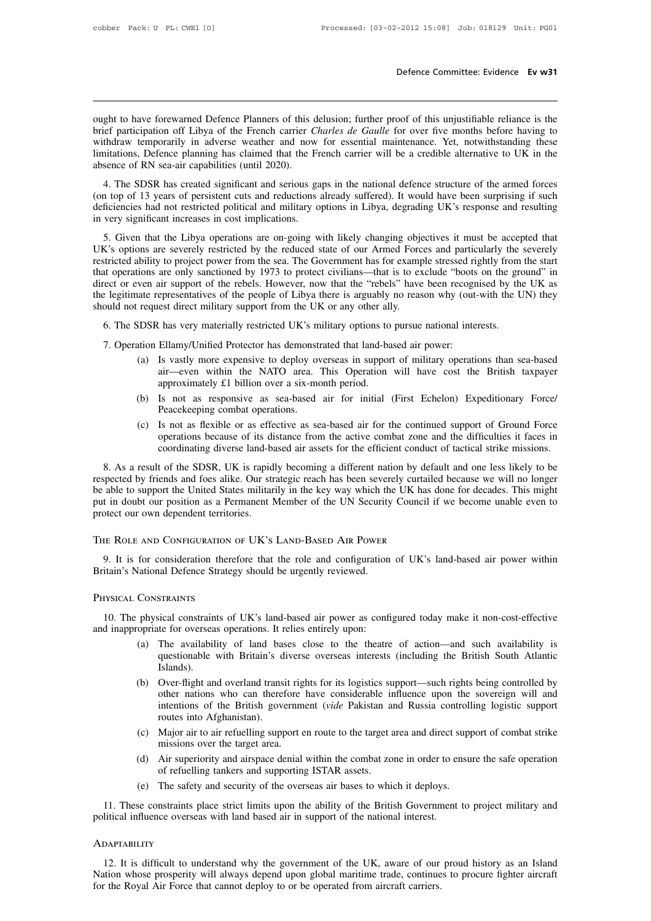ought to have forewarned Defence Planners of this delusion; further proof of this unjustifiable reliance is the brief participation off Libya of the French carrier *Charles de Gaulle* for over five months before having to withdraw temporarily in adverse weather and now for essential maintenance. Yet, notwithstanding these limitations, Defence planning has claimed that the French carrier will be a credible alternative to UK in the absence of RN sea-air capabilities (until 2020).

4. The SDSR has created significant and serious gaps in the national defence structure of the armed forces (on top of 13 years of persistent cuts and reductions already suffered). It would have been surprising if such deficiencies had not restricted political and military options in Libya, degrading UK's response and resulting in very significant increases in cost implications.

5. Given that the Libya operations are on-going with likely changing objectives it must be accepted that UK's options are severely restricted by the reduced state of our Armed Forces and particularly the severely restricted ability to project power from the sea. The Government has for example stressed rightly from the start that operations are only sanctioned by 1973 to protect civilians—that is to exclude "boots on the ground" in direct or even air support of the rebels. However, now that the "rebels" have been recognised by the UK as the legitimate representatives of the people of Libya there is arguably no reason why (out-with the UN) they should not request direct military support from the UK or any other ally.

6. The SDSR has very materially restricted UK's military options to pursue national interests.

7. Operation Ellamy/Unified Protector has demonstrated that land-based air power:

(a) Is vastly more expensive to deploy overseas in support of military operations than sea-based air—even within the NATO area. This Operation will have cost the British taxpayer approximately £1 billion over a six-month period.

(b) Is not as responsive as sea-based air for initial (First Echelon) Expeditionary Force/ Peacekeeping combat operations.

(c) Is not as flexible or as effective as sea-based air for the continued support of Ground Force operations because of its distance from the active combat zone and the difficulties it faces in coordinating diverse land-based air assets for the efficient conduct of tactical strike missions.

8. As a result of the SDSR, UK is rapidly becoming a different nation by default and one less likely to be respected by friends and foes alike. Our strategic reach has been severely curtailed because we will no longer be able to support the United States militarily in the key way which the UK has done for decades. This might put in doubt our position as a Permanent Member of the UN Security Council if we become unable even to protect our own dependent territories.

## The Role and Configuration of UK's Land-Based Air Power

9. It is for consideration therefore that the role and configuration of UK's land-based air power within Britain's National Defence Strategy should be urgently reviewed.

## Physical Constraints

10. The physical constraints of UK's land-based air power as configured today make it non-cost-effective and inappropriate for overseas operations. It relies entirely upon:

(a) The availability of land bases close to the theatre of action—and such availability is questionable with Britain's diverse overseas interests (including the British South Atlantic Islands).

(b) Over-flight and overland transit rights for its logistics support—such rights being controlled by other nations who can therefore have considerable influence upon the sovereign will and intentions of the British government (*vide* Pakistan and Russia controlling logistic support routes into Afghanistan).

(c) Major air to air refuelling support en route to the target area and direct support of combat strike missions over the target area.

(d) Air superiority and airspace denial within the combat zone in order to ensure the safe operation of refuelling tankers and supporting ISTAR assets.

(e) The safety and security of the overseas air bases to which it deploys.

11. These constraints place strict limits upon the ability of the British Government to project military and political influence overseas with land based air in support of the national interest.

## Adaptability

12. It is difficult to understand why the government of the UK, aware of our proud history as an Island Nation whose prosperity will always depend upon global maritime trade, continues to procure fighter aircraft for the Royal Air Force that cannot deploy to or be operated from aircraft carriers.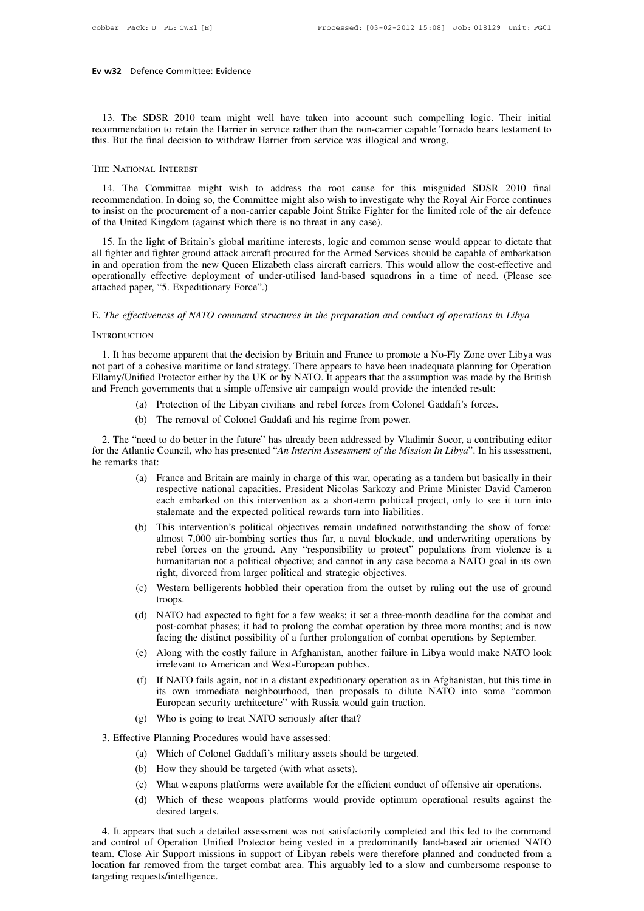13. The SDSR 2010 team might well have taken into account such compelling logic. Their initial recommendation to retain the Harrier in service rather than the non-carrier capable Tornado bears testament to this. But the final decision to withdraw Harrier from service was illogical and wrong.

### The National Interest

14. The Committee might wish to address the root cause for this misguided SDSR 2010 final recommendation. In doing so, the Committee might also wish to investigate why the Royal Air Force continues to insist on the procurement of a non-carrier capable Joint Strike Fighter for the limited role of the air defence of the United Kingdom (against which there is no threat in any case).

15. In the light of Britain's global maritime interests, logic and common sense would appear to dictate that all fighter and fighter ground attack aircraft procured for the Armed Services should be capable of embarkation in and operation from the new Queen Elizabeth class aircraft carriers. This would allow the cost-effective and operationally effective deployment of under-utilised land-based squadrons in a time of need. (Please see attached paper, "5. Expeditionary Force".)

## E. *The effectiveness of NATO command structures in the preparation and conduct of operations in Libya*

### Introduction

1. It has become apparent that the decision by Britain and France to promote a No-Fly Zone over Libya was not part of a cohesive maritime or land strategy. There appears to have been inadequate planning for Operation Ellamy/Unified Protector either by the UK or by NATO. It appears that the assumption was made by the British and French governments that a simple offensive air campaign would provide the intended result:

   (a) Protection of the Libyan civilians and rebel forces from Colonel Gaddafi's forces.

   (b) The removal of Colonel Gaddafi and his regime from power.

2. The "need to do better in the future" has already been addressed by Vladimir Socor, a contributing editor for the Atlantic Council, who has presented "*An Interim Assessment of the Mission In Libya*". In his assessment, he remarks that:

   (a) France and Britain are mainly in charge of this war, operating as a tandem but basically in their respective national capacities. President Nicolas Sarkozy and Prime Minister David Cameron each embarked on this intervention as a short-term political project, only to see it turn into stalemate and the expected political rewards turn into liabilities.

   (b) This intervention's political objectives remain undefined notwithstanding the show of force: almost 7,000 air-bombing sorties thus far, a naval blockade, and underwriting operations by rebel forces on the ground. Any "responsibility to protect" populations from violence is a humanitarian not a political objective; and cannot in any case become a NATO goal in its own right, divorced from larger political and strategic objectives.

   (c) Western belligerents hobbled their operation from the outset by ruling out the use of ground troops.

   (d) NATO had expected to fight for a few weeks; it set a three-month deadline for the combat and post-combat phases; it had to prolong the combat operation by three more months; and is now facing the distinct possibility of a further prolongation of combat operations by September.

   (e) Along with the costly failure in Afghanistan, another failure in Libya would make NATO look irrelevant to American and West-European publics.

   (f) If NATO fails again, not in a distant expeditionary operation as in Afghanistan, but this time in its own immediate neighbourhood, then proposals to dilute NATO into some "common European security architecture" with Russia would gain traction.

   (g) Who is going to treat NATO seriously after that?

3. Effective Planning Procedures would have assessed:

   (a) Which of Colonel Gaddafi's military assets should be targeted.

   (b) How they should be targeted (with what assets).

   (c) What weapons platforms were available for the efficient conduct of offensive air operations.

   (d) Which of these weapons platforms would provide optimum operational results against the desired targets.

4. It appears that such a detailed assessment was not satisfactorily completed and this led to the command and control of Operation Unified Protector being vested in a predominantly land-based air oriented NATO team. Close Air Support missions in support of Libyan rebels were therefore planned and conducted from a location far removed from the target combat area. This arguably led to a slow and cumbersome response to targeting requests/intelligence.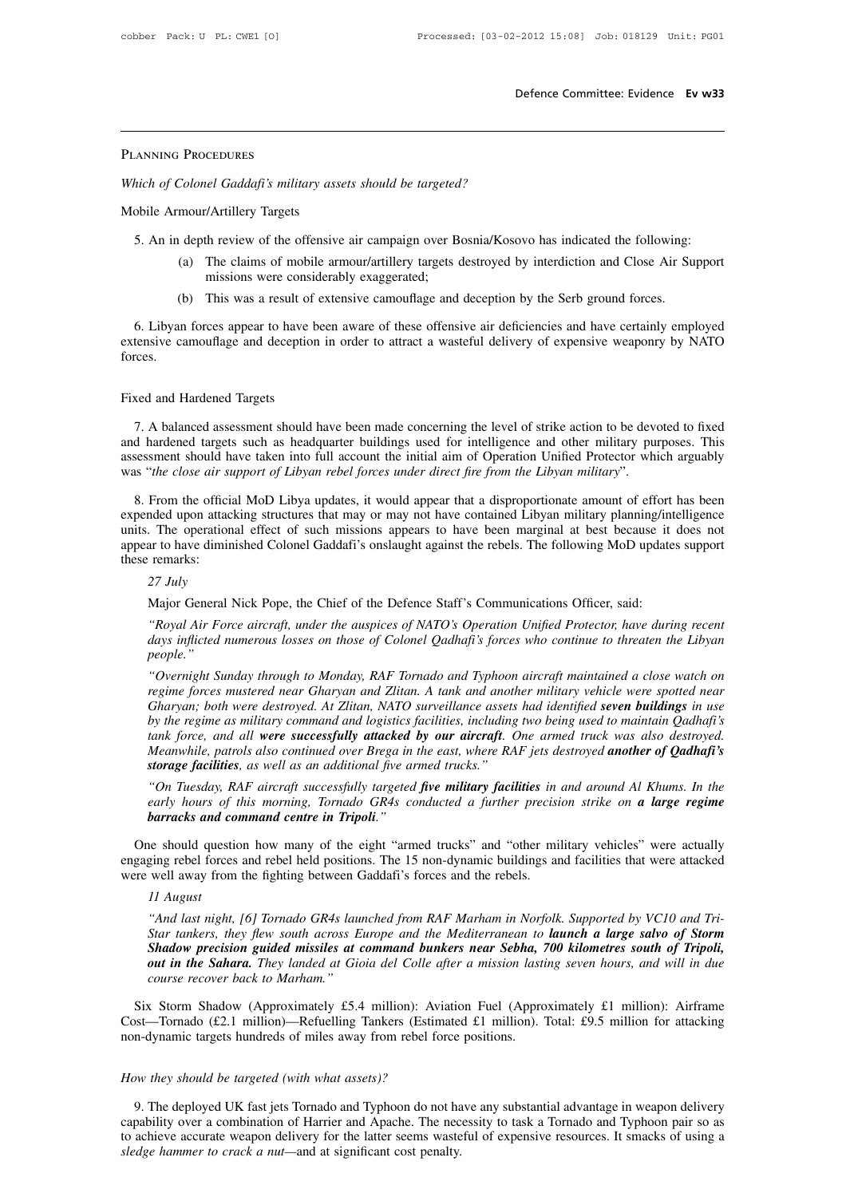## Planning Procedures

*Which of Colonel Gaddafi's military assets should be targeted?*

### Mobile Armour/Artillery Targets

5. An in depth review of the offensive air campaign over Bosnia/Kosovo has indicated the following:

   (a) The claims of mobile armour/artillery targets destroyed by interdiction and Close Air Support missions were considerably exaggerated;

   (b) This was a result of extensive camouflage and deception by the Serb ground forces.

6. Libyan forces appear to have been aware of these offensive air deficiencies and have certainly employed extensive camouflage and deception in order to attract a wasteful delivery of expensive weaponry by NATO forces.

### Fixed and Hardened Targets

7. A balanced assessment should have been made concerning the level of strike action to be devoted to fixed and hardened targets such as headquarter buildings used for intelligence and other military purposes. This assessment should have taken into full account the initial aim of Operation Unified Protector which arguably was "*the close air support of Libyan rebel forces under direct fire from the Libyan military*".

8. From the official MoD Libya updates, it would appear that a disproportionate amount of effort has been expended upon attacking structures that may or may not have contained Libyan military planning/intelligence units. The operational effect of such missions appears to have been marginal at best because it does not appear to have diminished Colonel Gaddafi's onslaught against the rebels. The following MoD updates support these remarks:

*27 July*

Major General Nick Pope, the Chief of the Defence Staff's Communications Officer, said:

*"Royal Air Force aircraft, under the auspices of NATO's Operation Unified Protector, have during recent days inflicted numerous losses on those of Colonel Qadhafi's forces who continue to threaten the Libyan people."*

*"Overnight Sunday through to Monday, RAF Tornado and Typhoon aircraft maintained a close watch on regime forces mustered near Gharyan and Zlitan. A tank and another military vehicle were spotted near Gharyan; both were destroyed. At Zlitan, NATO surveillance assets had identified **seven buildings** in use by the regime as military command and logistics facilities, including two being used to maintain Qadhafi's tank force, and all **were successfully attacked by our aircraft**. One armed truck was also destroyed. Meanwhile, patrols also continued over Brega in the east, where RAF jets destroyed **another of Qadhafi's storage facilities**, as well as an additional five armed trucks."*

*"On Tuesday, RAF aircraft successfully targeted **five military facilities** in and around Al Khums. In the early hours of this morning, Tornado GR4s conducted a further precision strike on **a large regime barracks and command centre in Tripoli**."*

One should question how many of the eight "armed trucks" and "other military vehicles" were actually engaging rebel forces and rebel held positions. The 15 non-dynamic buildings and facilities that were attacked were well away from the fighting between Gaddafi's forces and the rebels.

*11 August*

*"And last night, [6] Tornado GR4s launched from RAF Marham in Norfolk. Supported by VC10 and Tri-Star tankers, they flew south across Europe and the Mediterranean to **launch a large salvo of Storm Shadow precision guided missiles at command bunkers near Sebha, 700 kilometres south of Tripoli, out in the Sahara.** They landed at Gioia del Colle after a mission lasting seven hours, and will in due course recover back to Marham."*

Six Storm Shadow (Approximately £5.4 million): Aviation Fuel (Approximately £1 million): Airframe Cost—Tornado (£2.1 million)—Refuelling Tankers (Estimated £1 million). Total: £9.5 million for attacking non-dynamic targets hundreds of miles away from rebel force positions.

*How they should be targeted (with what assets)?*

9. The deployed UK fast jets Tornado and Typhoon do not have any substantial advantage in weapon delivery capability over a combination of Harrier and Apache. The necessity to task a Tornado and Typhoon pair so as to achieve accurate weapon delivery for the latter seems wasteful of expensive resources. It smacks of using a *sledge hammer to crack a nut*—and at significant cost penalty.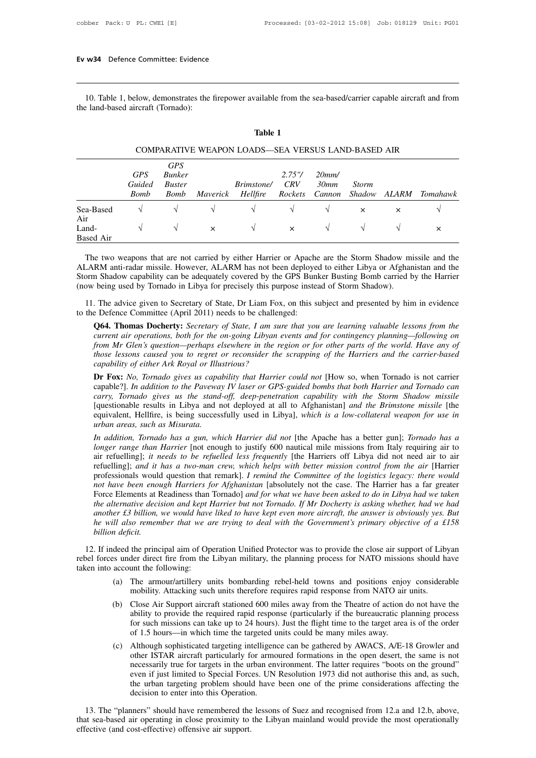10. Table 1, below, demonstrates the firepower available from the sea-based/carrier capable aircraft and from the land-based aircraft (Tornado):

**Table 1**

COMPARATIVE WEAPON LOADS—SEA VERSUS LAND-BASED AIR

| | *GPS Guided Bomb* | *GPS Bunker Buster Bomb* | *Maverick* | *Brimstone/ Hellfire* | *2.75"/ CRV Rockets* | *20mm/ 30mm Cannon* | *Storm Shadow* | *ALARM* | *Tomahawk* |
|---|---|---|---|---|---|---|---|---|---|
| Sea-Based Air | √ | √ | √ | √ | √ | √ | × | × | √ |
| Land-Based Air | √ | √ | × | √ | × | √ | √ | √ | × |

The two weapons that are not carried by either Harrier or Apache are the Storm Shadow missile and the ALARM anti-radar missile. However, ALARM has not been deployed to either Libya or Afghanistan and the Storm Shadow capability can be adequately covered by the GPS Bunker Busting Bomb carried by the Harrier (now being used by Tornado in Libya for precisely this purpose instead of Storm Shadow).

11. The advice given to Secretary of State, Dr Liam Fox, on this subject and presented by him in evidence to the Defence Committee (April 2011) needs to be challenged:

> **Q64. Thomas Docherty:** *Secretary of State, I am sure that you are learning valuable lessons from the current air operations, both for the on-going Libyan events and for contingency planning—following on from Mr Glen's question—perhaps elsewhere in the region or for other parts of the world. Have any of those lessons caused you to regret or reconsider the scrapping of the Harriers and the carrier-based capability of either Ark Royal or Illustrious?*
>
> **Dr Fox:** *No, Tornado gives us capability that Harrier could not* [How so, when Tornado is not carrier capable?]. *In addition to the Paveway IV laser or GPS-guided bombs that both Harrier and Tornado can carry, Tornado gives us the stand-off, deep-penetration capability with the Storm Shadow missile* [questionable results in Libya and not deployed at all to Afghanistan] *and the Brimstone missile* [the equivalent, Hellfire, is being successfully used in Libya], *which is a low-collateral weapon for use in urban areas, such as Misurata.*
>
> *In addition, Tornado has a gun, which Harrier did not* [the Apache has a better gun]; *Tornado has a longer range than Harrier* [not enough to justify 600 nautical mile missions from Italy requiring air to air refuelling]; *it needs to be refuelled less frequently* [the Harriers off Libya did not need air to air refuelling]; *and it has a two-man crew, which helps with better mission control from the air* [Harrier professionals would question that remark]. *I remind the Committee of the logistics legacy: there would not have been enough Harriers for Afghanistan* [absolutely not the case. The Harrier has a far greater Force Elements at Readiness than Tornado] *and for what we have been asked to do in Libya had we taken the alternative decision and kept Harrier but not Tornado. If Mr Docherty is asking whether, had we had another £3 billion, we would have liked to have kept even more aircraft, the answer is obviously yes. But he will also remember that we are trying to deal with the Government's primary objective of a £158 billion deficit.*

12. If indeed the principal aim of Operation Unified Protector was to provide the close air support of Libyan rebel forces under direct fire from the Libyan military, the planning process for NATO missions should have taken into account the following:

(a) The armour/artillery units bombarding rebel-held towns and positions enjoy considerable mobility. Attacking such units therefore requires rapid response from NATO air units.

(b) Close Air Support aircraft stationed 600 miles away from the Theatre of action do not have the ability to provide the required rapid response (particularly if the bureaucratic planning process for such missions can take up to 24 hours). Just the flight time to the target area is of the order of 1.5 hours—in which time the targeted units could be many miles away.

(c) Although sophisticated targeting intelligence can be gathered by AWACS, A/E-18 Growler and other ISTAR aircraft particularly for armoured formations in the open desert, the same is not necessarily true for targets in the urban environment. The latter requires "boots on the ground" even if just limited to Special Forces. UN Resolution 1973 did not authorise this and, as such, the urban targeting problem should have been one of the prime considerations affecting the decision to enter into this Operation.

13. The "planners" should have remembered the lessons of Suez and recognised from 12.a and 12.b, above, that sea-based air operating in close proximity to the Libyan mainland would provide the most operationally effective (and cost-effective) offensive air support.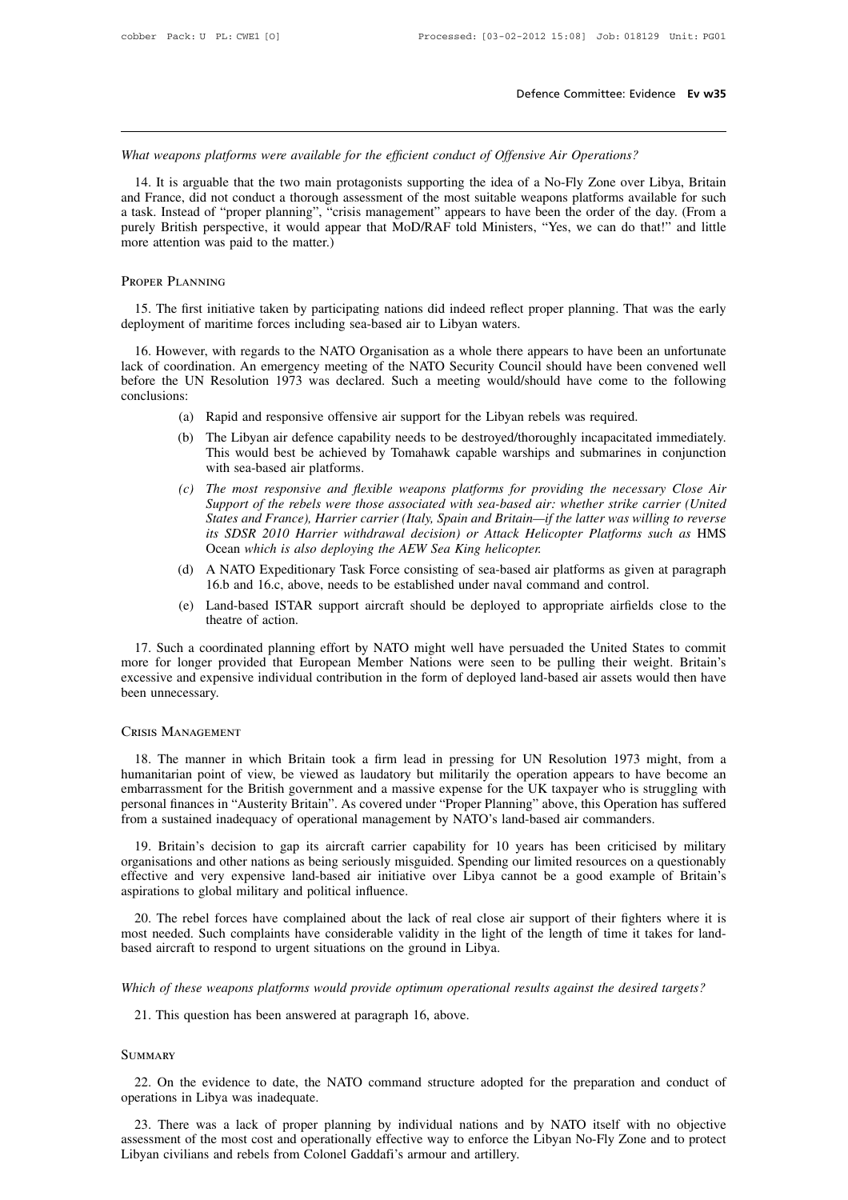*What weapons platforms were available for the efficient conduct of Offensive Air Operations?*

14. It is arguable that the two main protagonists supporting the idea of a No-Fly Zone over Libya, Britain and France, did not conduct a thorough assessment of the most suitable weapons platforms available for such a task. Instead of "proper planning", "crisis management" appears to have been the order of the day. (From a purely British perspective, it would appear that MoD/RAF told Ministers, "Yes, we can do that!" and little more attention was paid to the matter.)

### Proper Planning

15. The first initiative taken by participating nations did indeed reflect proper planning. That was the early deployment of maritime forces including sea-based air to Libyan waters.

16. However, with regards to the NATO Organisation as a whole there appears to have been an unfortunate lack of coordination. An emergency meeting of the NATO Security Council should have been convened well before the UN Resolution 1973 was declared. Such a meeting would/should have come to the following conclusions:

(a) Rapid and responsive offensive air support for the Libyan rebels was required.

(b) The Libyan air defence capability needs to be destroyed/thoroughly incapacitated immediately. This would best be achieved by Tomahawk capable warships and submarines in conjunction with sea-based air platforms.

*(c) The most responsive and flexible weapons platforms for providing the necessary Close Air Support of the rebels were those associated with sea-based air: whether strike carrier (United States and France), Harrier carrier (Italy, Spain and Britain—if the latter was willing to reverse its SDSR 2010 Harrier withdrawal decision) or Attack Helicopter Platforms such as* HMS Ocean *which is also deploying the AEW Sea King helicopter.*

(d) A NATO Expeditionary Task Force consisting of sea-based air platforms as given at paragraph 16.b and 16.c, above, needs to be established under naval command and control.

(e) Land-based ISTAR support aircraft should be deployed to appropriate airfields close to the theatre of action.

17. Such a coordinated planning effort by NATO might well have persuaded the United States to commit more for longer provided that European Member Nations were seen to be pulling their weight. Britain's excessive and expensive individual contribution in the form of deployed land-based air assets would then have been unnecessary.

### Crisis Management

18. The manner in which Britain took a firm lead in pressing for UN Resolution 1973 might, from a humanitarian point of view, be viewed as laudatory but militarily the operation appears to have become an embarrassment for the British government and a massive expense for the UK taxpayer who is struggling with personal finances in "Austerity Britain". As covered under "Proper Planning" above, this Operation has suffered from a sustained inadequacy of operational management by NATO's land-based air commanders.

19. Britain's decision to gap its aircraft carrier capability for 10 years has been criticised by military organisations and other nations as being seriously misguided. Spending our limited resources on a questionably effective and very expensive land-based air initiative over Libya cannot be a good example of Britain's aspirations to global military and political influence.

20. The rebel forces have complained about the lack of real close air support of their fighters where it is most needed. Such complaints have considerable validity in the light of the length of time it takes for land-based aircraft to respond to urgent situations on the ground in Libya.

*Which of these weapons platforms would provide optimum operational results against the desired targets?*

21. This question has been answered at paragraph 16, above.

### Summary

22. On the evidence to date, the NATO command structure adopted for the preparation and conduct of operations in Libya was inadequate.

23. There was a lack of proper planning by individual nations and by NATO itself with no objective assessment of the most cost and operationally effective way to enforce the Libyan No-Fly Zone and to protect Libyan civilians and rebels from Colonel Gaddafi's armour and artillery.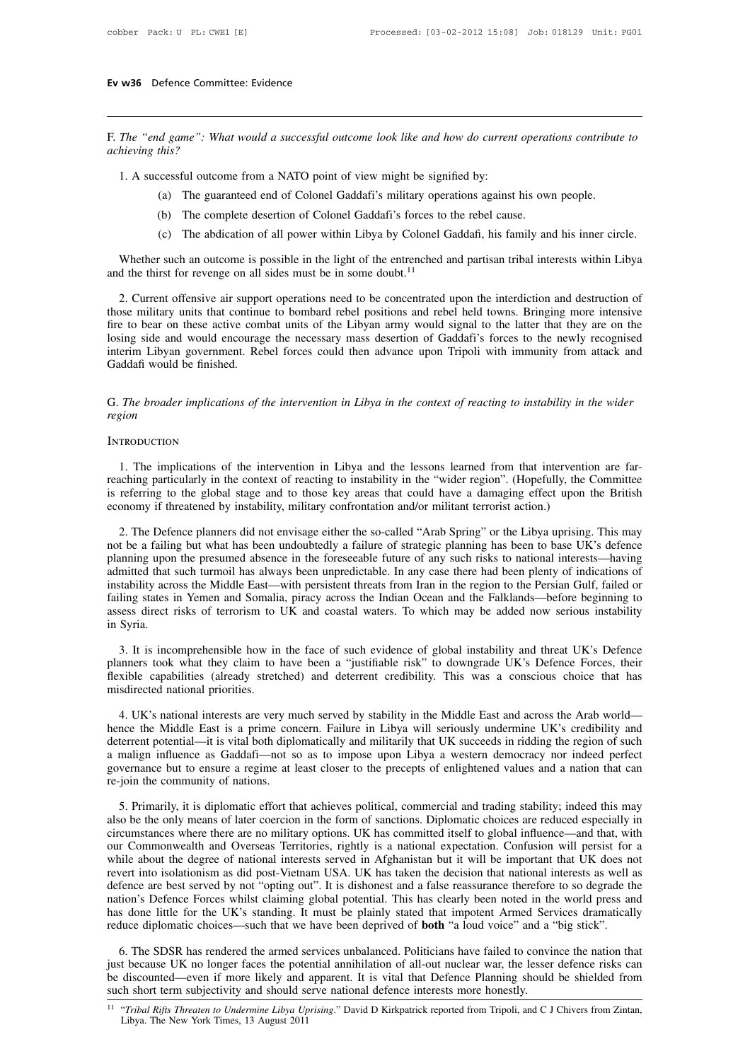F. *The "end game": What would a successful outcome look like and how do current operations contribute to achieving this?*

1. A successful outcome from a NATO point of view might be signified by:

   (a) The guaranteed end of Colonel Gaddafi's military operations against his own people.

   (b) The complete desertion of Colonel Gaddafi's forces to the rebel cause.

   (c) The abdication of all power within Libya by Colonel Gaddafi, his family and his inner circle.

Whether such an outcome is possible in the light of the entrenched and partisan tribal interests within Libya and the thirst for revenge on all sides must be in some doubt.[11]

2. Current offensive air support operations need to be concentrated upon the interdiction and destruction of those military units that continue to bombard rebel positions and rebel held towns. Bringing more intensive fire to bear on these active combat units of the Libyan army would signal to the latter that they are on the losing side and would encourage the necessary mass desertion of Gaddafi's forces to the newly recognised interim Libyan government. Rebel forces could then advance upon Tripoli with immunity from attack and Gaddafi would be finished.

G. *The broader implications of the intervention in Libya in the context of reacting to instability in the wider region*

Introduction

1. The implications of the intervention in Libya and the lessons learned from that intervention are far-reaching particularly in the context of reacting to instability in the "wider region". (Hopefully, the Committee is referring to the global stage and to those key areas that could have a damaging effect upon the British economy if threatened by instability, military confrontation and/or militant terrorist action.)

2. The Defence planners did not envisage either the so-called "Arab Spring" or the Libya uprising. This may not be a failing but what has been undoubtedly a failure of strategic planning has been to base UK's defence planning upon the presumed absence in the foreseeable future of any such risks to national interests—having admitted that such turmoil has always been unpredictable. In any case there had been plenty of indications of instability across the Middle East—with persistent threats from Iran in the region to the Persian Gulf, failed or failing states in Yemen and Somalia, piracy across the Indian Ocean and the Falklands—before beginning to assess direct risks of terrorism to UK and coastal waters. To which may be added now serious instability in Syria.

3. It is incomprehensible how in the face of such evidence of global instability and threat UK's Defence planners took what they claim to have been a "justifiable risk" to downgrade UK's Defence Forces, their flexible capabilities (already stretched) and deterrent credibility. This was a conscious choice that has misdirected national priorities.

4. UK's national interests are very much served by stability in the Middle East and across the Arab world—hence the Middle East is a prime concern. Failure in Libya will seriously undermine UK's credibility and deterrent potential—it is vital both diplomatically and militarily that UK succeeds in ridding the region of such a malign influence as Gaddafi—not so as to impose upon Libya a western democracy nor indeed perfect governance but to ensure a regime at least closer to the precepts of enlightened values and a nation that can re-join the community of nations.

5. Primarily, it is diplomatic effort that achieves political, commercial and trading stability; indeed this may also be the only means of later coercion in the form of sanctions. Diplomatic choices are reduced especially in circumstances where there are no military options. UK has committed itself to global influence—and that, with our Commonwealth and Overseas Territories, rightly is a national expectation. Confusion will persist for a while about the degree of national interests served in Afghanistan but it will be important that UK does not revert into isolationism as did post-Vietnam USA. UK has taken the decision that national interests as well as defence are best served by not "opting out". It is dishonest and a false reassurance therefore to so degrade the nation's Defence Forces whilst claiming global potential. This has clearly been noted in the world press and has done little for the UK's standing. It must be plainly stated that impotent Armed Services dramatically reduce diplomatic choices—such that we have been deprived of **both** "a loud voice" and a "big stick".

6. The SDSR has rendered the armed services unbalanced. Politicians have failed to convince the nation that just because UK no longer faces the potential annihilation of all-out nuclear war, the lesser defence risks can be discounted—even if more likely and apparent. It is vital that Defence Planning should be shielded from such short term subjectivity and should serve national defence interests more honestly.

[11] "*Tribal Rifts Threaten to Undermine Libya Uprising*." David D Kirkpatrick reported from Tripoli, and C J Chivers from Zintan, Libya. The New York Times, 13 August 2011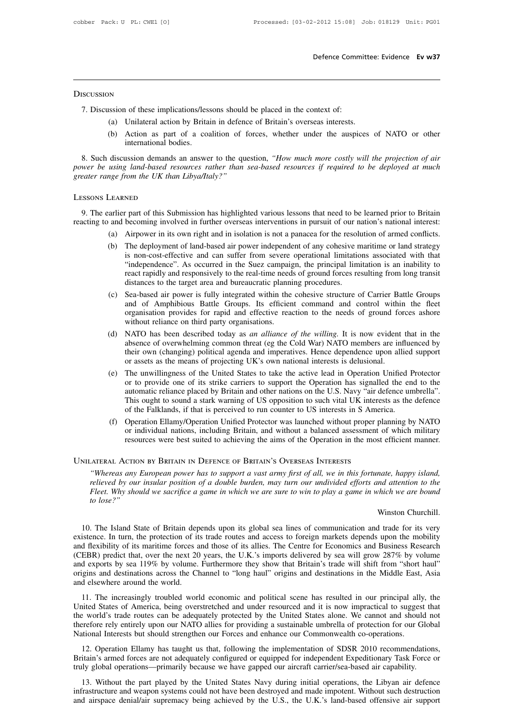## Discussion

7. Discussion of these implications/lessons should be placed in the context of:

   (a) Unilateral action by Britain in defence of Britain's overseas interests.

   (b) Action as part of a coalition of forces, whether under the auspices of NATO or other international bodies.

8. Such discussion demands an answer to the question, *"How much more costly will the projection of air power be using land-based resources rather than sea-based resources if required to be deployed at much greater range from the UK than Libya/Italy?"*

## Lessons Learned

9. The earlier part of this Submission has highlighted various lessons that need to be learned prior to Britain reacting to and becoming involved in further overseas interventions in pursuit of our nation's national interest:

   (a) Airpower in its own right and in isolation is not a panacea for the resolution of armed conflicts.

   (b) The deployment of land-based air power independent of any cohesive maritime or land strategy is non-cost-effective and can suffer from severe operational limitations associated with that "independence". As occurred in the Suez campaign, the principal limitation is an inability to react rapidly and responsively to the real-time needs of ground forces resulting from long transit distances to the target area and bureaucratic planning procedures.

   (c) Sea-based air power is fully integrated within the cohesive structure of Carrier Battle Groups and of Amphibious Battle Groups. Its efficient command and control within the fleet organisation provides for rapid and effective reaction to the needs of ground forces ashore without reliance on third party organisations.

   (d) NATO has been described today as *an alliance of the willing*. It is now evident that in the absence of overwhelming common threat (eg the Cold War) NATO members are influenced by their own (changing) political agenda and imperatives. Hence dependence upon allied support or assets as the means of projecting UK's own national interests is delusional.

   (e) The unwillingness of the United States to take the active lead in Operation Unified Protector or to provide one of its strike carriers to support the Operation has signalled the end to the automatic reliance placed by Britain and other nations on the U.S. Navy "air defence umbrella". This ought to sound a stark warning of US opposition to such vital UK interests as the defence of the Falklands, if that is perceived to run counter to US interests in S America.

   (f) Operation Ellamy/Operation Unified Protector was launched without proper planning by NATO or individual nations, including Britain, and without a balanced assessment of which military resources were best suited to achieving the aims of the Operation in the most efficient manner.

## Unilateral Action by Britain in Defence of Britain's Overseas Interests

> *"Whereas any European power has to support a vast army first of all, we in this fortunate, happy island, relieved by our insular position of a double burden, may turn our undivided efforts and attention to the Fleet. Why should we sacrifice a game in which we are sure to win to play a game in which we are bound to lose?"*
>
> Winston Churchill.

10. The Island State of Britain depends upon its global sea lines of communication and trade for its very existence. In turn, the protection of its trade routes and access to foreign markets depends upon the mobility and flexibility of its maritime forces and those of its allies. The Centre for Economics and Business Research (CEBR) predict that, over the next 20 years, the U.K.'s imports delivered by sea will grow 287% by volume and exports by sea 119% by volume. Furthermore they show that Britain's trade will shift from "short haul" origins and destinations across the Channel to "long haul" origins and destinations in the Middle East, Asia and elsewhere around the world.

11. The increasingly troubled world economic and political scene has resulted in our principal ally, the United States of America, being overstretched and under resourced and it is now impractical to suggest that the world's trade routes can be adequately protected by the United States alone. We cannot and should not therefore rely entirely upon our NATO allies for providing a sustainable umbrella of protection for our Global National Interests but should strengthen our Forces and enhance our Commonwealth co-operations.

12. Operation Ellamy has taught us that, following the implementation of SDSR 2010 recommendations, Britain's armed forces are not adequately configured or equipped for independent Expeditionary Task Force or truly global operations—primarily because we have gapped our aircraft carrier/sea-based air capability.

13. Without the part played by the United States Navy during initial operations, the Libyan air defence infrastructure and weapon systems could not have been destroyed and made impotent. Without such destruction and airspace denial/air supremacy being achieved by the U.S., the U.K.'s land-based offensive air support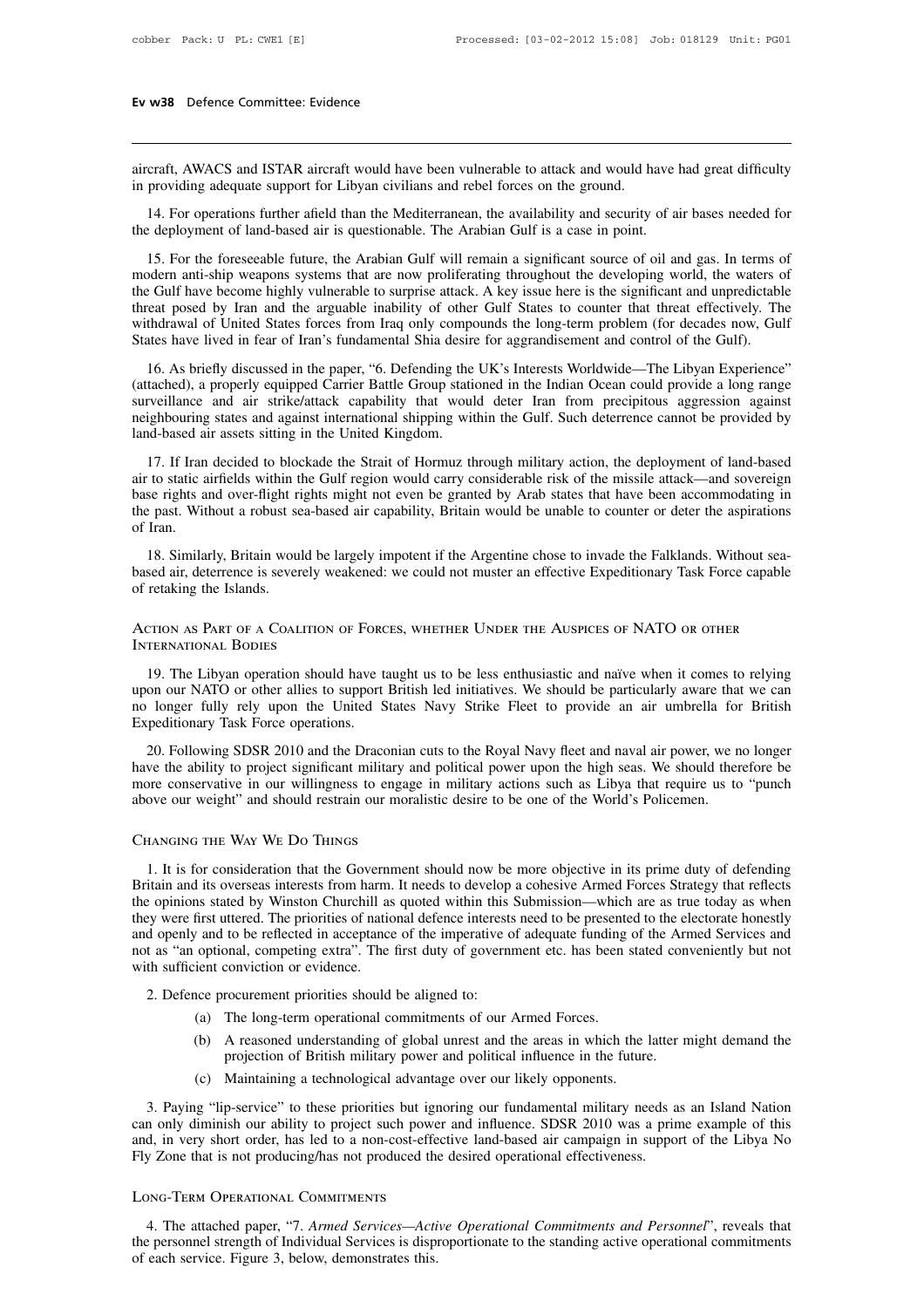aircraft, AWACS and ISTAR aircraft would have been vulnerable to attack and would have had great difficulty in providing adequate support for Libyan civilians and rebel forces on the ground.

14. For operations further afield than the Mediterranean, the availability and security of air bases needed for the deployment of land-based air is questionable. The Arabian Gulf is a case in point.

15. For the foreseeable future, the Arabian Gulf will remain a significant source of oil and gas. In terms of modern anti-ship weapons systems that are now proliferating throughout the developing world, the waters of the Gulf have become highly vulnerable to surprise attack. A key issue here is the significant and unpredictable threat posed by Iran and the arguable inability of other Gulf States to counter that threat effectively. The withdrawal of United States forces from Iraq only compounds the long-term problem (for decades now, Gulf States have lived in fear of Iran's fundamental Shia desire for aggrandisement and control of the Gulf).

16. As briefly discussed in the paper, "6. Defending the UK's Interests Worldwide—The Libyan Experience" (attached), a properly equipped Carrier Battle Group stationed in the Indian Ocean could provide a long range surveillance and air strike/attack capability that would deter Iran from precipitous aggression against neighbouring states and against international shipping within the Gulf. Such deterrence cannot be provided by land-based air assets sitting in the United Kingdom.

17. If Iran decided to blockade the Strait of Hormuz through military action, the deployment of land-based air to static airfields within the Gulf region would carry considerable risk of the missile attack—and sovereign base rights and over-flight rights might not even be granted by Arab states that have been accommodating in the past. Without a robust sea-based air capability, Britain would be unable to counter or deter the aspirations of Iran.

18. Similarly, Britain would be largely impotent if the Argentine chose to invade the Falklands. Without sea-based air, deterrence is severely weakened: we could not muster an effective Expeditionary Task Force capable of retaking the Islands.

## Action as Part of a Coalition of Forces, whether Under the Auspices of NATO or other International Bodies

19. The Libyan operation should have taught us to be less enthusiastic and naïve when it comes to relying upon our NATO or other allies to support British led initiatives. We should be particularly aware that we can no longer fully rely upon the United States Navy Strike Fleet to provide an air umbrella for British Expeditionary Task Force operations.

20. Following SDSR 2010 and the Draconian cuts to the Royal Navy fleet and naval air power, we no longer have the ability to project significant military and political power upon the high seas. We should therefore be more conservative in our willingness to engage in military actions such as Libya that require us to "punch above our weight" and should restrain our moralistic desire to be one of the World's Policemen.

## Changing the Way We Do Things

1. It is for consideration that the Government should now be more objective in its prime duty of defending Britain and its overseas interests from harm. It needs to develop a cohesive Armed Forces Strategy that reflects the opinions stated by Winston Churchill as quoted within this Submission—which are as true today as when they were first uttered. The priorities of national defence interests need to be presented to the electorate honestly and openly and to be reflected in acceptance of the imperative of adequate funding of the Armed Services and not as "an optional, competing extra". The first duty of government etc. has been stated conveniently but not with sufficient conviction or evidence.

2. Defence procurement priorities should be aligned to:
   - (a) The long-term operational commitments of our Armed Forces.
   - (b) A reasoned understanding of global unrest and the areas in which the latter might demand the projection of British military power and political influence in the future.
   - (c) Maintaining a technological advantage over our likely opponents.

3. Paying "lip-service" to these priorities but ignoring our fundamental military needs as an Island Nation can only diminish our ability to project such power and influence. SDSR 2010 was a prime example of this and, in very short order, has led to a non-cost-effective land-based air campaign in support of the Libya No Fly Zone that is not producing/has not produced the desired operational effectiveness.

## Long-Term Operational Commitments

4. The attached paper, "7. *Armed Services—Active Operational Commitments and Personnel*", reveals that the personnel strength of Individual Services is disproportionate to the standing active operational commitments of each service. Figure 3, below, demonstrates this.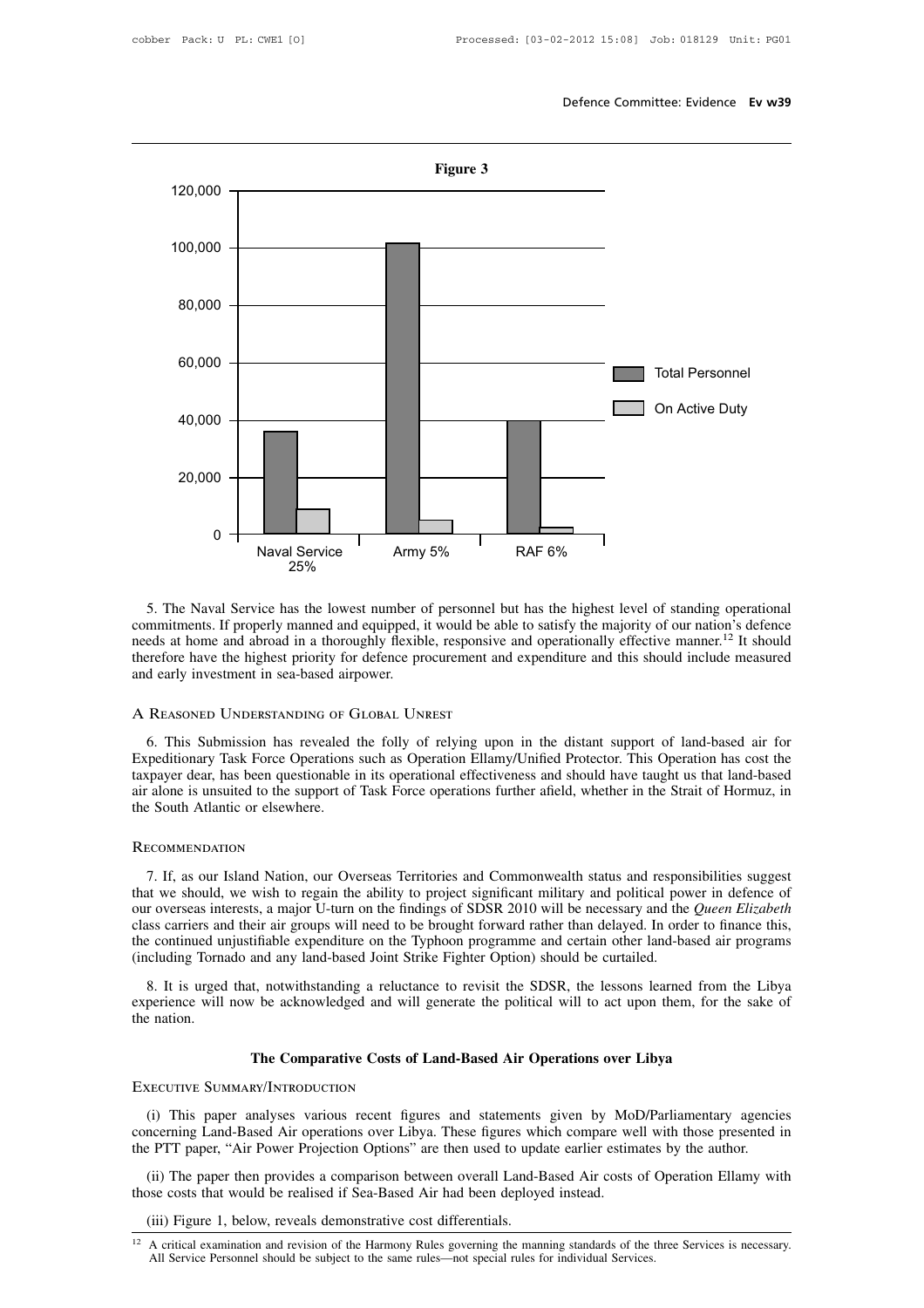**Figure 3**

| | Total Personnel | On Active Duty |
|---|---|---|
| Naval Service 25% | ~36,000 | ~9,000 |
| Army 5% | ~102,000 | ~5,000 |
| RAF 6% | ~40,000 | ~2,500 |

5. The Naval Service has the lowest number of personnel but has the highest level of standing operational commitments. If properly manned and equipped, it would be able to satisfy the majority of our nation's defence needs at home and abroad in a thoroughly flexible, responsive and operationally effective manner.[12] It should therefore have the highest priority for defence procurement and expenditure and this should include measured and early investment in sea-based airpower.

## A Reasoned Understanding of Global Unrest

6. This Submission has revealed the folly of relying upon in the distant support of land-based air for Expeditionary Task Force Operations such as Operation Ellamy/Unified Protector. This Operation has cost the taxpayer dear, has been questionable in its operational effectiveness and should have taught us that land-based air alone is unsuited to the support of Task Force operations further afield, whether in the Strait of Hormuz, in the South Atlantic or elsewhere.

## Recommendation

7. If, as our Island Nation, our Overseas Territories and Commonwealth status and responsibilities suggest that we should, we wish to regain the ability to project significant military and political power in defence of our overseas interests, a major U-turn on the findings of SDSR 2010 will be necessary and the *Queen Elizabeth* class carriers and their air groups will need to be brought forward rather than delayed. In order to finance this, the continued unjustifiable expenditure on the Typhoon programme and certain other land-based air programs (including Tornado and any land-based Joint Strike Fighter Option) should be curtailed.

8. It is urged that, notwithstanding a reluctance to revisit the SDSR, the lessons learned from the Libya experience will now be acknowledged and will generate the political will to act upon them, for the sake of the nation.

# The Comparative Costs of Land-Based Air Operations over Libya

## Executive Summary/Introduction

(i) This paper analyses various recent figures and statements given by MoD/Parliamentary agencies concerning Land-Based Air operations over Libya. These figures which compare well with those presented in the PTT paper, "Air Power Projection Options" are then used to update earlier estimates by the author.

(ii) The paper then provides a comparison between overall Land-Based Air costs of Operation Ellamy with those costs that would be realised if Sea-Based Air had been deployed instead.

(iii) Figure 1, below, reveals demonstrative cost differentials.

[12] A critical examination and revision of the Harmony Rules governing the manning standards of the three Services is necessary. All Service Personnel should be subject to the same rules—not special rules for individual Services.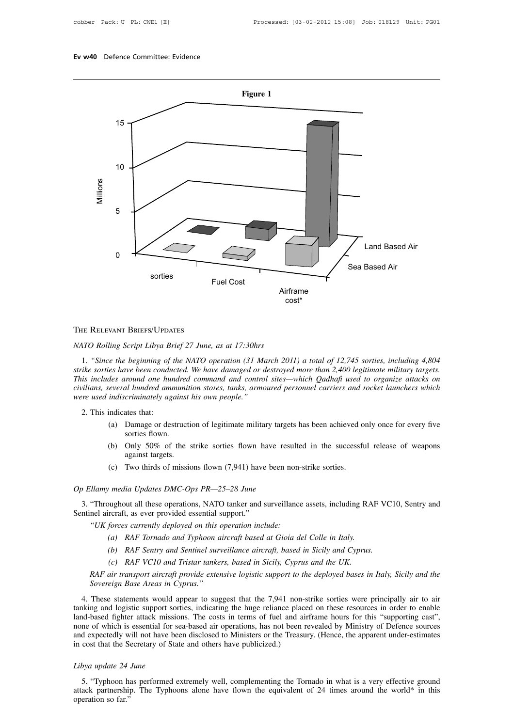**Figure 1**

Millions

15

10

5

0

sorties | Fuel Cost | Airframe cost*

Land Based Air

Sea Based Air

The Relevant Briefs/Updates

*NATO Rolling Script Libya Brief 27 June, as at 17:30hrs*

1. *"Since the beginning of the NATO operation (31 March 2011) a total of 12,745 sorties, including 4,804 strike sorties have been conducted. We have damaged or destroyed more than 2,400 legitimate military targets. This includes around one hundred command and control sites—which Qadhafi used to organize attacks on civilians, several hundred ammunition stores, tanks, armoured personnel carriers and rocket launchers which were used indiscriminately against his own people."*

2. This indicates that:

   (a) Damage or destruction of legitimate military targets has been achieved only once for every five sorties flown.

   (b) Only 50% of the strike sorties flown have resulted in the successful release of weapons against targets.

   (c) Two thirds of missions flown (7,941) have been non-strike sorties.

*Op Ellamy media Updates DMC-Ops PR—25–28 June*

3. "Throughout all these operations, NATO tanker and surveillance assets, including RAF VC10, Sentry and Sentinel aircraft, as ever provided essential support."

*"UK forces currently deployed on this operation include:*

*(a) RAF Tornado and Typhoon aircraft based at Gioia del Colle in Italy.*

*(b) RAF Sentry and Sentinel surveillance aircraft, based in Sicily and Cyprus.*

*(c) RAF VC10 and Tristar tankers, based in Sicily, Cyprus and the UK.*

*RAF air transport aircraft provide extensive logistic support to the deployed bases in Italy, Sicily and the Sovereign Base Areas in Cyprus."*

4. These statements would appear to suggest that the 7,941 non-strike sorties were principally air to air tanking and logistic support sorties, indicating the huge reliance placed on these resources in order to enable land-based fighter attack missions. The costs in terms of fuel and airframe hours for this "supporting cast", none of which is essential for sea-based air operations, has not been revealed by Ministry of Defence sources and expectedly will not have been disclosed to Ministers or the Treasury. (Hence, the apparent under-estimates in cost that the Secretary of State and others have publicized.)

*Libya update 24 June*

5. "Typhoon has performed extremely well, complementing the Tornado in what is a very effective ground attack partnership. The Typhoons alone have flown the equivalent of 24 times around the world* in this operation so far."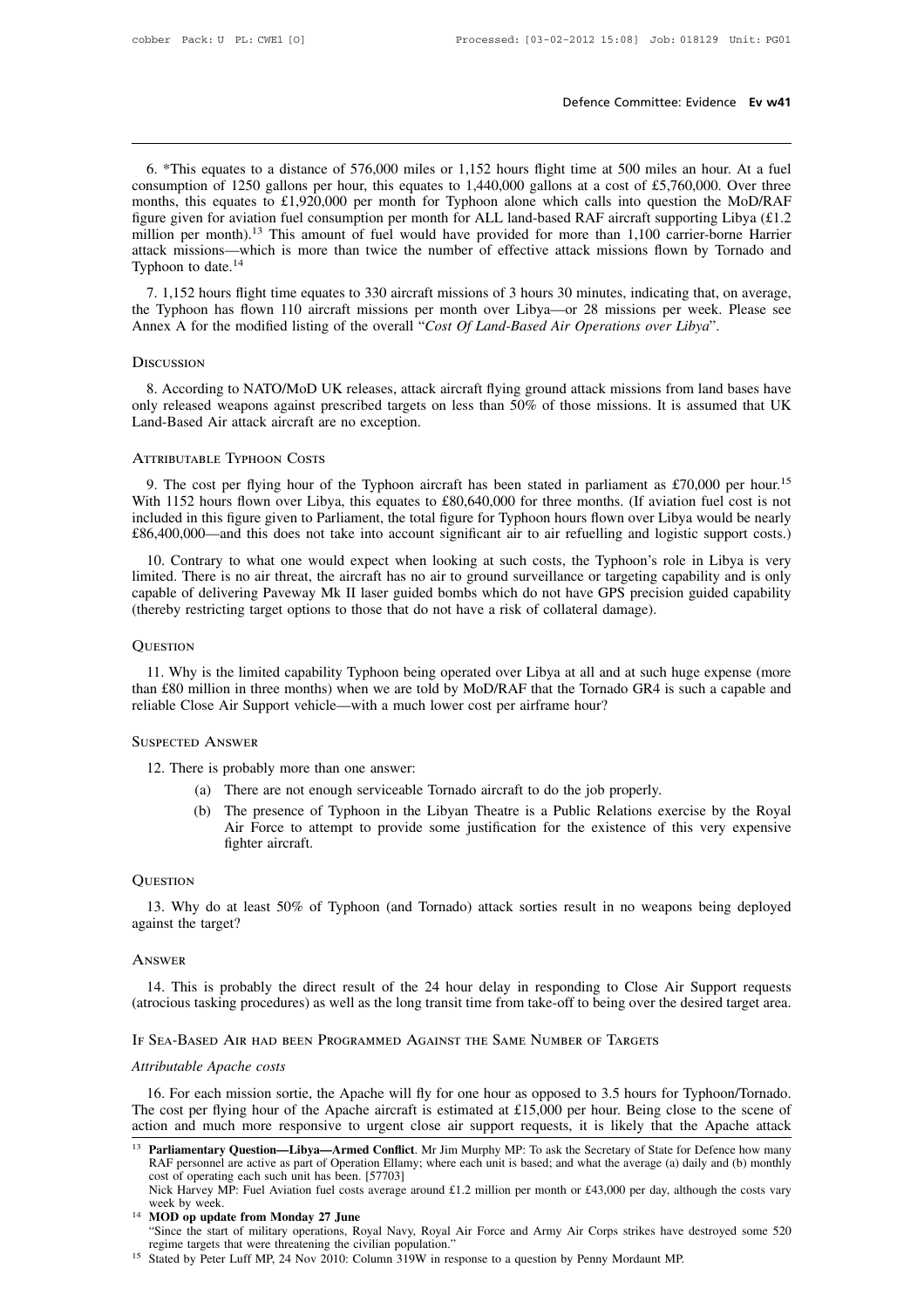6. *This equates to a distance of 576,000 miles or 1,152 hours flight time at 500 miles an hour. At a fuel consumption of 1250 gallons per hour, this equates to 1,440,000 gallons at a cost of £5,760,000. Over three months, this equates to £1,920,000 per month for Typhoon alone which calls into question the MoD/RAF figure given for aviation fuel consumption per month for ALL land-based RAF aircraft supporting Libya (£1.2 million per month).[13] This amount of fuel would have provided for more than 1,100 carrier-borne Harrier attack missions—which is more than twice the number of effective attack missions flown by Tornado and Typhoon to date.[14]

7. 1,152 hours flight time equates to 330 aircraft missions of 3 hours 30 minutes, indicating that, on average, the Typhoon has flown 110 aircraft missions per month over Libya—or 28 missions per week. Please see Annex A for the modified listing of the overall "*Cost Of Land-Based Air Operations over Libya*".

## Discussion

8. According to NATO/MoD UK releases, attack aircraft flying ground attack missions from land bases have only released weapons against prescribed targets on less than 50% of those missions. It is assumed that UK Land-Based Air attack aircraft are no exception.

## Attributable Typhoon Costs

9. The cost per flying hour of the Typhoon aircraft has been stated in parliament as £70,000 per hour.[15] With 1152 hours flown over Libya, this equates to £80,640,000 for three months. (If aviation fuel cost is not included in this figure given to Parliament, the total figure for Typhoon hours flown over Libya would be nearly £86,400,000—and this does not take into account significant air to air refuelling and logistic support costs.)

10. Contrary to what one would expect when looking at such costs, the Typhoon's role in Libya is very limited. There is no air threat, the aircraft has no air to ground surveillance or targeting capability and is only capable of delivering Paveway Mk II laser guided bombs which do not have GPS precision guided capability (thereby restricting target options to those that do not have a risk of collateral damage).

## Question

11. Why is the limited capability Typhoon being operated over Libya at all and at such huge expense (more than £80 million in three months) when we are told by MoD/RAF that the Tornado GR4 is such a capable and reliable Close Air Support vehicle—with a much lower cost per airframe hour?

## Suspected Answer

12. There is probably more than one answer:

(a) There are not enough serviceable Tornado aircraft to do the job properly.

(b) The presence of Typhoon in the Libyan Theatre is a Public Relations exercise by the Royal Air Force to attempt to provide some justification for the existence of this very expensive fighter aircraft.

## Question

13. Why do at least 50% of Typhoon (and Tornado) attack sorties result in no weapons being deployed against the target?

## Answer

14. This is probably the direct result of the 24 hour delay in responding to Close Air Support requests (atrocious tasking procedures) as well as the long transit time from take-off to being over the desired target area.

## If Sea-Based Air had been Programmed Against the Same Number of Targets

### *Attributable Apache costs*

16. For each mission sortie, the Apache will fly for one hour as opposed to 3.5 hours for Typhoon/Tornado. The cost per flying hour of the Apache aircraft is estimated at £15,000 per hour. Being close to the scene of action and much more responsive to urgent close air support requests, it is likely that the Apache attack

---

[13] **Parliamentary Question—Libya—Armed Conflict**. Mr Jim Murphy MP: To ask the Secretary of State for Defence how many RAF personnel are active as part of Operation Ellamy; where each unit is based; and what the average (a) daily and (b) monthly cost of operating each such unit has been. [57703]
Nick Harvey MP: Fuel Aviation fuel costs average around £1.2 million per month or £43,000 per day, although the costs vary week by week.

[14] **MOD op update from Monday 27 June**
"Since the start of military operations, Royal Navy, Royal Air Force and Army Air Corps strikes have destroyed some 520 regime targets that were threatening the civilian population."

[15] Stated by Peter Luff MP, 24 Nov 2010: Column 319W in response to a question by Penny Mordaunt MP.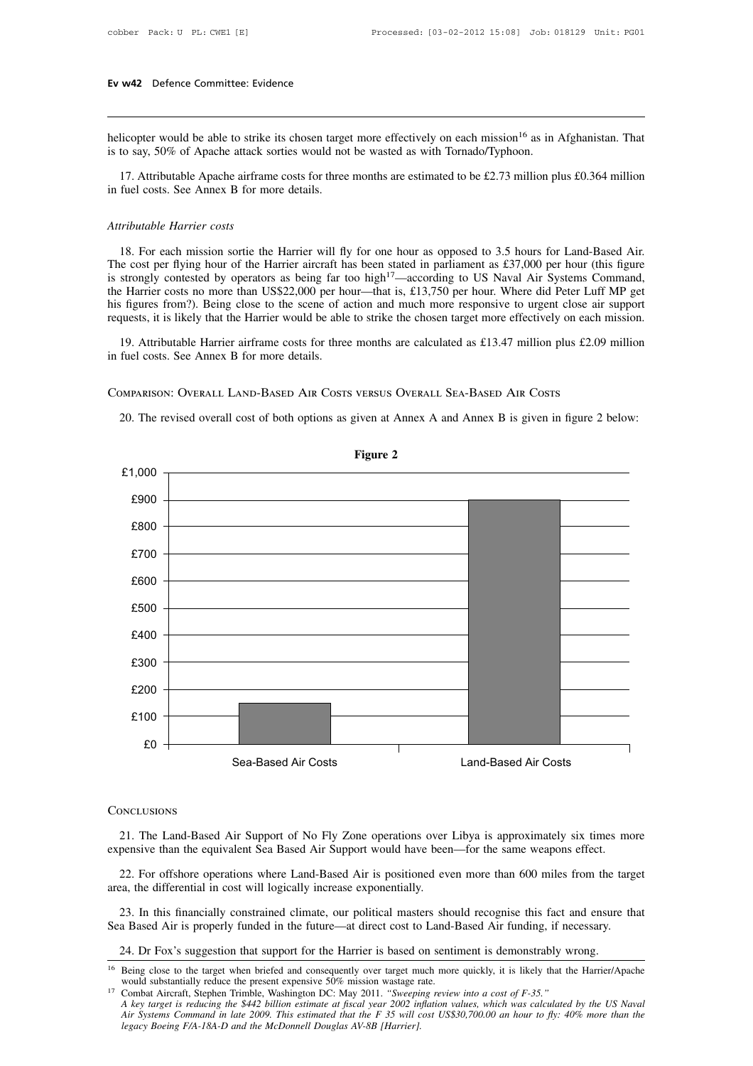helicopter would be able to strike its chosen target more effectively on each mission[16] as in Afghanistan. That is to say, 50% of Apache attack sorties would not be wasted as with Tornado/Typhoon.

17. Attributable Apache airframe costs for three months are estimated to be £2.73 million plus £0.364 million in fuel costs. See Annex B for more details.

*Attributable Harrier costs*

18. For each mission sortie the Harrier will fly for one hour as opposed to 3.5 hours for Land-Based Air. The cost per flying hour of the Harrier aircraft has been stated in parliament as £37,000 per hour (this figure is strongly contested by operators as being far too high[17]—according to US Naval Air Systems Command, the Harrier costs no more than US$22,000 per hour—that is, £13,750 per hour. Where did Peter Luff MP get his figures from?). Being close to the scene of action and much more responsive to urgent close air support requests, it is likely that the Harrier would be able to strike the chosen target more effectively on each mission.

19. Attributable Harrier airframe costs for three months are calculated as £13.47 million plus £2.09 million in fuel costs. See Annex B for more details.

## Comparison: Overall Land-Based Air Costs versus Overall Sea-Based Air Costs

20. The revised overall cost of both options as given at Annex A and Annex B is given in figure 2 below:

**Figure 2**

| | Cost |
|---|---|
| Sea-Based Air Costs | ~£150 |
| Land-Based Air Costs | ~£900 |

## Conclusions

21. The Land-Based Air Support of No Fly Zone operations over Libya is approximately six times more expensive than the equivalent Sea Based Air Support would have been—for the same weapons effect.

22. For offshore operations where Land-Based Air is positioned even more than 600 miles from the target area, the differential in cost will logically increase exponentially.

23. In this financially constrained climate, our political masters should recognise this fact and ensure that Sea Based Air is properly funded in the future—at direct cost to Land-Based Air funding, if necessary.

24. Dr Fox's suggestion that support for the Harrier is based on sentiment is demonstrably wrong.

---

[16] Being close to the target when briefed and consequently over target much more quickly, it is likely that the Harrier/Apache would substantially reduce the present expensive 50% mission wastage rate.

[17] Combat Aircraft, Stephen Trimble, Washington DC: May 2011. *"Sweeping review into a cost of F-35."* *A key target is reducing the $442 billion estimate at fiscal year 2002 inflation values, which was calculated by the US Naval Air Systems Command in late 2009. This estimated that the F 35 will cost US$30,700.00 an hour to fly: 40% more than the legacy Boeing F/A-18A-D and the McDonnell Douglas AV-8B [Harrier].*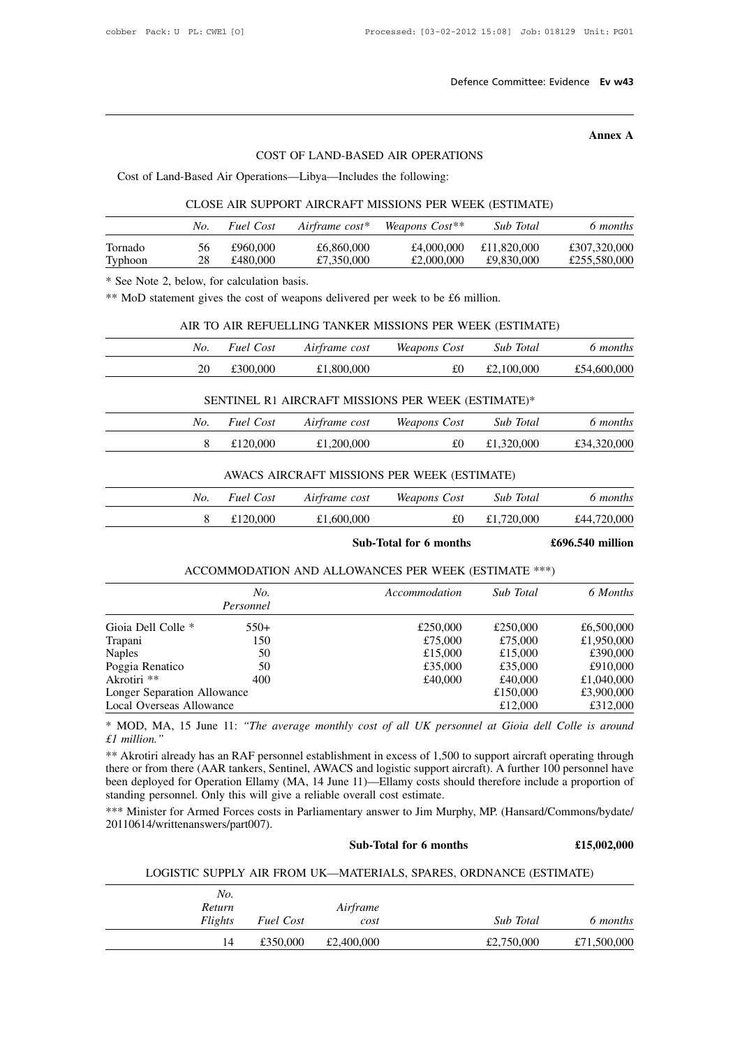**Annex A**

## COST OF LAND-BASED AIR OPERATIONS

Cost of Land-Based Air Operations—Libya—Includes the following:

### CLOSE AIR SUPPORT AIRCRAFT MISSIONS PER WEEK (ESTIMATE)

| | *No.* | *Fuel Cost* | *Airframe cost** | *Weapons Cost*** | *Sub Total* | *6 months* |
|---|---|---|---|---|---|---|
| Tornado | 56 | £960,000 | £6,860,000 | £4,000,000 | £11,820,000 | £307,320,000 |
| Typhoon | 28 | £480,000 | £7,350,000 | £2,000,000 | £9,830,000 | £255,580,000 |

* See Note 2, below, for calculation basis.

** MoD statement gives the cost of weapons delivered per week to be £6 million.

### AIR TO AIR REFUELLING TANKER MISSIONS PER WEEK (ESTIMATE)

| *No.* | *Fuel Cost* | *Airframe cost* | *Weapons Cost* | *Sub Total* | *6 months* |
|---|---|---|---|---|---|
| 20 | £300,000 | £1,800,000 | £0 | £2,100,000 | £54,600,000 |

### SENTINEL R1 AIRCRAFT MISSIONS PER WEEK (ESTIMATE)*

| *No.* | *Fuel Cost* | *Airframe cost* | *Weapons Cost* | *Sub Total* | *6 months* |
|---|---|---|---|---|---|
| 8 | £120,000 | £1,200,000 | £0 | £1,320,000 | £34,320,000 |

### AWACS AIRCRAFT MISSIONS PER WEEK (ESTIMATE)

| *No.* | *Fuel Cost* | *Airframe cost* | *Weapons Cost* | *Sub Total* | *6 months* |
|---|---|---|---|---|---|
| 8 | £120,000 | £1,600,000 | £0 | £1,720,000 | £44,720,000 |

**Sub-Total for 6 months** **£696.540 million**

### ACCOMMODATION AND ALLOWANCES PER WEEK (ESTIMATE ***)

| | *No. Personnel* | *Accommodation* | *Sub Total* | *6 Months* |
|---|---|---|---|---|
| Gioia Dell Colle * | 550+ | £250,000 | £250,000 | £6,500,000 |
| Trapani | 150 | £75,000 | £75,000 | £1,950,000 |
| Naples | 50 | £15,000 | £15,000 | £390,000 |
| Poggia Renatico | 50 | £35,000 | £35,000 | £910,000 |
| Akrotiri ** | 400 | £40,000 | £40,000 | £1,040,000 |
| Longer Separation Allowance | | | £150,000 | £3,900,000 |
| Local Overseas Allowance | | | £12,000 | £312,000 |

* MOD, MA, 15 June 11: *"The average monthly cost of all UK personnel at Gioia dell Colle is around £1 million."*

** Akrotiri already has an RAF personnel establishment in excess of 1,500 to support aircraft operating through there or from there (AAR tankers, Sentinel, AWACS and logistic support aircraft). A further 100 personnel have been deployed for Operation Ellamy (MA, 14 June 11)—Ellamy costs should therefore include a proportion of standing personnel. Only this will give a reliable overall cost estimate.

*** Minister for Armed Forces costs in Parliamentary answer to Jim Murphy, MP. (Hansard/Commons/bydate/20110614/writtenanswers/part007).

**Sub-Total for 6 months** **£15,002,000**

### LOGISTIC SUPPLY AIR FROM UK—MATERIALS, SPARES, ORDNANCE (ESTIMATE)

| *No. Return Flights* | *Fuel Cost* | *Airframe cost* | *Sub Total* | *6 months* |
|---|---|---|---|---|
| 14 | £350,000 | £2,400,000 | £2,750,000 | £71,500,000 |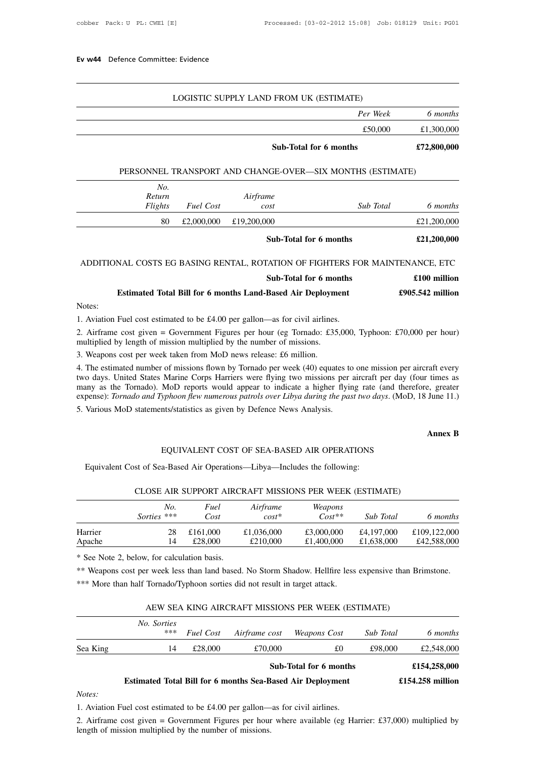### LOGISTIC SUPPLY LAND FROM UK (ESTIMATE)

| | Per Week | 6 months |
|---|---|---|
| | £50,000 | £1,300,000 |
| **Sub-Total for 6 months** | | **£72,800,000** |

### PERSONNEL TRANSPORT AND CHANGE-OVER—SIX MONTHS (ESTIMATE)

| No. Return Flights | Fuel Cost | Airframe cost | Sub Total | 6 months |
|---|---|---|---|---|
| 80 | £2,000,000 | £19,200,000 | | £21,200,000 |
| | | **Sub-Total for 6 months** | | **£21,200,000** |

### ADDITIONAL COSTS EG BASING RENTAL, ROTATION OF FIGHTERS FOR MAINTENANCE, ETC

| | |
|---|---|
| **Sub-Total for 6 months** | **£100 million** |
| **Estimated Total Bill for 6 months Land-Based Air Deployment** | **£905.542 million** |

Notes:

1. Aviation Fuel cost estimated to be £4.00 per gallon—as for civil airlines.
2. Airframe cost given = Government Figures per hour (eg Tornado: £35,000, Typhoon: £70,000 per hour) multiplied by length of mission multiplied by the number of missions.
3. Weapons cost per week taken from MoD news release: £6 million.
4. The estimated number of missions flown by Tornado per week (40) equates to one mission per aircraft every two days. United States Marine Corps Harriers were flying two missions per aircraft per day (four times as many as the Tornado). MoD reports would appear to indicate a higher flying rate (and therefore, greater expense): *Tornado and Typhoon flew numerous patrols over Libya during the past two days*. (MoD, 18 June 11.)
5. Various MoD statements/statistics as given by Defence News Analysis.

**Annex B**

## EQUIVALENT COST OF SEA-BASED AIR OPERATIONS

Equivalent Cost of Sea-Based Air Operations—Libya—Includes the following:

### CLOSE AIR SUPPORT AIRCRAFT MISSIONS PER WEEK (ESTIMATE)

| | No. Sorties *** | Fuel Cost | Airframe cost* | Weapons Cost** | Sub Total | 6 months |
|---|---|---|---|---|---|---|
| Harrier | 28 | £161,000 | £1,036,000 | £3,000,000 | £4,197,000 | £109,122,000 |
| Apache | 14 | £28,000 | £210,000 | £1,400,000 | £1,638,000 | £42,588,000 |

* See Note 2, below, for calculation basis.

** Weapons cost per week less than land based. No Storm Shadow. Hellfire less expensive than Brimstone.

*** More than half Tornado/Typhoon sorties did not result in target attack.

### AEW SEA KING AIRCRAFT MISSIONS PER WEEK (ESTIMATE)

| | No. Sorties *** | Fuel Cost | Airframe cost | Weapons Cost | Sub Total | 6 months |
|---|---|---|---|---|---|---|
| Sea King | 14 | £28,000 | £70,000 | £0 | £98,000 | £2,548,000 |
| | | | **Sub-Total for 6 months** | | | **£154,258,000** |
| | | **Estimated Total Bill for 6 months Sea-Based Air Deployment** | | | | **£154.258 million** |

*Notes:*

1. Aviation Fuel cost estimated to be £4.00 per gallon—as for civil airlines.
2. Airframe cost given = Government Figures per hour where available (eg Harrier: £37,000) multiplied by length of mission multiplied by the number of missions.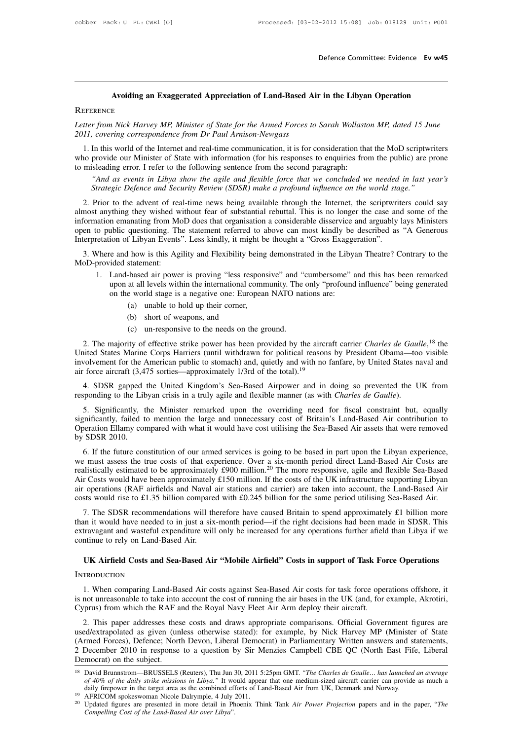### Avoiding an Exaggerated Appreciation of Land-Based Air in the Libyan Operation

REFERENCE

*Letter from Nick Harvey MP, Minister of State for the Armed Forces to Sarah Wollaston MP, dated 15 June 2011, covering correspondence from Dr Paul Arnison-Newgass*

1. In this world of the Internet and real-time communication, it is for consideration that the MoD scriptwriters who provide our Minister of State with information (for his responses to enquiries from the public) are prone to misleading error. I refer to the following sentence from the second paragraph:

> *"And as events in Libya show the agile and flexible force that we concluded we needed in last year's Strategic Defence and Security Review (SDSR) make a profound influence on the world stage."*

2. Prior to the advent of real-time news being available through the Internet, the scriptwriters could say almost anything they wished without fear of substantial rebuttal. This is no longer the case and some of the information emanating from MoD does that organisation a considerable disservice and arguably lays Ministers open to public questioning. The statement referred to above can most kindly be described as "A Generous Interpretation of Libyan Events". Less kindly, it might be thought a "Gross Exaggeration".

3. Where and how is this Agility and Flexibility being demonstrated in the Libyan Theatre? Contrary to the MoD-provided statement:

1. Land-based air power is proving "less responsive" and "cumbersome" and this has been remarked upon at all levels within the international community. The only "profound influence" being generated on the world stage is a negative one: European NATO nations are:
    - (a) unable to hold up their corner,
    - (b) short of weapons, and
    - (c) un-responsive to the needs on the ground.

2. The majority of effective strike power has been provided by the aircraft carrier *Charles de Gaulle*,[18] the United States Marine Corps Harriers (until withdrawn for political reasons by President Obama—too visible involvement for the American public to stomach) and, quietly and with no fanfare, by United States naval and air force aircraft (3,475 sorties—approximately 1/3rd of the total).[19]

4. SDSR gapped the United Kingdom's Sea-Based Airpower and in doing so prevented the UK from responding to the Libyan crisis in a truly agile and flexible manner (as with *Charles de Gaulle*).

5. Significantly, the Minister remarked upon the overriding need for fiscal constraint but, equally significantly, failed to mention the large and unnecessary cost of Britain's Land-Based Air contribution to Operation Ellamy compared with what it would have cost utilising the Sea-Based Air assets that were removed by SDSR 2010.

6. If the future constitution of our armed services is going to be based in part upon the Libyan experience, we must assess the true costs of that experience. Over a six-month period direct Land-Based Air Costs are realistically estimated to be approximately £900 million.[20] The more responsive, agile and flexible Sea-Based Air Costs would have been approximately £150 million. If the costs of the UK infrastructure supporting Libyan air operations (RAF airfields and Naval air stations and carrier) are taken into account, the Land-Based Air costs would rise to £1.35 billion compared with £0.245 billion for the same period utilising Sea-Based Air.

7. The SDSR recommendations will therefore have caused Britain to spend approximately £1 billion more than it would have needed to in just a six-month period—if the right decisions had been made in SDSR. This extravagant and wasteful expenditure will only be increased for any operations further afield than Libya if we continue to rely on Land-Based Air.

### UK Airfield Costs and Sea-Based Air "Mobile Airfield" Costs in support of Task Force Operations

INTRODUCTION

1. When comparing Land-Based Air costs against Sea-Based Air costs for task force operations offshore, it is not unreasonable to take into account the cost of running the air bases in the UK (and, for example, Akrotiri, Cyprus) from which the RAF and the Royal Navy Fleet Air Arm deploy their aircraft.

2. This paper addresses these costs and draws appropriate comparisons. Official Government figures are used/extrapolated as given (unless otherwise stated): for example, by Nick Harvey MP (Minister of State (Armed Forces), Defence; North Devon, Liberal Democrat) in Parliamentary Written answers and statements, 2 December 2010 in response to a question by Sir Menzies Campbell CBE QC (North East Fife, Liberal Democrat) on the subject.

---

[18] David Brunnstrom—BRUSSELS (Reuters), Thu Jun 30, 2011 5:25pm GMT. *"The Charles de Gaulle… has launched an average of 40% of the daily strike missions in Libya."* It would appear that one medium-sized aircraft carrier can provide as much a daily firepower in the target area as the combined efforts of Land-Based Air from UK, Denmark and Norway.

[19] AFRICOM spokeswoman Nicole Dalrymple, 4 July 2011.

[20] Updated figures are presented in more detail in Phoenix Think Tank *Air Power Projection* papers and in the paper, "*The Compelling Cost of the Land-Based Air over Libya*".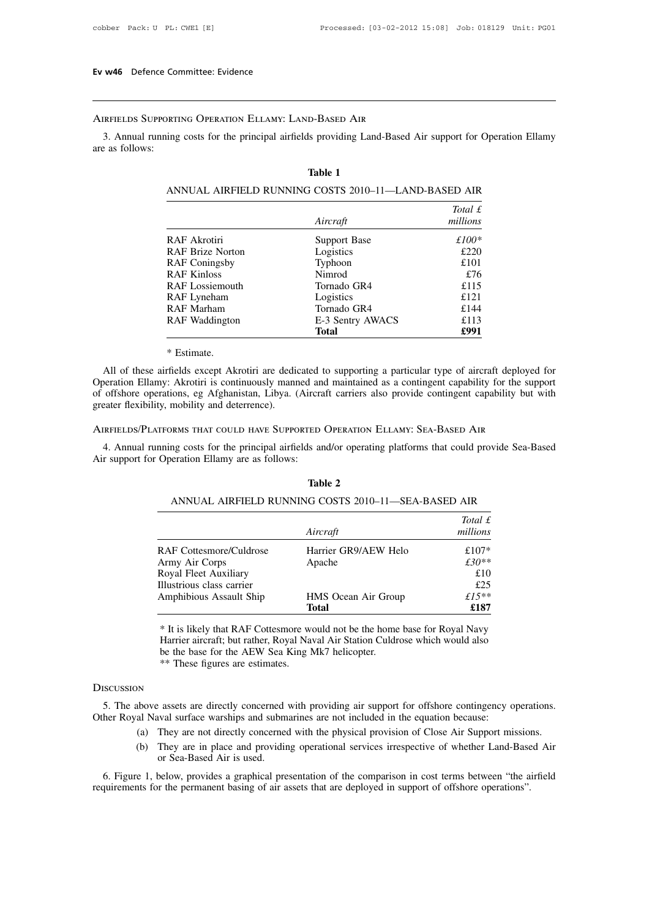## Airfields Supporting Operation Ellamy: Land-Based Air

3. Annual running costs for the principal airfields providing Land-Based Air support for Operation Ellamy are as follows:

**Table 1**

ANNUAL AIRFIELD RUNNING COSTS 2010–11—LAND-BASED AIR

| | *Aircraft* | *Total £ millions* |
|---|---|---|
| RAF Akrotiri | Support Base | *£100** |
| RAF Brize Norton | Logistics | £220 |
| RAF Coningsby | Typhoon | £101 |
| RAF Kinloss | Nimrod | £76 |
| RAF Lossiemouth | Tornado GR4 | £115 |
| RAF Lyneham | Logistics | £121 |
| RAF Marham | Tornado GR4 | £144 |
| RAF Waddington | E-3 Sentry AWACS | £113 |
| | **Total** | **£991** |

\* Estimate.

All of these airfields except Akrotiri are dedicated to supporting a particular type of aircraft deployed for Operation Ellamy: Akrotiri is continuously manned and maintained as a contingent capability for the support of offshore operations, eg Afghanistan, Libya. (Aircraft carriers also provide contingent capability but with greater flexibility, mobility and deterrence).

## Airfields/Platforms that could have Supported Operation Ellamy: Sea-Based Air

4. Annual running costs for the principal airfields and/or operating platforms that could provide Sea-Based Air support for Operation Ellamy are as follows:

**Table 2**

ANNUAL AIRFIELD RUNNING COSTS 2010–11—SEA-BASED AIR

| | *Aircraft* | *Total £ millions* |
|---|---|---|
| RAF Cottesmore/Culdrose | Harrier GR9/AEW Helo | £107* |
| Army Air Corps | Apache | *£30*** |
| Royal Fleet Auxiliary | | £10 |
| Illustrious class carrier | | £25 |
| Amphibious Assault Ship | HMS Ocean Air Group | *£15*** |
| | **Total** | **£187** |

\* It is likely that RAF Cottesmore would not be the home base for Royal Navy Harrier aircraft; but rather, Royal Naval Air Station Culdrose which would also be the base for the AEW Sea King Mk7 helicopter.
\*\* These figures are estimates.

## Discussion

5. The above assets are directly concerned with providing air support for offshore contingency operations. Other Royal Naval surface warships and submarines are not included in the equation because:

(a) They are not directly concerned with the physical provision of Close Air Support missions.

(b) They are in place and providing operational services irrespective of whether Land-Based Air or Sea-Based Air is used.

6. Figure 1, below, provides a graphical presentation of the comparison in cost terms between "the airfield requirements for the permanent basing of air assets that are deployed in support of offshore operations".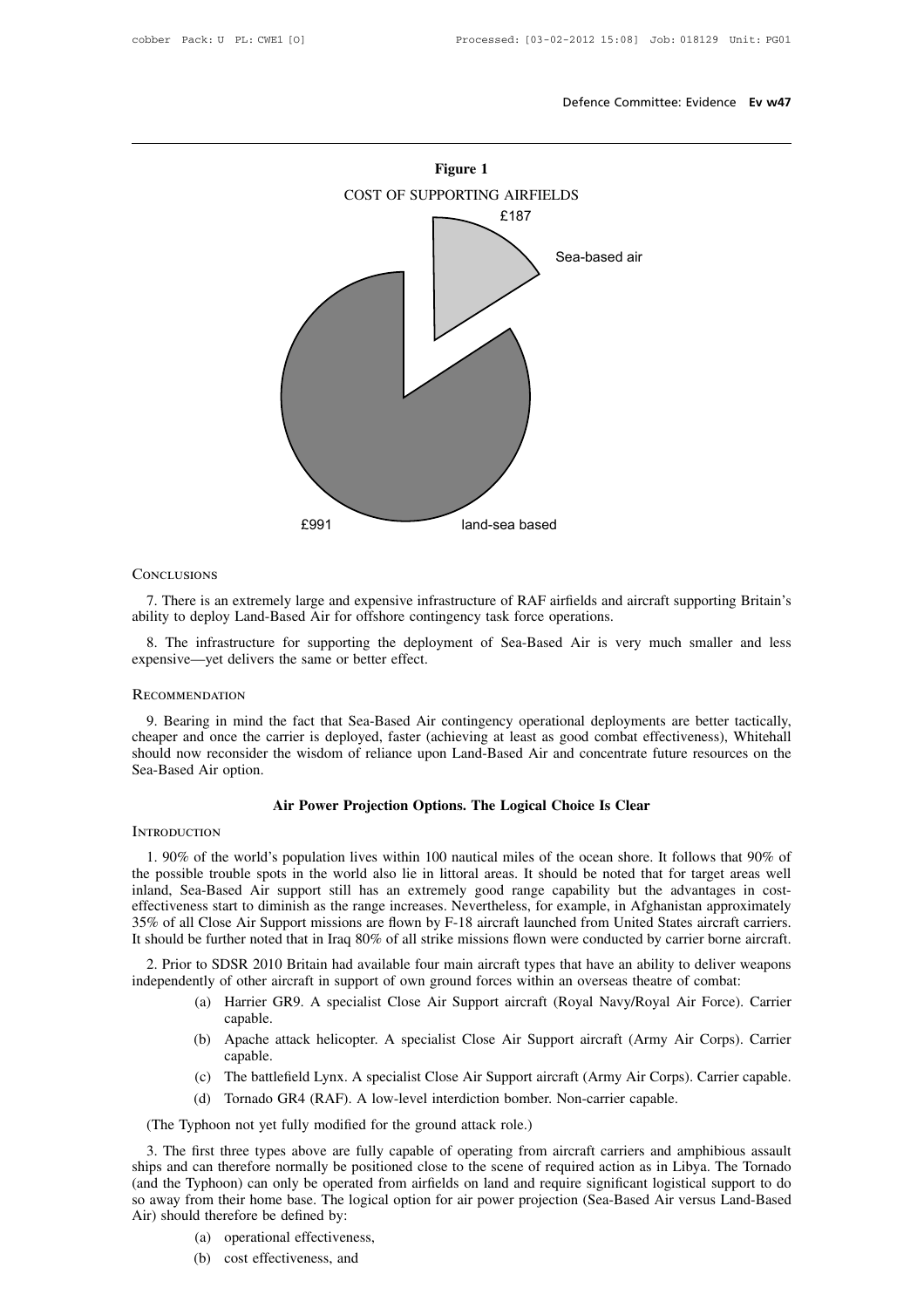**Figure 1**

COST OF SUPPORTING AIRFIELDS

£187 Sea-based air

£991 land-sea based

CONCLUSIONS

7. There is an extremely large and expensive infrastructure of RAF airfields and aircraft supporting Britain's ability to deploy Land-Based Air for offshore contingency task force operations.

8. The infrastructure for supporting the deployment of Sea-Based Air is very much smaller and less expensive—yet delivers the same or better effect.

RECOMMENDATION

9. Bearing in mind the fact that Sea-Based Air contingency operational deployments are better tactically, cheaper and once the carrier is deployed, faster (achieving at least as good combat effectiveness), Whitehall should now reconsider the wisdom of reliance upon Land-Based Air and concentrate future resources on the Sea-Based Air option.

## Air Power Projection Options. The Logical Choice Is Clear

INTRODUCTION

1. 90% of the world's population lives within 100 nautical miles of the ocean shore. It follows that 90% of the possible trouble spots in the world also lie in littoral areas. It should be noted that for target areas well inland, Sea-Based Air support still has an extremely good range capability but the advantages in cost-effectiveness start to diminish as the range increases. Nevertheless, for example, in Afghanistan approximately 35% of all Close Air Support missions are flown by F-18 aircraft launched from United States aircraft carriers. It should be further noted that in Iraq 80% of all strike missions flown were conducted by carrier borne aircraft.

2. Prior to SDSR 2010 Britain had available four main aircraft types that have an ability to deliver weapons independently of other aircraft in support of own ground forces within an overseas theatre of combat:

(a) Harrier GR9. A specialist Close Air Support aircraft (Royal Navy/Royal Air Force). Carrier capable.

(b) Apache attack helicopter. A specialist Close Air Support aircraft (Army Air Corps). Carrier capable.

(c) The battlefield Lynx. A specialist Close Air Support aircraft (Army Air Corps). Carrier capable.

(d) Tornado GR4 (RAF). A low-level interdiction bomber. Non-carrier capable.

(The Typhoon not yet fully modified for the ground attack role.)

3. The first three types above are fully capable of operating from aircraft carriers and amphibious assault ships and can therefore normally be positioned close to the scene of required action as in Libya. The Tornado (and the Typhoon) can only be operated from airfields on land and require significant logistical support to do so away from their home base. The logical option for air power projection (Sea-Based Air versus Land-Based Air) should therefore be defined by:

(a) operational effectiveness,

(b) cost effectiveness, and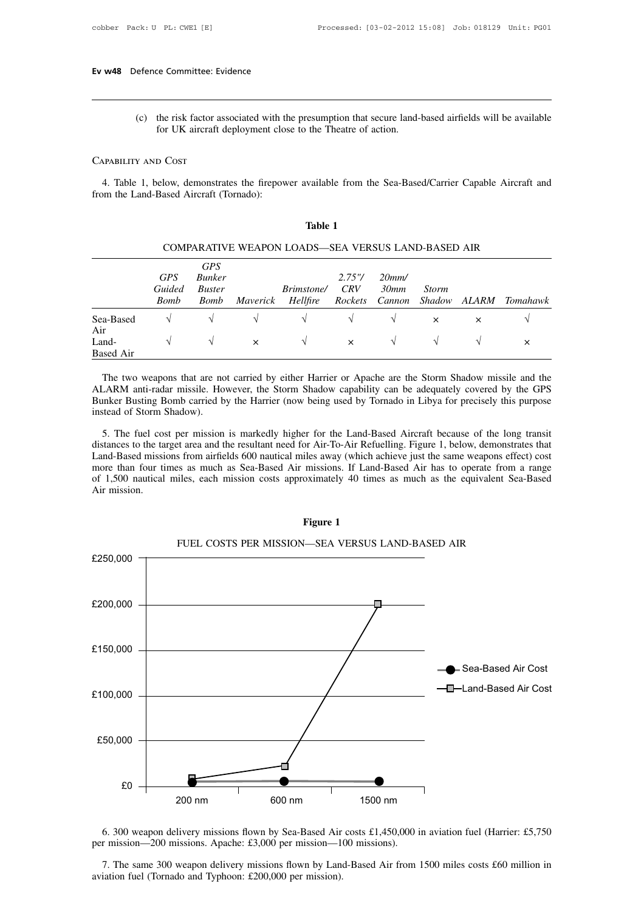(c) the risk factor associated with the presumption that secure land-based airfields will be available for UK aircraft deployment close to the Theatre of action.

### Capability and Cost

4. Table 1, below, demonstrates the firepower available from the Sea-Based/Carrier Capable Aircraft and from the Land-Based Aircraft (Tornado):

**Table 1**

COMPARATIVE WEAPON LOADS—SEA VERSUS LAND-BASED AIR

| | *GPS Guided Bomb* | *GPS Bunker Buster Bomb* | *Maverick* | *Brimstone/ Hellfire* | *2.75"/ CRV Rockets* | *20mm/ 30mm Cannon* | *Storm Shadow* | *ALARM* | *Tomahawk* |
|---|---|---|---|---|---|---|---|---|---|
| Sea-Based Air | √ | √ | √ | √ | √ | √ | × | × | √ |
| Land-Based Air | √ | √ | × | √ | × | √ | √ | √ | × |

The two weapons that are not carried by either Harrier or Apache are the Storm Shadow missile and the ALARM anti-radar missile. However, the Storm Shadow capability can be adequately covered by the GPS Bunker Busting Bomb carried by the Harrier (now being used by Tornado in Libya for precisely this purpose instead of Storm Shadow).

5. The fuel cost per mission is markedly higher for the Land-Based Aircraft because of the long transit distances to the target area and the resultant need for Air-To-Air Refuelling. Figure 1, below, demonstrates that Land-Based missions from airfields 600 nautical miles away (which achieve just the same weapons effect) cost more than four times as much as Sea-Based Air missions. If Land-Based Air has to operate from a range of 1,500 nautical miles, each mission costs approximately 40 times as much as the equivalent Sea-Based Air mission.

**Figure 1**

FUEL COSTS PER MISSION—SEA VERSUS LAND-BASED AIR

6. 300 weapon delivery missions flown by Sea-Based Air costs £1,450,000 in aviation fuel (Harrier: £5,750 per mission—200 missions. Apache: £3,000 per mission—100 missions).

7. The same 300 weapon delivery missions flown by Land-Based Air from 1500 miles costs £60 million in aviation fuel (Tornado and Typhoon: £200,000 per mission).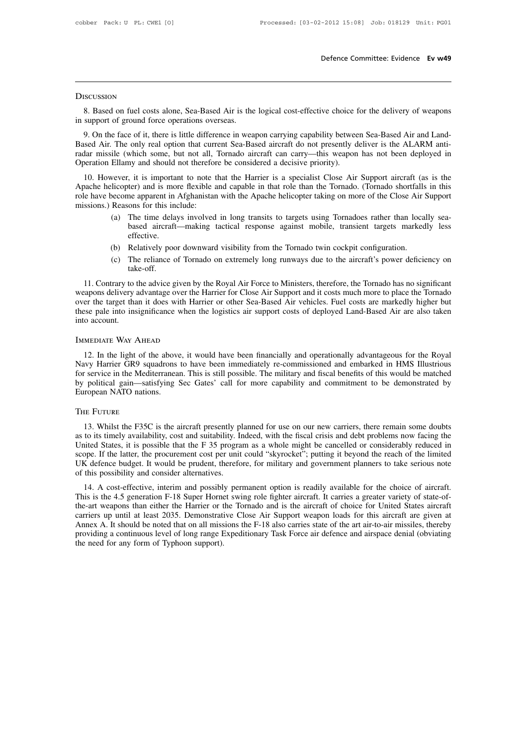## Discussion

8. Based on fuel costs alone, Sea-Based Air is the logical cost-effective choice for the delivery of weapons in support of ground force operations overseas.

9. On the face of it, there is little difference in weapon carrying capability between Sea-Based Air and Land-Based Air. The only real option that current Sea-Based aircraft do not presently deliver is the ALARM anti-radar missile (which some, but not all, Tornado aircraft can carry—this weapon has not been deployed in Operation Ellamy and should not therefore be considered a decisive priority).

10. However, it is important to note that the Harrier is a specialist Close Air Support aircraft (as is the Apache helicopter) and is more flexible and capable in that role than the Tornado. (Tornado shortfalls in this role have become apparent in Afghanistan with the Apache helicopter taking on more of the Close Air Support missions.) Reasons for this include:

(a) The time delays involved in long transits to targets using Tornadoes rather than locally sea-based aircraft—making tactical response against mobile, transient targets markedly less effective.

(b) Relatively poor downward visibility from the Tornado twin cockpit configuration.

(c) The reliance of Tornado on extremely long runways due to the aircraft's power deficiency on take-off.

11. Contrary to the advice given by the Royal Air Force to Ministers, therefore, the Tornado has no significant weapons delivery advantage over the Harrier for Close Air Support and it costs much more to place the Tornado over the target than it does with Harrier or other Sea-Based Air vehicles. Fuel costs are markedly higher but these pale into insignificance when the logistics air support costs of deployed Land-Based Air are also taken into account.

## Immediate Way Ahead

12. In the light of the above, it would have been financially and operationally advantageous for the Royal Navy Harrier GR9 squadrons to have been immediately re-commissioned and embarked in HMS Illustrious for service in the Mediterranean. This is still possible. The military and fiscal benefits of this would be matched by political gain—satisfying Sec Gates' call for more capability and commitment to be demonstrated by European NATO nations.

## The Future

13. Whilst the F35C is the aircraft presently planned for use on our new carriers, there remain some doubts as to its timely availability, cost and suitability. Indeed, with the fiscal crisis and debt problems now facing the United States, it is possible that the F 35 program as a whole might be cancelled or considerably reduced in scope. If the latter, the procurement cost per unit could "skyrocket"; putting it beyond the reach of the limited UK defence budget. It would be prudent, therefore, for military and government planners to take serious note of this possibility and consider alternatives.

14. A cost-effective, interim and possibly permanent option is readily available for the choice of aircraft. This is the 4.5 generation F-18 Super Hornet swing role fighter aircraft. It carries a greater variety of state-of-the-art weapons than either the Harrier or the Tornado and is the aircraft of choice for United States aircraft carriers up until at least 2035. Demonstrative Close Air Support weapon loads for this aircraft are given at Annex A. It should be noted that on all missions the F-18 also carries state of the art air-to-air missiles, thereby providing a continuous level of long range Expeditionary Task Force air defence and airspace denial (obviating the need for any form of Typhoon support).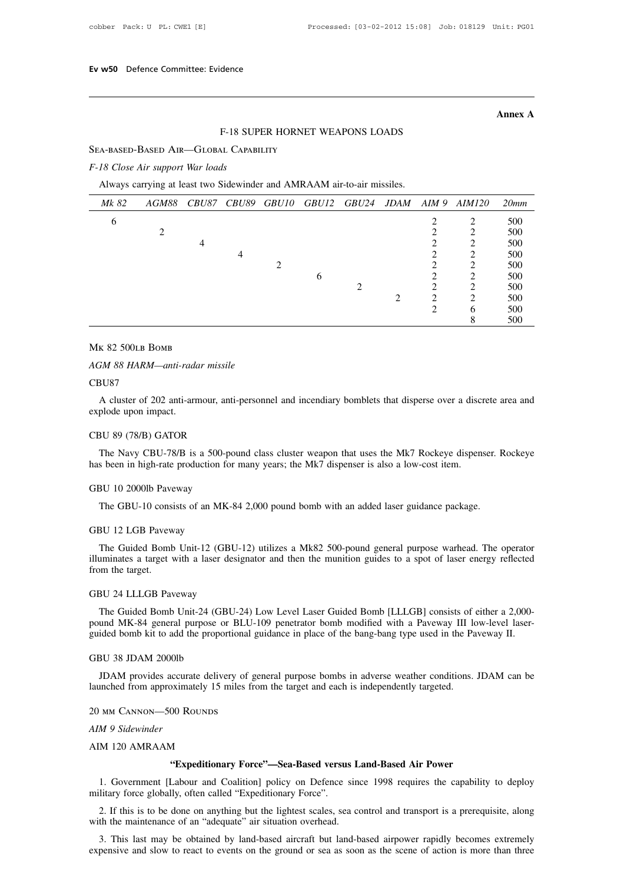**Annex A**

## F-18 SUPER HORNET WEAPONS LOADS

SEA-BASED-BASED AIR—GLOBAL CAPABILITY

*F-18 Close Air support War loads*

Always carrying at least two Sidewinder and AMRAAM air-to-air missiles.

| *Mk 82* | *AGM88* | *CBU87* | *CBU89* | *GBU10* | *GBU12* | *GBU24* | *JDAM* | *AIM 9* | *AIM120* | *20mm* |
|---|---|---|---|---|---|---|---|---|---|---|
| 6 | | | | | | | | 2 | 2 | 500 |
| | 2 | | | | | | | 2 | 2 | 500 |
| | | 4 | | | | | | 2 | 2 | 500 |
| | | | 4 | | | | | 2 | 2 | 500 |
| | | | | 2 | | | | 2 | 2 | 500 |
| | | | | | 6 | | | 2 | 2 | 500 |
| | | | | | | 2 | | 2 | 2 | 500 |
| | | | | | | | 2 | 2 | 2 | 500 |
| | | | | | | | | 2 | 6 | 500 |
| | | | | | | | | | 8 | 500 |

MK 82 500LB BOMB

*AGM 88 HARM—anti-radar missile*

CBU87

A cluster of 202 anti-armour, anti-personnel and incendiary bomblets that disperse over a discrete area and explode upon impact.

CBU 89 (78/B) GATOR

The Navy CBU-78/B is a 500-pound class cluster weapon that uses the Mk7 Rockeye dispenser. Rockeye has been in high-rate production for many years; the Mk7 dispenser is also a low-cost item.

GBU 10 2000lb Paveway

The GBU-10 consists of an MK-84 2,000 pound bomb with an added laser guidance package.

GBU 12 LGB Paveway

The Guided Bomb Unit-12 (GBU-12) utilizes a Mk82 500-pound general purpose warhead. The operator illuminates a target with a laser designator and then the munition guides to a spot of laser energy reflected from the target.

GBU 24 LLLGB Paveway

The Guided Bomb Unit-24 (GBU-24) Low Level Laser Guided Bomb [LLLGB] consists of either a 2,000-pound MK-84 general purpose or BLU-109 penetrator bomb modified with a Paveway III low-level laser-guided bomb kit to add the proportional guidance in place of the bang-bang type used in the Paveway II.

GBU 38 JDAM 2000lb

JDAM provides accurate delivery of general purpose bombs in adverse weather conditions. JDAM can be launched from approximately 15 miles from the target and each is independently targeted.

20 MM CANNON—500 ROUNDS

*AIM 9 Sidewinder*

AIM 120 AMRAAM

### "Expeditionary Force"—Sea-Based versus Land-Based Air Power

1. Government [Labour and Coalition] policy on Defence since 1998 requires the capability to deploy military force globally, often called "Expeditionary Force".

2. If this is to be done on anything but the lightest scales, sea control and transport is a prerequisite, along with the maintenance of an "adequate" air situation overhead.

3. This last may be obtained by land-based aircraft but land-based airpower rapidly becomes extremely expensive and slow to react to events on the ground or sea as soon as the scene of action is more than three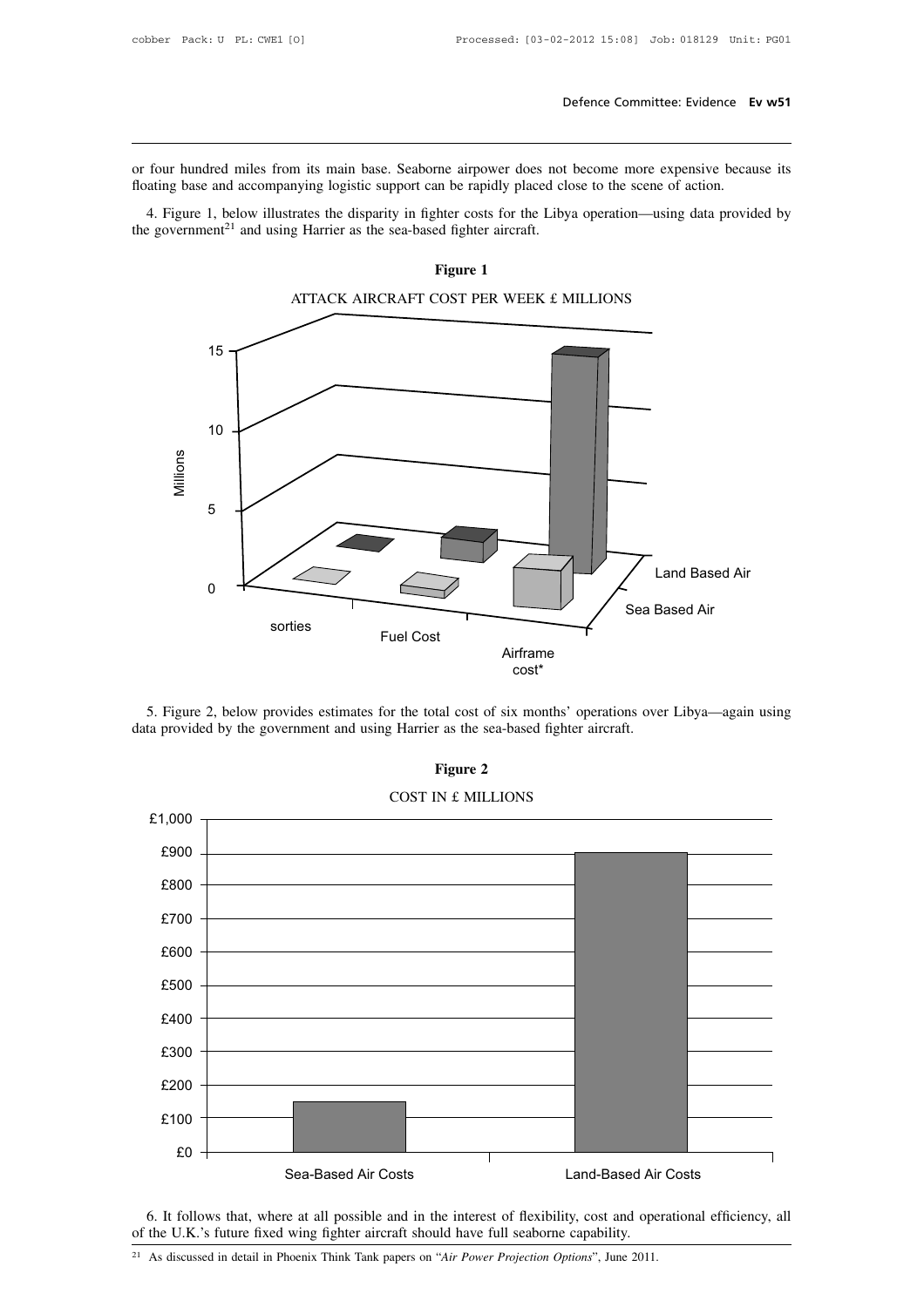or four hundred miles from its main base. Seaborne airpower does not become more expensive because its floating base and accompanying logistic support can be rapidly placed close to the scene of action.

4. Figure 1, below illustrates the disparity in fighter costs for the Libya operation—using data provided by the government[21] and using Harrier as the sea-based fighter aircraft.

**Figure 1**

ATTACK AIRCRAFT COST PER WEEK £ MILLIONS

5. Figure 2, below provides estimates for the total cost of six months' operations over Libya—again using data provided by the government and using Harrier as the sea-based fighter aircraft.

**Figure 2**

COST IN £ MILLIONS

6. It follows that, where at all possible and in the interest of flexibility, cost and operational efficiency, all of the U.K.'s future fixed wing fighter aircraft should have full seaborne capability.

[21] As discussed in detail in Phoenix Think Tank papers on "*Air Power Projection Options*", June 2011.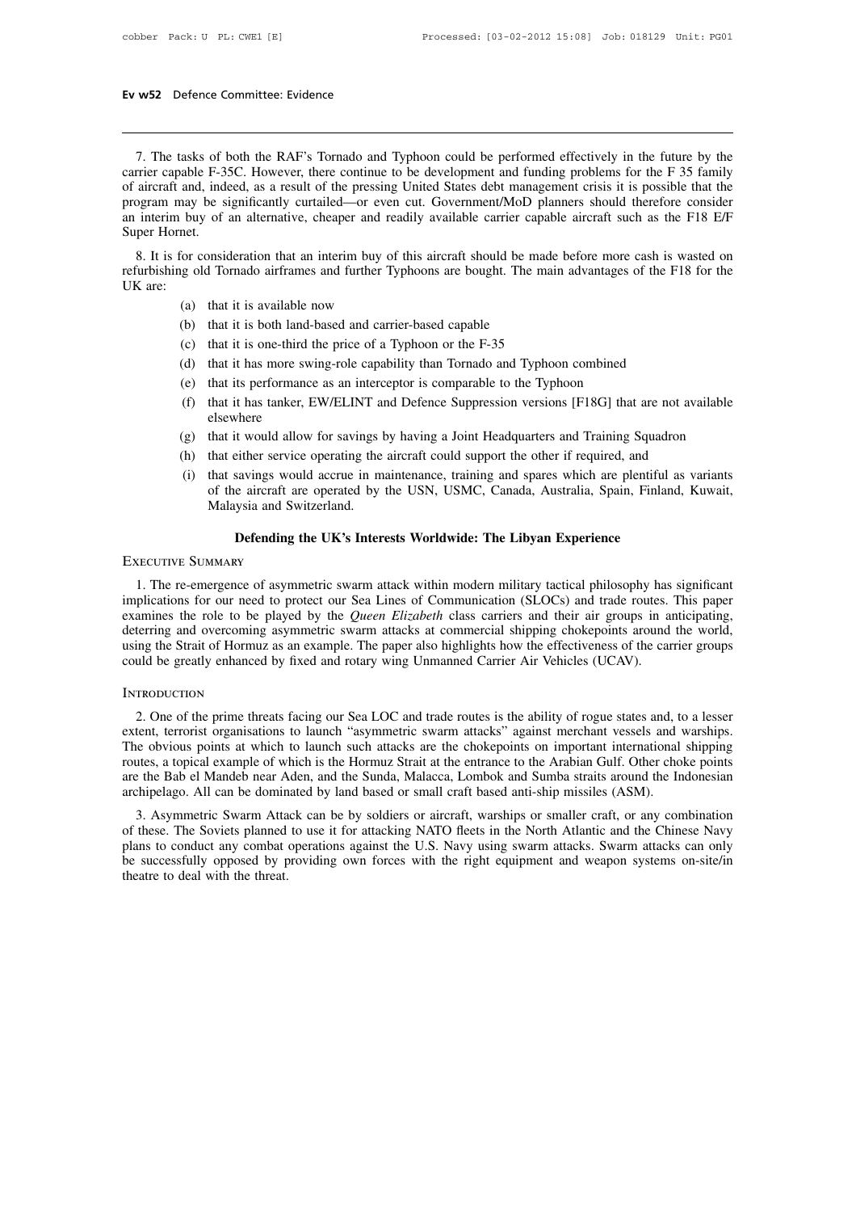7. The tasks of both the RAF's Tornado and Typhoon could be performed effectively in the future by the carrier capable F-35C. However, there continue to be development and funding problems for the F 35 family of aircraft and, indeed, as a result of the pressing United States debt management crisis it is possible that the program may be significantly curtailed—or even cut. Government/MoD planners should therefore consider an interim buy of an alternative, cheaper and readily available carrier capable aircraft such as the F18 E/F Super Hornet.

8. It is for consideration that an interim buy of this aircraft should be made before more cash is wasted on refurbishing old Tornado airframes and further Typhoons are bought. The main advantages of the F18 for the UK are:

(a) that it is available now
(b) that it is both land-based and carrier-based capable
(c) that it is one-third the price of a Typhoon or the F-35
(d) that it has more swing-role capability than Tornado and Typhoon combined
(e) that its performance as an interceptor is comparable to the Typhoon
(f) that it has tanker, EW/ELINT and Defence Suppression versions [F18G] that are not available elsewhere
(g) that it would allow for savings by having a Joint Headquarters and Training Squadron
(h) that either service operating the aircraft could support the other if required, and
(i) that savings would accrue in maintenance, training and spares which are plentiful as variants of the aircraft are operated by the USN, USMC, Canada, Australia, Spain, Finland, Kuwait, Malaysia and Switzerland.

## Defending the UK's Interests Worldwide: The Libyan Experience

### Executive Summary

1. The re-emergence of asymmetric swarm attack within modern military tactical philosophy has significant implications for our need to protect our Sea Lines of Communication (SLOCs) and trade routes. This paper examines the role to be played by the *Queen Elizabeth* class carriers and their air groups in anticipating, deterring and overcoming asymmetric swarm attacks at commercial shipping chokepoints around the world, using the Strait of Hormuz as an example. The paper also highlights how the effectiveness of the carrier groups could be greatly enhanced by fixed and rotary wing Unmanned Carrier Air Vehicles (UCAV).

### Introduction

2. One of the prime threats facing our Sea LOC and trade routes is the ability of rogue states and, to a lesser extent, terrorist organisations to launch "asymmetric swarm attacks" against merchant vessels and warships. The obvious points at which to launch such attacks are the chokepoints on important international shipping routes, a topical example of which is the Hormuz Strait at the entrance to the Arabian Gulf. Other choke points are the Bab el Mandeb near Aden, and the Sunda, Malacca, Lombok and Sumba straits around the Indonesian archipelago. All can be dominated by land based or small craft based anti-ship missiles (ASM).

3. Asymmetric Swarm Attack can be by soldiers or aircraft, warships or smaller craft, or any combination of these. The Soviets planned to use it for attacking NATO fleets in the North Atlantic and the Chinese Navy plans to conduct any combat operations against the U.S. Navy using swarm attacks. Swarm attacks can only be successfully opposed by providing own forces with the right equipment and weapon systems on-site/in theatre to deal with the threat.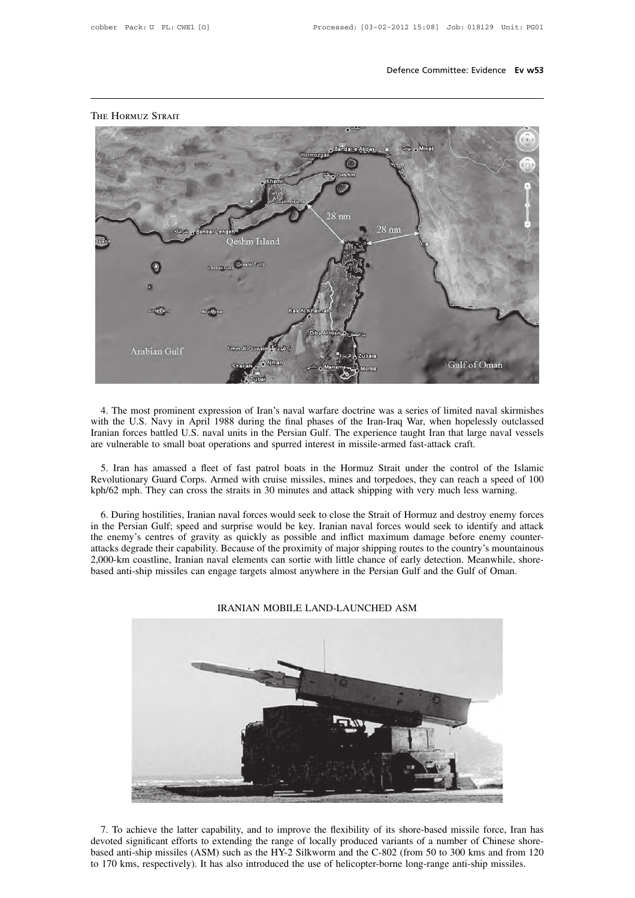THE HORMUZ STRAIT

4. The most prominent expression of Iran's naval warfare doctrine was a series of limited naval skirmishes with the U.S. Navy in April 1988 during the final phases of the Iran-Iraq War, when hopelessly outclassed Iranian forces battled U.S. naval units in the Persian Gulf. The experience taught Iran that large naval vessels are vulnerable to small boat operations and spurred interest in missile-armed fast-attack craft.

5. Iran has amassed a fleet of fast patrol boats in the Hormuz Strait under the control of the Islamic Revolutionary Guard Corps. Armed with cruise missiles, mines and torpedoes, they can reach a speed of 100 kph/62 mph. They can cross the straits in 30 minutes and attack shipping with very much less warning.

6. During hostilities, Iranian naval forces would seek to close the Strait of Hormuz and destroy enemy forces in the Persian Gulf; speed and surprise would be key. Iranian naval forces would seek to identify and attack the enemy's centres of gravity as quickly as possible and inflict maximum damage before enemy counter-attacks degrade their capability. Because of the proximity of major shipping routes to the country's mountainous 2,000-km coastline, Iranian naval elements can sortie with little chance of early detection. Meanwhile, shore-based anti-ship missiles can engage targets almost anywhere in the Persian Gulf and the Gulf of Oman.

IRANIAN MOBILE LAND-LAUNCHED ASM

7. To achieve the latter capability, and to improve the flexibility of its shore-based missile force, Iran has devoted significant efforts to extending the range of locally produced variants of a number of Chinese shore-based anti-ship missiles (ASM) such as the HY-2 Silkworm and the C-802 (from 50 to 300 kms and from 120 to 170 kms, respectively). It has also introduced the use of helicopter-borne long-range anti-ship missiles.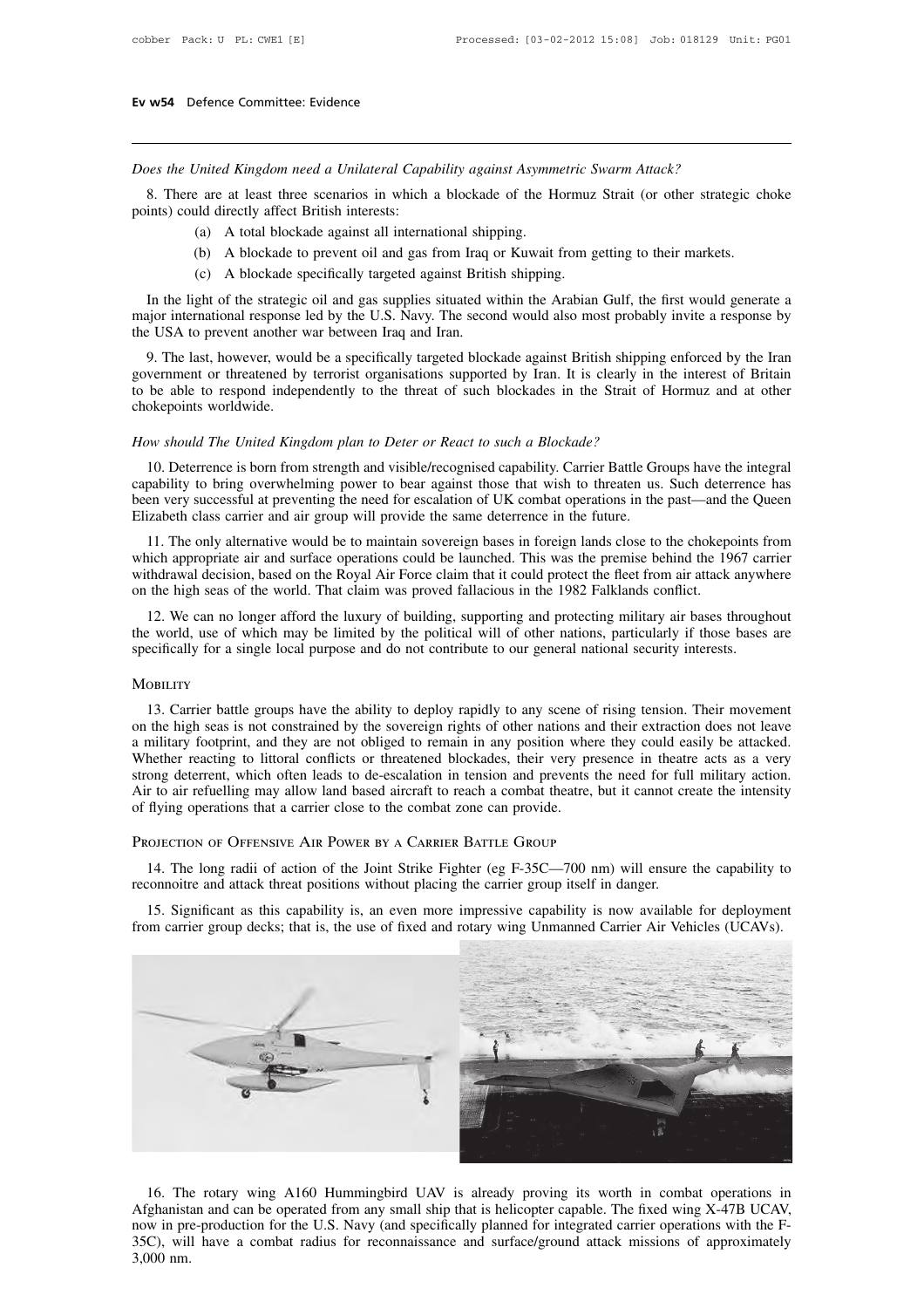*Does the United Kingdom need a Unilateral Capability against Asymmetric Swarm Attack?*

8. There are at least three scenarios in which a blockade of the Hormuz Strait (or other strategic choke points) could directly affect British interests:

(a) A total blockade against all international shipping.

(b) A blockade to prevent oil and gas from Iraq or Kuwait from getting to their markets.

(c) A blockade specifically targeted against British shipping.

In the light of the strategic oil and gas supplies situated within the Arabian Gulf, the first would generate a major international response led by the U.S. Navy. The second would also most probably invite a response by the USA to prevent another war between Iraq and Iran.

9. The last, however, would be a specifically targeted blockade against British shipping enforced by the Iran government or threatened by terrorist organisations supported by Iran. It is clearly in the interest of Britain to be able to respond independently to the threat of such blockades in the Strait of Hormuz and at other chokepoints worldwide.

*How should The United Kingdom plan to Deter or React to such a Blockade?*

10. Deterrence is born from strength and visible/recognised capability. Carrier Battle Groups have the integral capability to bring overwhelming power to bear against those that wish to threaten us. Such deterrence has been very successful at preventing the need for escalation of UK combat operations in the past—and the Queen Elizabeth class carrier and air group will provide the same deterrence in the future.

11. The only alternative would be to maintain sovereign bases in foreign lands close to the chokepoints from which appropriate air and surface operations could be launched. This was the premise behind the 1967 carrier withdrawal decision, based on the Royal Air Force claim that it could protect the fleet from air attack anywhere on the high seas of the world. That claim was proved fallacious in the 1982 Falklands conflict.

12. We can no longer afford the luxury of building, supporting and protecting military air bases throughout the world, use of which may be limited by the political will of other nations, particularly if those bases are specifically for a single local purpose and do not contribute to our general national security interests.

## Mobility

13. Carrier battle groups have the ability to deploy rapidly to any scene of rising tension. Their movement on the high seas is not constrained by the sovereign rights of other nations and their extraction does not leave a military footprint, and they are not obliged to remain in any position where they could easily be attacked. Whether reacting to littoral conflicts or threatened blockades, their very presence in theatre acts as a very strong deterrent, which often leads to de-escalation in tension and prevents the need for full military action. Air to air refuelling may allow land based aircraft to reach a combat theatre, but it cannot create the intensity of flying operations that a carrier close to the combat zone can provide.

## Projection of Offensive Air Power by a Carrier Battle Group

14. The long radii of action of the Joint Strike Fighter (eg F-35C—700 nm) will ensure the capability to reconnoitre and attack threat positions without placing the carrier group itself in danger.

15. Significant as this capability is, an even more impressive capability is now available for deployment from carrier group decks; that is, the use of fixed and rotary wing Unmanned Carrier Air Vehicles (UCAVs).

16. The rotary wing A160 Hummingbird UAV is already proving its worth in combat operations in Afghanistan and can be operated from any small ship that is helicopter capable. The fixed wing X-47B UCAV, now in pre-production for the U.S. Navy (and specifically planned for integrated carrier operations with the F-35C), will have a combat radius for reconnaissance and surface/ground attack missions of approximately 3,000 nm.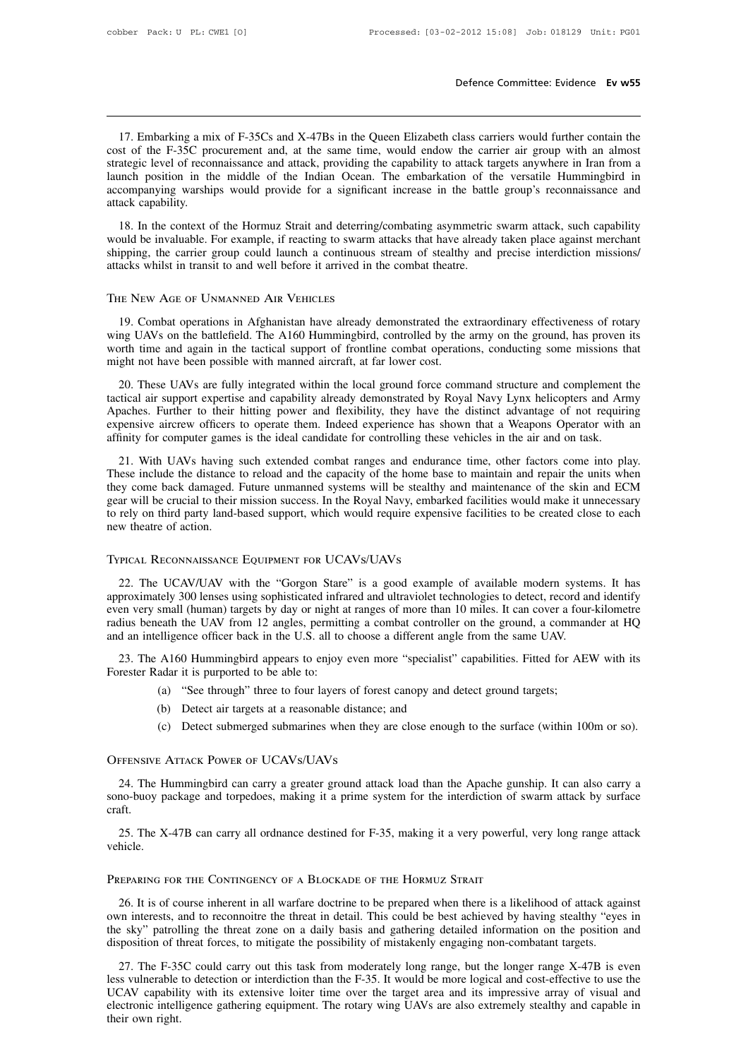17. Embarking a mix of F-35Cs and X-47Bs in the Queen Elizabeth class carriers would further contain the cost of the F-35C procurement and, at the same time, would endow the carrier air group with an almost strategic level of reconnaissance and attack, providing the capability to attack targets anywhere in Iran from a launch position in the middle of the Indian Ocean. The embarkation of the versatile Hummingbird in accompanying warships would provide for a significant increase in the battle group's reconnaissance and attack capability.

18. In the context of the Hormuz Strait and deterring/combating asymmetric swarm attack, such capability would be invaluable. For example, if reacting to swarm attacks that have already taken place against merchant shipping, the carrier group could launch a continuous stream of stealthy and precise interdiction missions/attacks whilst in transit to and well before it arrived in the combat theatre.

## The New Age of Unmanned Air Vehicles

19. Combat operations in Afghanistan have already demonstrated the extraordinary effectiveness of rotary wing UAVs on the battlefield. The A160 Hummingbird, controlled by the army on the ground, has proven its worth time and again in the tactical support of frontline combat operations, conducting some missions that might not have been possible with manned aircraft, at far lower cost.

20. These UAVs are fully integrated within the local ground force command structure and complement the tactical air support expertise and capability already demonstrated by Royal Navy Lynx helicopters and Army Apaches. Further to their hitting power and flexibility, they have the distinct advantage of not requiring expensive aircrew officers to operate them. Indeed experience has shown that a Weapons Operator with an affinity for computer games is the ideal candidate for controlling these vehicles in the air and on task.

21. With UAVs having such extended combat ranges and endurance time, other factors come into play. These include the distance to reload and the capacity of the home base to maintain and repair the units when they come back damaged. Future unmanned systems will be stealthy and maintenance of the skin and ECM gear will be crucial to their mission success. In the Royal Navy, embarked facilities would make it unnecessary to rely on third party land-based support, which would require expensive facilities to be created close to each new theatre of action.

## Typical Reconnaissance Equipment for UCAVs/UAVs

22. The UCAV/UAV with the "Gorgon Stare" is a good example of available modern systems. It has approximately 300 lenses using sophisticated infrared and ultraviolet technologies to detect, record and identify even very small (human) targets by day or night at ranges of more than 10 miles. It can cover a four-kilometre radius beneath the UAV from 12 angles, permitting a combat controller on the ground, a commander at HQ and an intelligence officer back in the U.S. all to choose a different angle from the same UAV.

23. The A160 Hummingbird appears to enjoy even more "specialist" capabilities. Fitted for AEW with its Forester Radar it is purported to be able to:

(a) "See through" three to four layers of forest canopy and detect ground targets;

(b) Detect air targets at a reasonable distance; and

(c) Detect submerged submarines when they are close enough to the surface (within 100m or so).

## Offensive Attack Power of UCAVs/UAVs

24. The Hummingbird can carry a greater ground attack load than the Apache gunship. It can also carry a sono-buoy package and torpedoes, making it a prime system for the interdiction of swarm attack by surface craft.

25. The X-47B can carry all ordnance destined for F-35, making it a very powerful, very long range attack vehicle.

## Preparing for the Contingency of a Blockade of the Hormuz Strait

26. It is of course inherent in all warfare doctrine to be prepared when there is a likelihood of attack against own interests, and to reconnoitre the threat in detail. This could be best achieved by having stealthy "eyes in the sky" patrolling the threat zone on a daily basis and gathering detailed information on the position and disposition of threat forces, to mitigate the possibility of mistakenly engaging non-combatant targets.

27. The F-35C could carry out this task from moderately long range, but the longer range X-47B is even less vulnerable to detection or interdiction than the F-35. It would be more logical and cost-effective to use the UCAV capability with its extensive loiter time over the target area and its impressive array of visual and electronic intelligence gathering equipment. The rotary wing UAVs are also extremely stealthy and capable in their own right.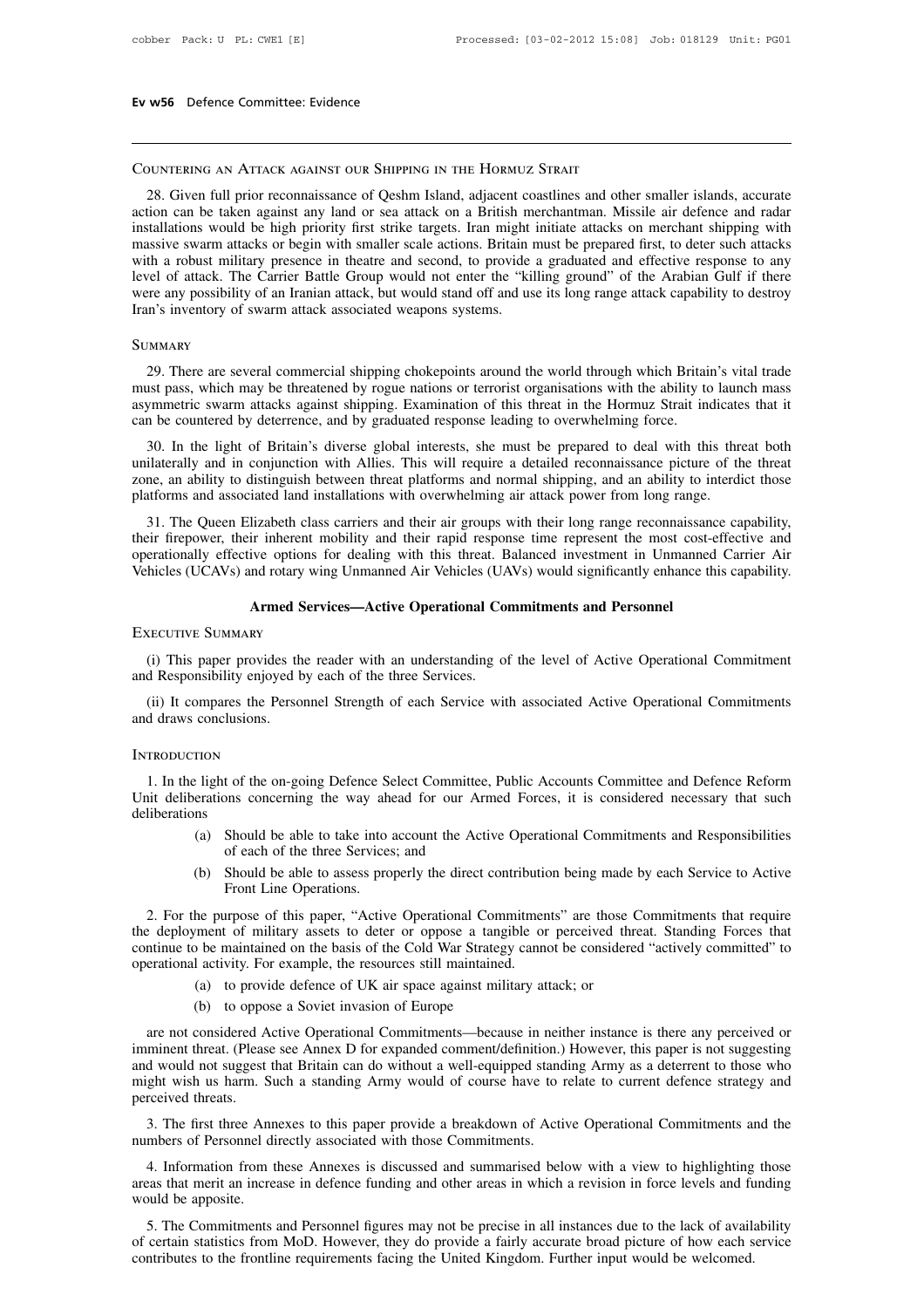### Countering an Attack against our Shipping in the Hormuz Strait

28. Given full prior reconnaissance of Qeshm Island, adjacent coastlines and other smaller islands, accurate action can be taken against any land or sea attack on a British merchantman. Missile air defence and radar installations would be high priority first strike targets. Iran might initiate attacks on merchant shipping with massive swarm attacks or begin with smaller scale actions. Britain must be prepared first, to deter such attacks with a robust military presence in theatre and second, to provide a graduated and effective response to any level of attack. The Carrier Battle Group would not enter the "killing ground" of the Arabian Gulf if there were any possibility of an Iranian attack, but would stand off and use its long range attack capability to destroy Iran's inventory of swarm attack associated weapons systems.

### Summary

29. There are several commercial shipping chokepoints around the world through which Britain's vital trade must pass, which may be threatened by rogue nations or terrorist organisations with the ability to launch mass asymmetric swarm attacks against shipping. Examination of this threat in the Hormuz Strait indicates that it can be countered by deterrence, and by graduated response leading to overwhelming force.

30. In the light of Britain's diverse global interests, she must be prepared to deal with this threat both unilaterally and in conjunction with Allies. This will require a detailed reconnaissance picture of the threat zone, an ability to distinguish between threat platforms and normal shipping, and an ability to interdict those platforms and associated land installations with overwhelming air attack power from long range.

31. The Queen Elizabeth class carriers and their air groups with their long range reconnaissance capability, their firepower, their inherent mobility and their rapid response time represent the most cost-effective and operationally effective options for dealing with this threat. Balanced investment in Unmanned Carrier Air Vehicles (UCAVs) and rotary wing Unmanned Air Vehicles (UAVs) would significantly enhance this capability.

## Armed Services—Active Operational Commitments and Personnel

### Executive Summary

(i) This paper provides the reader with an understanding of the level of Active Operational Commitment and Responsibility enjoyed by each of the three Services.

(ii) It compares the Personnel Strength of each Service with associated Active Operational Commitments and draws conclusions.

### Introduction

1. In the light of the on-going Defence Select Committee, Public Accounts Committee and Defence Reform Unit deliberations concerning the way ahead for our Armed Forces, it is considered necessary that such deliberations

(a) Should be able to take into account the Active Operational Commitments and Responsibilities of each of the three Services; and

(b) Should be able to assess properly the direct contribution being made by each Service to Active Front Line Operations.

2. For the purpose of this paper, "Active Operational Commitments" are those Commitments that require the deployment of military assets to deter or oppose a tangible or perceived threat. Standing Forces that continue to be maintained on the basis of the Cold War Strategy cannot be considered "actively committed" to operational activity. For example, the resources still maintained.

(a) to provide defence of UK air space against military attack; or

(b) to oppose a Soviet invasion of Europe

are not considered Active Operational Commitments—because in neither instance is there any perceived or imminent threat. (Please see Annex D for expanded comment/definition.) However, this paper is not suggesting and would not suggest that Britain can do without a well-equipped standing Army as a deterrent to those who might wish us harm. Such a standing Army would of course have to relate to current defence strategy and perceived threats.

3. The first three Annexes to this paper provide a breakdown of Active Operational Commitments and the numbers of Personnel directly associated with those Commitments.

4. Information from these Annexes is discussed and summarised below with a view to highlighting those areas that merit an increase in defence funding and other areas in which a revision in force levels and funding would be apposite.

5. The Commitments and Personnel figures may not be precise in all instances due to the lack of availability of certain statistics from MoD. However, they do provide a fairly accurate broad picture of how each service contributes to the frontline requirements facing the United Kingdom. Further input would be welcomed.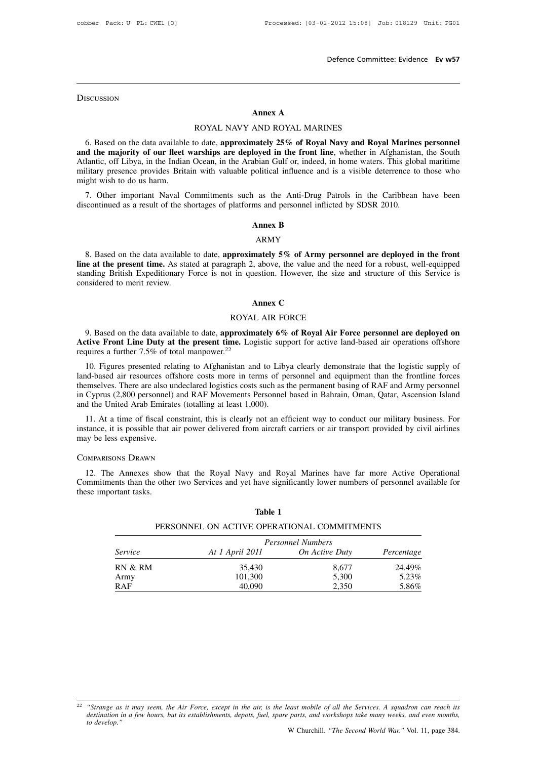## Discussion

### Annex A

#### ROYAL NAVY AND ROYAL MARINES

6. Based on the data available to date, **approximately 25% of Royal Navy and Royal Marines personnel and the majority of our fleet warships are deployed in the front line**, whether in Afghanistan, the South Atlantic, off Libya, in the Indian Ocean, in the Arabian Gulf or, indeed, in home waters. This global maritime military presence provides Britain with valuable political influence and is a visible deterrence to those who might wish to do us harm.

7. Other important Naval Commitments such as the Anti-Drug Patrols in the Caribbean have been discontinued as a result of the shortages of platforms and personnel inflicted by SDSR 2010.

### Annex B

#### ARMY

8. Based on the data available to date, **approximately 5% of Army personnel are deployed in the front line at the present time.** As stated at paragraph 2, above, the value and the need for a robust, well-equipped standing British Expeditionary Force is not in question. However, the size and structure of this Service is considered to merit review.

### Annex C

#### ROYAL AIR FORCE

9. Based on the data available to date, **approximately 6% of Royal Air Force personnel are deployed on Active Front Line Duty at the present time.** Logistic support for active land-based air operations offshore requires a further 7.5% of total manpower.[22]

10. Figures presented relating to Afghanistan and to Libya clearly demonstrate that the logistic supply of land-based air resources offshore costs more in terms of personnel and equipment than the frontline forces themselves. There are also undeclared logistics costs such as the permanent basing of RAF and Army personnel in Cyprus (2,800 personnel) and RAF Movements Personnel based in Bahrain, Oman, Qatar, Ascension Island and the United Arab Emirates (totalling at least 1,000).

11. At a time of fiscal constraint, this is clearly not an efficient way to conduct our military business. For instance, it is possible that air power delivered from aircraft carriers or air transport provided by civil airlines may be less expensive.

## Comparisons Drawn

12. The Annexes show that the Royal Navy and Royal Marines have far more Active Operational Commitments than the other two Services and yet have significantly lower numbers of personnel available for these important tasks.

**Table 1**

PERSONNEL ON ACTIVE OPERATIONAL COMMITMENTS

| | *Personnel Numbers* | | |
|---|---|---|---|
| *Service* | *At 1 April 2011* | *On Active Duty* | *Percentage* |
| RN & RM | 35,430 | 8,677 | 24.49% |
| Army | 101,300 | 5,300 | 5.23% |
| RAF | 40,090 | 2,350 | 5.86% |

[22] *"Strange as it may seem, the Air Force, except in the air, is the least mobile of all the Services. A squadron can reach its destination in a few hours, but its establishments, depots, fuel, spare parts, and workshops take many weeks, and even months, to develop."*
W Churchill. *"The Second World War."* Vol. 11, page 384.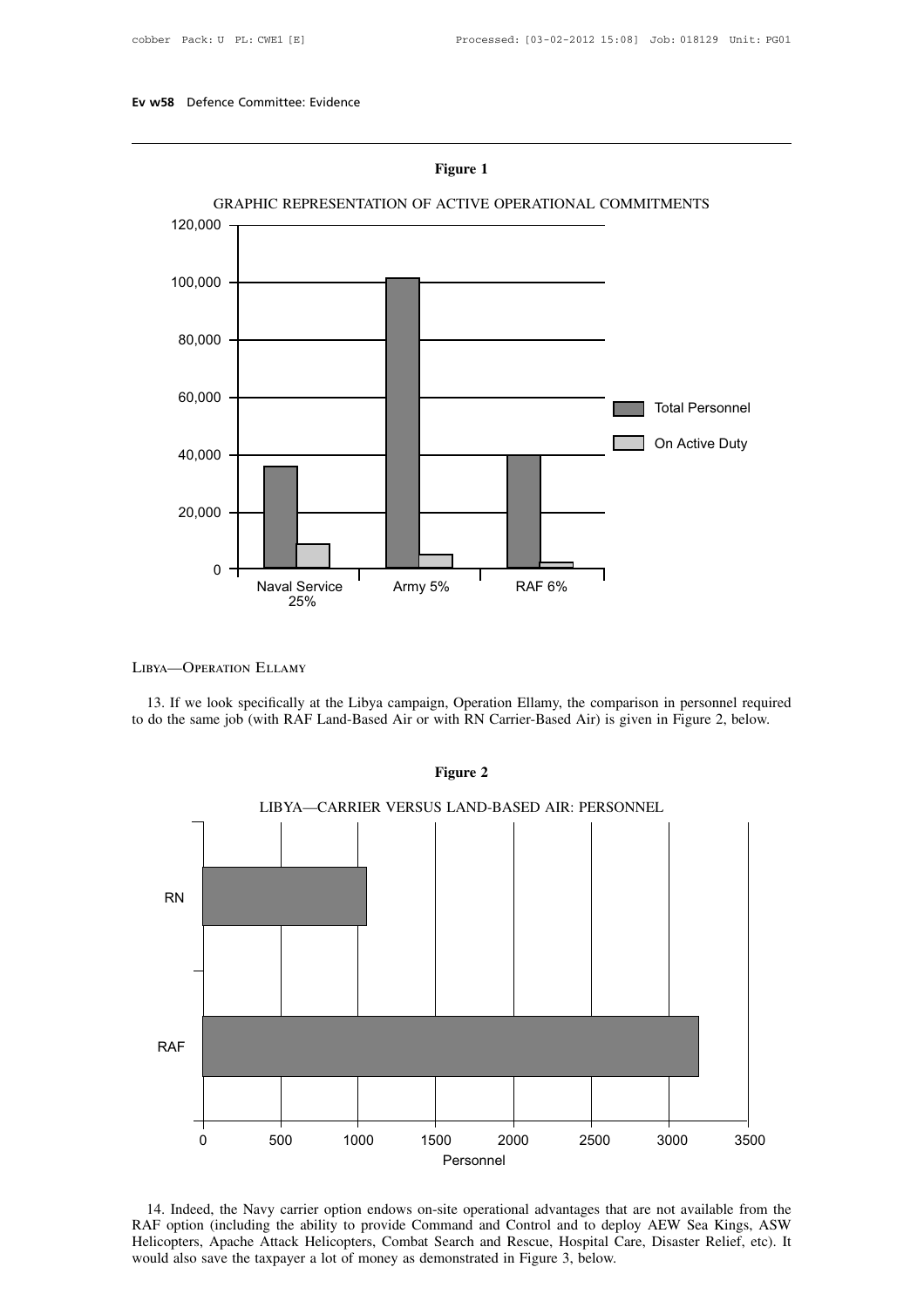**Figure 1**

GRAPHIC REPRESENTATION OF ACTIVE OPERATIONAL COMMITMENTS

Naval Service 25% | Army 5% | RAF 6%

Total Personnel | On Active Duty

LIBYA—OPERATION ELLAMY

13. If we look specifically at the Libya campaign, Operation Ellamy, the comparison in personnel required to do the same job (with RAF Land-Based Air or with RN Carrier-Based Air) is given in Figure 2, below.

**Figure 2**

LIBYA—CARRIER VERSUS LAND-BASED AIR: PERSONNEL

14. Indeed, the Navy carrier option endows on-site operational advantages that are not available from the RAF option (including the ability to provide Command and Control and to deploy AEW Sea Kings, ASW Helicopters, Apache Attack Helicopters, Combat Search and Rescue, Hospital Care, Disaster Relief, etc). It would also save the taxpayer a lot of money as demonstrated in Figure 3, below.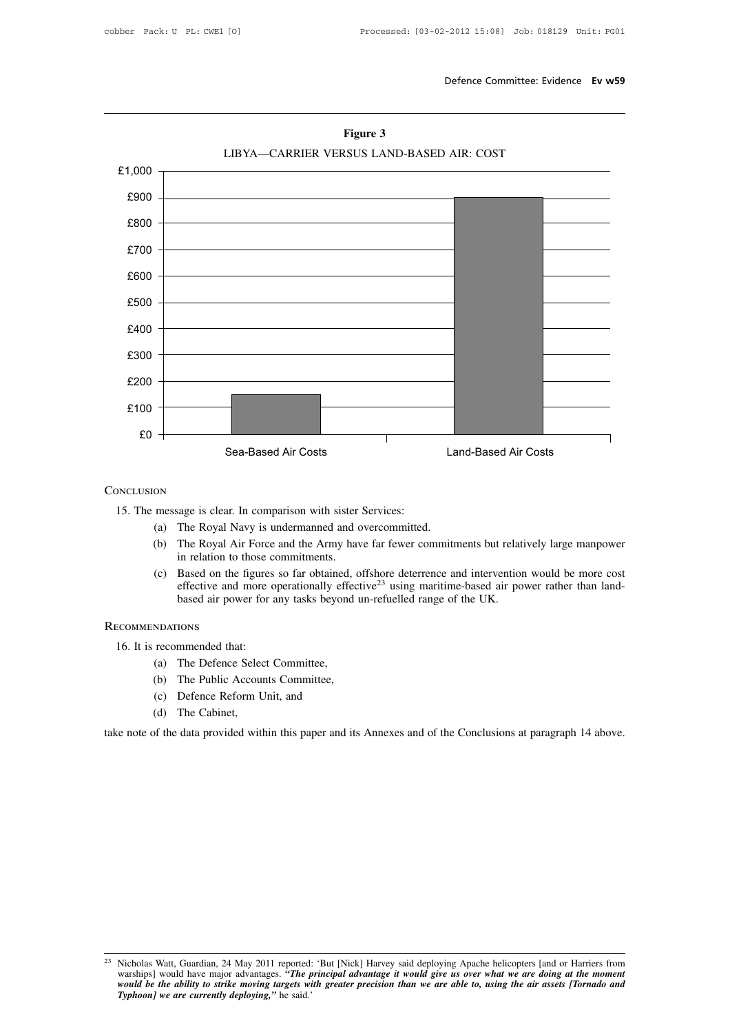**Figure 3**

LIBYA—CARRIER VERSUS LAND-BASED AIR: COST

| | Sea-Based Air Costs | Land-Based Air Costs |
|---|---|---|
| Cost | approx. £150 | approx. £900 |

CONCLUSION

15. The message is clear. In comparison with sister Services:

  (a) The Royal Navy is undermanned and overcommitted.

  (b) The Royal Air Force and the Army have far fewer commitments but relatively large manpower in relation to those commitments.

  (c) Based on the figures so far obtained, offshore deterrence and intervention would be more cost effective and more operationally effective[23] using maritime-based air power rather than land-based air power for any tasks beyond un-refuelled range of the UK.

RECOMMENDATIONS

16. It is recommended that:

  (a) The Defence Select Committee,

  (b) The Public Accounts Committee,

  (c) Defence Reform Unit, and

  (d) The Cabinet,

take note of the data provided within this paper and its Annexes and of the Conclusions at paragraph 14 above.

---

[23] Nicholas Watt, Guardian, 24 May 2011 reported: 'But [Nick] Harvey said deploying Apache helicopters [and or Harriers from warships] would have major advantages. ***"The principal advantage it would give us over what we are doing at the moment would be the ability to strike moving targets with greater precision than we are able to, using the air assets [Tornado and Typhoon] we are currently deploying,"*** he said.'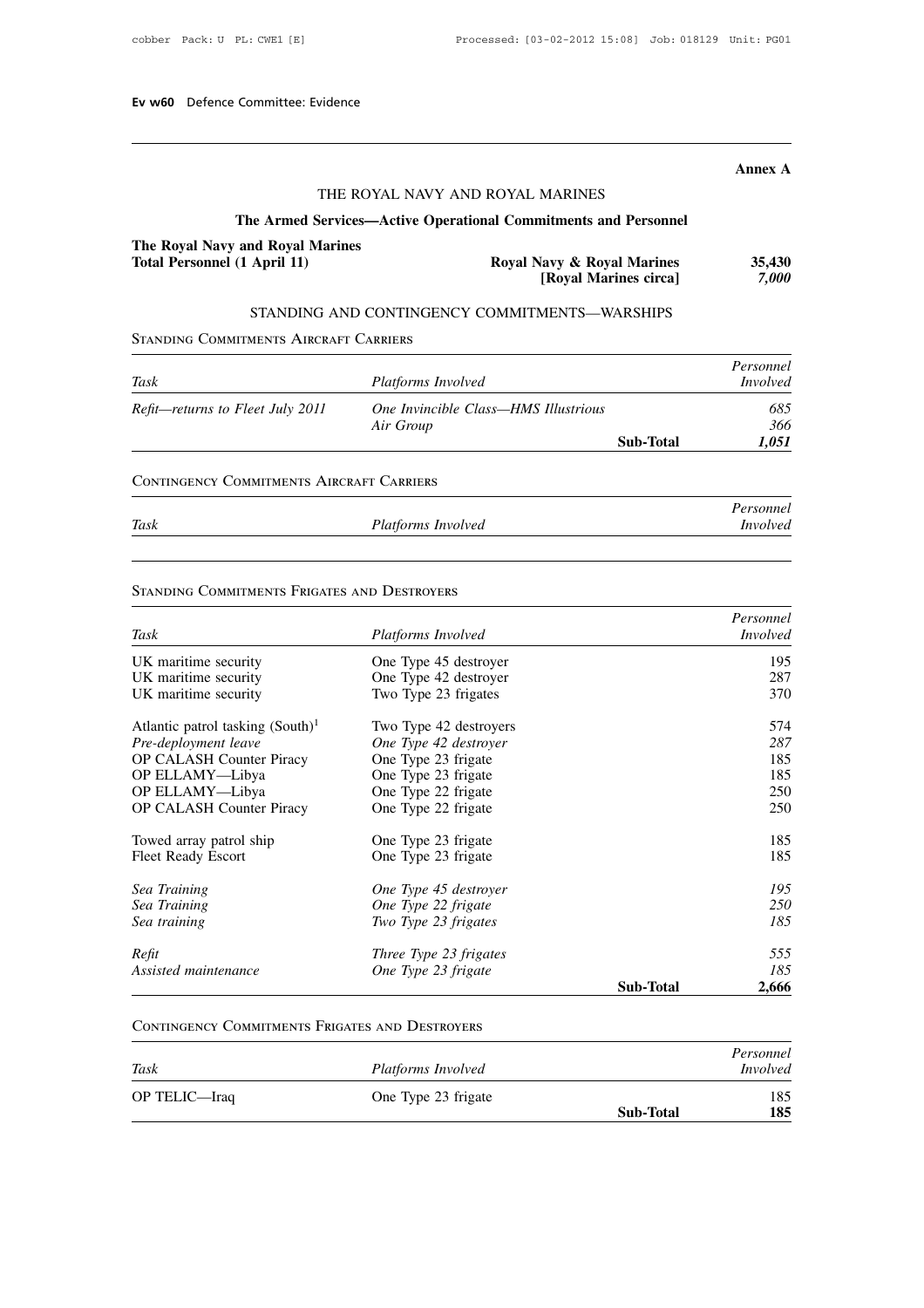**Annex A**

## THE ROYAL NAVY AND ROYAL MARINES

### The Armed Services—Active Operational Commitments and Personnel

| **The Royal Navy and Royal Marines Total Personnel (1 April 11)** | **Royal Navy & Royal Marines** | **35,430** |
|---|---|---|
| | **[Royal Marines circa]** | ***7,000*** |

### STANDING AND CONTINGENCY COMMITMENTS—WARSHIPS

STANDING COMMITMENTS AIRCRAFT CARRIERS

| *Task* | *Platforms Involved* | | *Personnel Involved* |
|---|---|---|---|
| *Refit—returns to Fleet July 2011* | *One Invincible Class—HMS Illustrious* | | *685* |
| | *Air Group* | | *366* |
| | | **Sub-Total** | ***1,051*** |

CONTINGENCY COMMITMENTS AIRCRAFT CARRIERS

| *Task* | *Platforms Involved* | *Personnel Involved* |
|---|---|---|
| | | |

STANDING COMMITMENTS FRIGATES AND DESTROYERS

| *Task* | *Platforms Involved* | | *Personnel Involved* |
|---|---|---|---|
| UK maritime security | One Type 45 destroyer | | 195 |
| UK maritime security | One Type 42 destroyer | | 287 |
| UK maritime security | Two Type 23 frigates | | 370 |
| Atlantic patrol tasking (South)[1] | Two Type 42 destroyers | | 574 |
| *Pre-deployment leave* | *One Type 42 destroyer* | | *287* |
| OP CALASH Counter Piracy | One Type 23 frigate | | 185 |
| OP ELLAMY—Libya | One Type 23 frigate | | 185 |
| OP ELLAMY—Libya | One Type 22 frigate | | 250 |
| OP CALASH Counter Piracy | One Type 22 frigate | | 250 |
| Towed array patrol ship | One Type 23 frigate | | 185 |
| Fleet Ready Escort | One Type 23 frigate | | 185 |
| *Sea Training* | *One Type 45 destroyer* | | *195* |
| *Sea Training* | *One Type 22 frigate* | | *250* |
| *Sea training* | *Two Type 23 frigates* | | *185* |
| *Refit* | *Three Type 23 frigates* | | *555* |
| *Assisted maintenance* | *One Type 23 frigate* | | *185* |
| | | **Sub-Total** | **2,666** |

CONTINGENCY COMMITMENTS FRIGATES AND DESTROYERS

| *Task* | *Platforms Involved* | | *Personnel Involved* |
|---|---|---|---|
| OP TELIC—Iraq | One Type 23 frigate | | 185 |
| | | **Sub-Total** | **185** |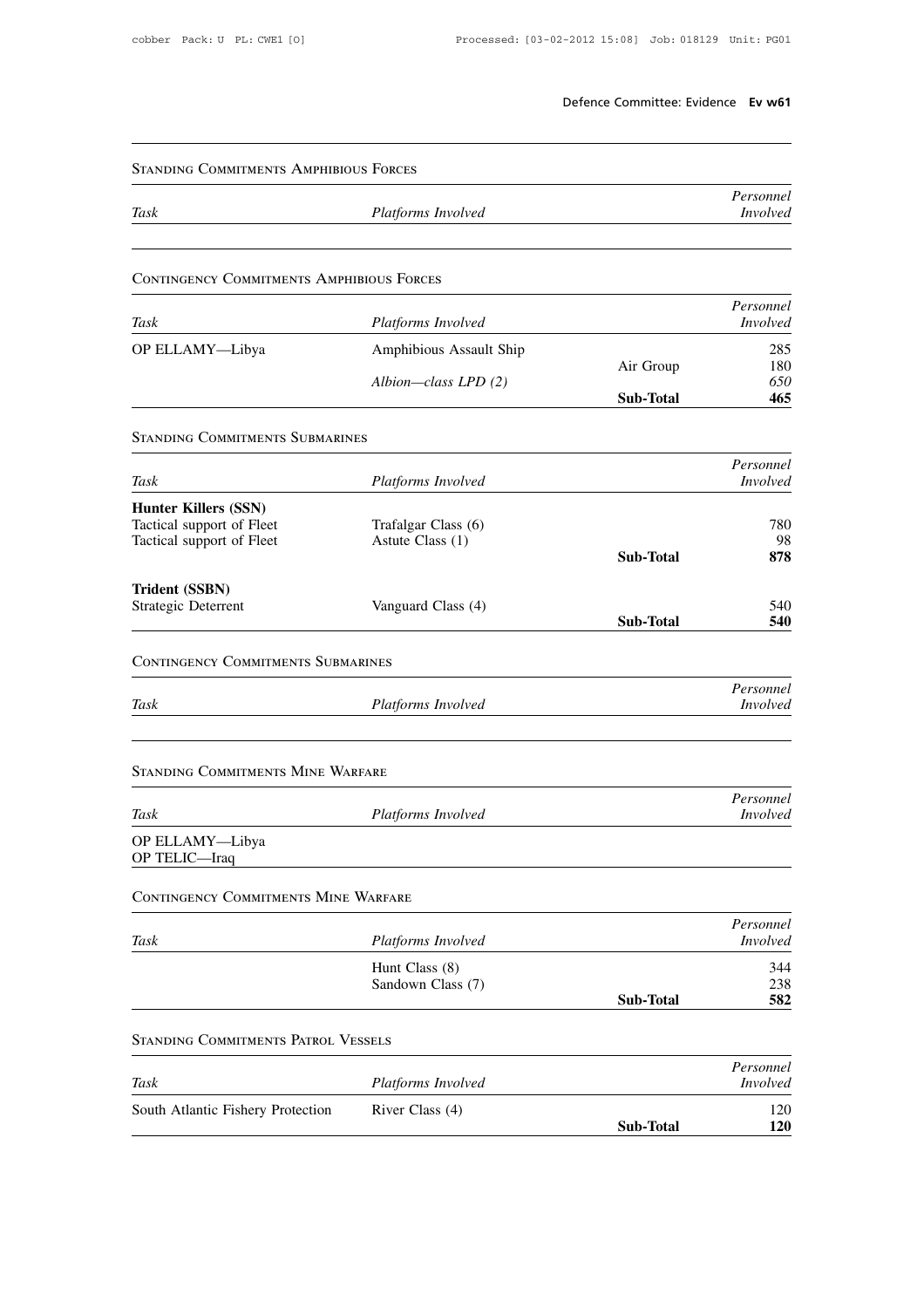STANDING COMMITMENTS AMPHIBIOUS FORCES

| *Task* | *Platforms Involved* | | *Personnel Involved* |
|---|---|---|---|

CONTINGENCY COMMITMENTS AMPHIBIOUS FORCES

| *Task* | *Platforms Involved* | | *Personnel Involved* |
|---|---|---|---|
| OP ELLAMY—Libya | Amphibious Assault Ship | | 285 |
| | | Air Group | 180 |
| | *Albion—class LPD (2)* | | *650* |
| | | **Sub-Total** | **465** |

STANDING COMMITMENTS SUBMARINES

| *Task* | *Platforms Involved* | | *Personnel Involved* |
|---|---|---|---|
| **Hunter Killers (SSN)** | | | |
| Tactical support of Fleet | Trafalgar Class (6) | | 780 |
| Tactical support of Fleet | Astute Class (1) | | 98 |
| | | **Sub-Total** | **878** |
| **Trident (SSBN)** | | | |
| Strategic Deterrent | Vanguard Class (4) | | 540 |
| | | **Sub-Total** | **540** |

CONTINGENCY COMMITMENTS SUBMARINES

| *Task* | *Platforms Involved* | | *Personnel Involved* |
|---|---|---|---|

STANDING COMMITMENTS MINE WARFARE

| *Task* | *Platforms Involved* | | *Personnel Involved* |
|---|---|---|---|
| OP ELLAMY—Libya | | | |
| OP TELIC—Iraq | | | |

CONTINGENCY COMMITMENTS MINE WARFARE

| *Task* | *Platforms Involved* | | *Personnel Involved* |
|---|---|---|---|
| | Hunt Class (8) | | 344 |
| | Sandown Class (7) | | 238 |
| | | **Sub-Total** | **582** |

STANDING COMMITMENTS PATROL VESSELS

| *Task* | *Platforms Involved* | | *Personnel Involved* |
|---|---|---|---|
| South Atlantic Fishery Protection | River Class (4) | | 120 |
| | | **Sub-Total** | **120** |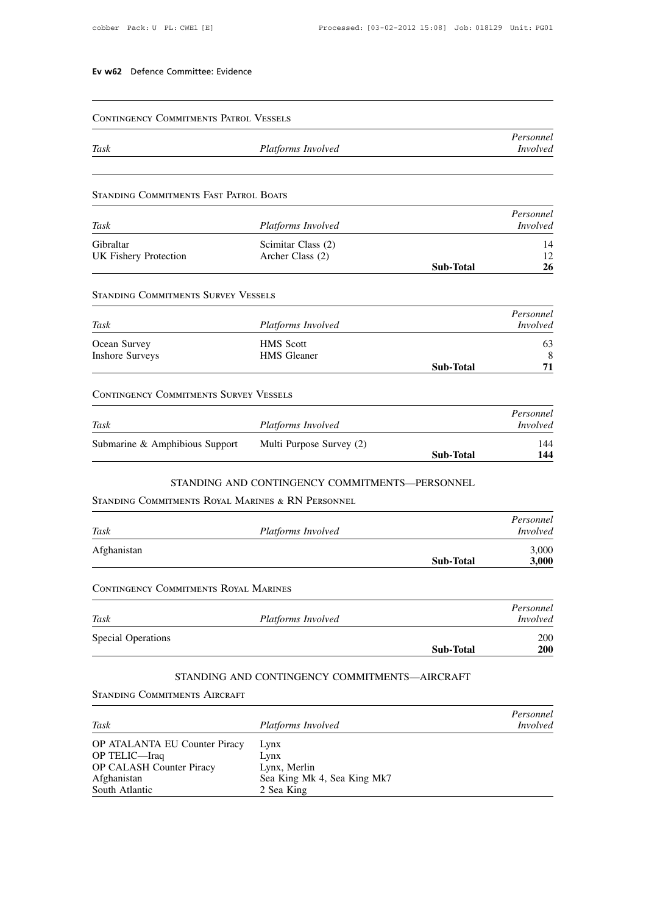### Contingency Commitments Patrol Vessels

| Task | Platforms Involved | | Personnel Involved |
|---|---|---|---|

### Standing Commitments Fast Patrol Boats

| Task | Platforms Involved | | Personnel Involved |
|---|---|---|---|
| Gibraltar | Scimitar Class (2) | | 14 |
| UK Fishery Protection | Archer Class (2) | | 12 |
| | | **Sub-Total** | **26** |

### Standing Commitments Survey Vessels

| Task | Platforms Involved | | Personnel Involved |
|---|---|---|---|
| Ocean Survey | HMS Scott | | 63 |
| Inshore Surveys | HMS Gleaner | | 8 |
| | | **Sub-Total** | **71** |

### Contingency Commitments Survey Vessels

| Task | Platforms Involved | | Personnel Involved |
|---|---|---|---|
| Submarine & Amphibious Support | Multi Purpose Survey (2) | | 144 |
| | | **Sub-Total** | **144** |

## STANDING AND CONTINGENCY COMMITMENTS—PERSONNEL

### Standing Commitments Royal Marines & RN Personnel

| Task | Platforms Involved | | Personnel Involved |
|---|---|---|---|
| Afghanistan | | | 3,000 |
| | | **Sub-Total** | **3,000** |

### Contingency Commitments Royal Marines

| Task | Platforms Involved | | Personnel Involved |
|---|---|---|---|
| Special Operations | | | 200 |
| | | **Sub-Total** | **200** |

## STANDING AND CONTINGENCY COMMITMENTS—AIRCRAFT

### Standing Commitments Aircraft

| Task | Platforms Involved | Personnel Involved |
|---|---|---|
| OP ATALANTA EU Counter Piracy | Lynx | |
| OP TELIC—Iraq | Lynx | |
| OP CALASH Counter Piracy | Lynx, Merlin | |
| Afghanistan | Sea King Mk 4, Sea King Mk7 | |
| South Atlantic | 2 Sea King | |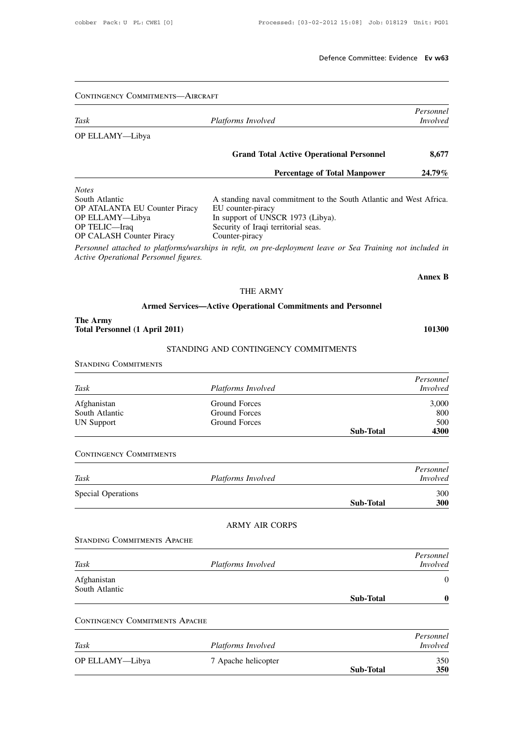Contingency Commitments—Aircraft

| Task | Platforms Involved | | Personnel Involved |
|---|---|---|---|
| OP ELLAMY—Libya | | | |
| | **Grand Total Active Operational Personnel** | | **8,677** |
| | **Percentage of Total Manpower** | | **24.79%** |

*Notes*

| | |
|---|---|
| South Atlantic | A standing naval commitment to the South Atlantic and West Africa. |
| OP ATALANTA EU Counter Piracy | EU counter-piracy |
| OP ELLAMY—Libya | In support of UNSCR 1973 (Libya). |
| OP TELIC—Iraq | Security of Iraqi territorial seas. |
| OP CALASH Counter Piracy | Counter-piracy |

*Personnel attached to platforms/warships in refit, on pre-deployment leave or Sea Training not included in Active Operational Personnel figures.*

**Annex B**

## THE ARMY

### Armed Services—Active Operational Commitments and Personnel

**The Army**
**Total Personnel (1 April 2011)** **101300**

### STANDING AND CONTINGENCY COMMITMENTS

Standing Commitments

| Task | Platforms Involved | | Personnel Involved |
|---|---|---|---|
| Afghanistan | Ground Forces | | 3,000 |
| South Atlantic | Ground Forces | | 800 |
| UN Support | Ground Forces | | 500 |
| | | **Sub-Total** | **4300** |

Contingency Commitments

| Task | Platforms Involved | | Personnel Involved |
|---|---|---|---|
| Special Operations | | | 300 |
| | | **Sub-Total** | **300** |

### ARMY AIR CORPS

Standing Commitments Apache

| Task | Platforms Involved | | Personnel Involved |
|---|---|---|---|
| Afghanistan | | | 0 |
| South Atlantic | | | |
| | | **Sub-Total** | **0** |

Contingency Commitments Apache

| Task | Platforms Involved | | Personnel Involved |
|---|---|---|---|
| OP ELLAMY—Libya | 7 Apache helicopter | | 350 |
| | | **Sub-Total** | **350** |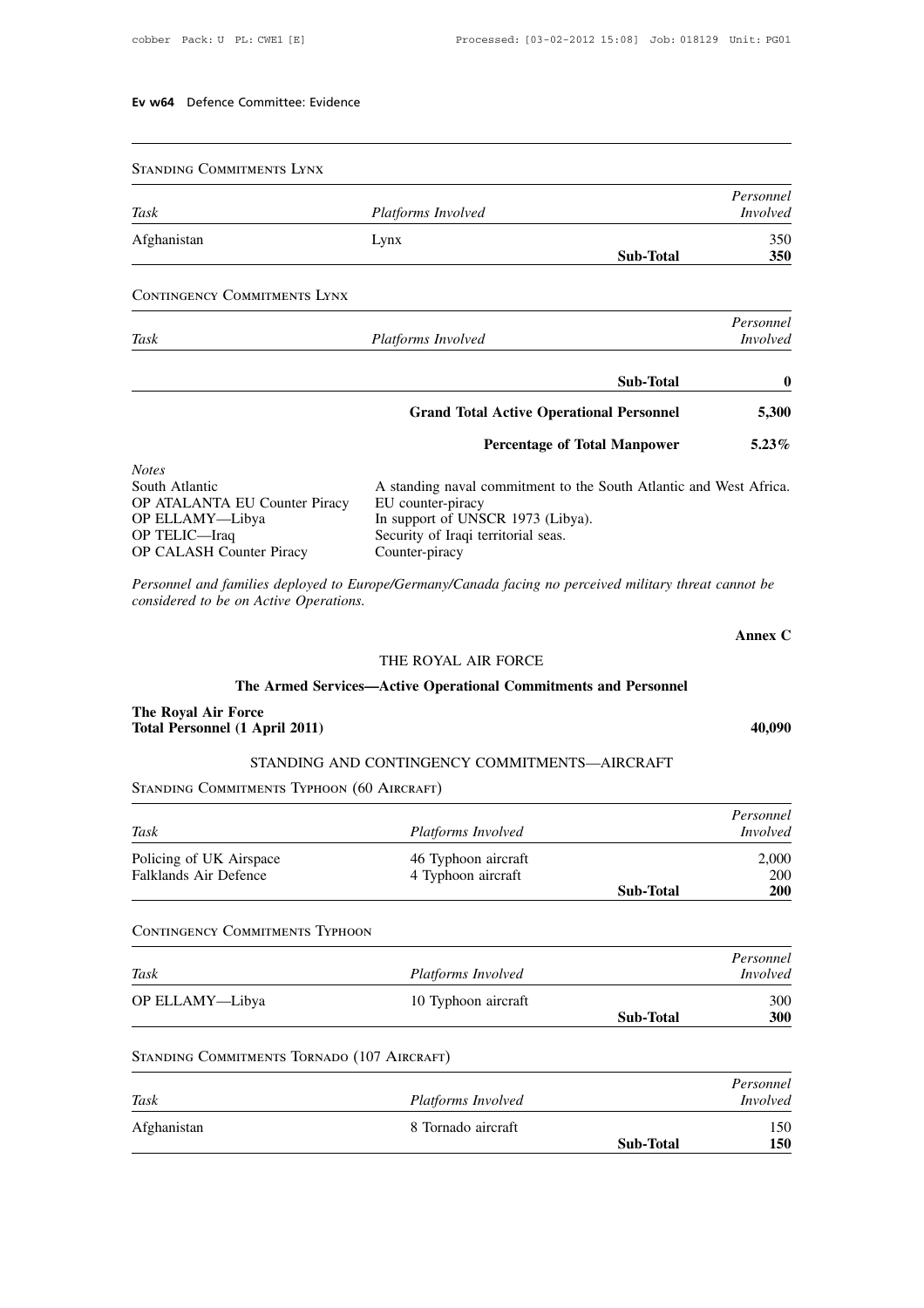STANDING COMMITMENTS LYNX

| Task | Platforms Involved | | Personnel Involved |
|---|---|---|---|
| Afghanistan | Lynx | | 350 |
| | | **Sub-Total** | **350** |

CONTINGENCY COMMITMENTS LYNX

| Task | Platforms Involved | | Personnel Involved |
|---|---|---|---|
| | | **Sub-Total** | **0** |
| | **Grand Total Active Operational Personnel** | | **5,300** |
| | **Percentage of Total Manpower** | | **5.23%** |

*Notes*

| | |
|---|---|
| South Atlantic | A standing naval commitment to the South Atlantic and West Africa. |
| OP ATALANTA EU Counter Piracy | EU counter-piracy |
| OP ELLAMY—Libya | In support of UNSCR 1973 (Libya). |
| OP TELIC—Iraq | Security of Iraqi territorial seas. |
| OP CALASH Counter Piracy | Counter-piracy |

*Personnel and families deployed to Europe/Germany/Canada facing no perceived military threat cannot be considered to be on Active Operations.*

**Annex C**

## THE ROYAL AIR FORCE

### The Armed Services—Active Operational Commitments and Personnel

**The Royal Air Force**
**Total Personnel (1 April 2011)** **40,090**

### STANDING AND CONTINGENCY COMMITMENTS—AIRCRAFT

STANDING COMMITMENTS TYPHOON (60 AIRCRAFT)

| Task | Platforms Involved | | Personnel Involved |
|---|---|---|---|
| Policing of UK Airspace | 46 Typhoon aircraft | | 2,000 |
| Falklands Air Defence | 4 Typhoon aircraft | | 200 |
| | | **Sub-Total** | **200** |

CONTINGENCY COMMITMENTS TYPHOON

| Task | Platforms Involved | | Personnel Involved |
|---|---|---|---|
| OP ELLAMY—Libya | 10 Typhoon aircraft | | 300 |
| | | **Sub-Total** | **300** |

STANDING COMMITMENTS TORNADO (107 AIRCRAFT)

| Task | Platforms Involved | | Personnel Involved |
|---|---|---|---|
| Afghanistan | 8 Tornado aircraft | | 150 |
| | | **Sub-Total** | **150** |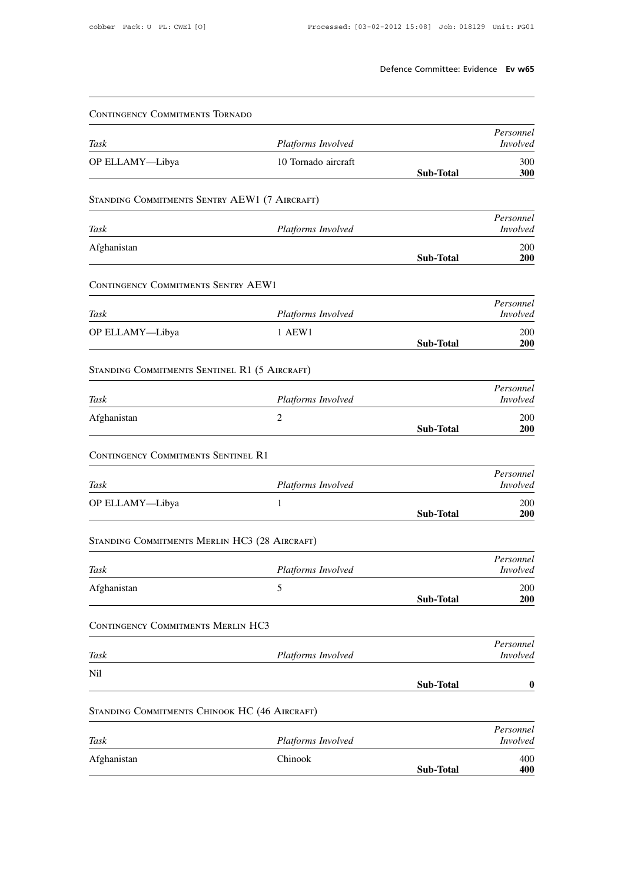CONTINGENCY COMMITMENTS TORNADO

| *Task* | *Platforms Involved* | | *Personnel Involved* |
|---|---|---|---|
| OP ELLAMY—Libya | 10 Tornado aircraft | | 300 |
| | | **Sub-Total** | **300** |

STANDING COMMITMENTS SENTRY AEW1 (7 AIRCRAFT)

| *Task* | *Platforms Involved* | | *Personnel Involved* |
|---|---|---|---|
| Afghanistan | | | 200 |
| | | **Sub-Total** | **200** |

CONTINGENCY COMMITMENTS SENTRY AEW1

| *Task* | *Platforms Involved* | | *Personnel Involved* |
|---|---|---|---|
| OP ELLAMY—Libya | 1 AEW1 | | 200 |
| | | **Sub-Total** | **200** |

STANDING COMMITMENTS SENTINEL R1 (5 AIRCRAFT)

| *Task* | *Platforms Involved* | | *Personnel Involved* |
|---|---|---|---|
| Afghanistan | 2 | | 200 |
| | | **Sub-Total** | **200** |

CONTINGENCY COMMITMENTS SENTINEL R1

| *Task* | *Platforms Involved* | | *Personnel Involved* |
|---|---|---|---|
| OP ELLAMY—Libya | 1 | | 200 |
| | | **Sub-Total** | **200** |

STANDING COMMITMENTS MERLIN HC3 (28 AIRCRAFT)

| *Task* | *Platforms Involved* | | *Personnel Involved* |
|---|---|---|---|
| Afghanistan | 5 | | 200 |
| | | **Sub-Total** | **200** |

CONTINGENCY COMMITMENTS MERLIN HC3

| *Task* | *Platforms Involved* | | *Personnel Involved* |
|---|---|---|---|
| Nil | | | |
| | | **Sub-Total** | **0** |

STANDING COMMITMENTS CHINOOK HC (46 AIRCRAFT)

| *Task* | *Platforms Involved* | | *Personnel Involved* |
|---|---|---|---|
| Afghanistan | Chinook | | 400 |
| | | **Sub-Total** | **400** |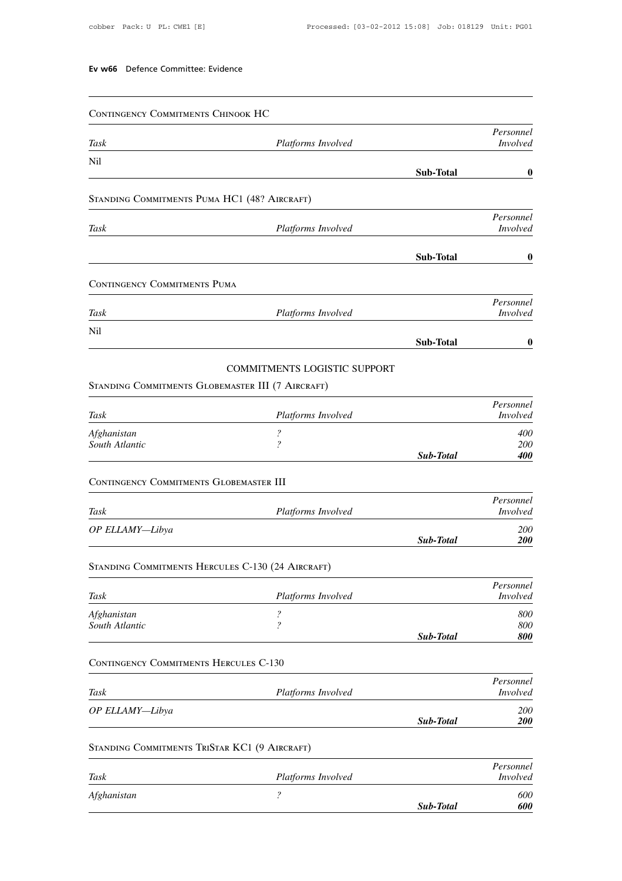### Contingency Commitments Chinook HC

| Task | Platforms Involved | | Personnel Involved |
|---|---|---|---|
| Nil | | | |
| | | **Sub-Total** | **0** |

### Standing Commitments Puma HC1 (48? Aircraft)

| Task | Platforms Involved | | Personnel Involved |
|---|---|---|---|
| | | **Sub-Total** | **0** |

### Contingency Commitments Puma

| Task | Platforms Involved | | Personnel Involved |
|---|---|---|---|
| Nil | | | |
| | | **Sub-Total** | **0** |

## COMMITMENTS LOGISTIC SUPPORT

### Standing Commitments Globemaster III (7 Aircraft)

| Task | Platforms Involved | | Personnel Involved |
|---|---|---|---|
| *Afghanistan* | ? | | *400* |
| *South Atlantic* | ? | | *200* |
| | | ***Sub-Total*** | ***400*** |

### Contingency Commitments Globemaster III

| Task | Platforms Involved | | Personnel Involved |
|---|---|---|---|
| *OP ELLAMY—Libya* | | | *200* |
| | | ***Sub-Total*** | ***200*** |

### Standing Commitments Hercules C-130 (24 Aircraft)

| Task | Platforms Involved | | Personnel Involved |
|---|---|---|---|
| *Afghanistan* | ? | | *800* |
| *South Atlantic* | ? | | *800* |
| | | ***Sub-Total*** | ***800*** |

### Contingency Commitments Hercules C-130

| Task | Platforms Involved | | Personnel Involved |
|---|---|---|---|
| *OP ELLAMY—Libya* | | | *200* |
| | | ***Sub-Total*** | ***200*** |

### Standing Commitments TriStar KC1 (9 Aircraft)

| Task | Platforms Involved | | Personnel Involved |
|---|---|---|---|
| *Afghanistan* | ? | | *600* |
| | | ***Sub-Total*** | ***600*** |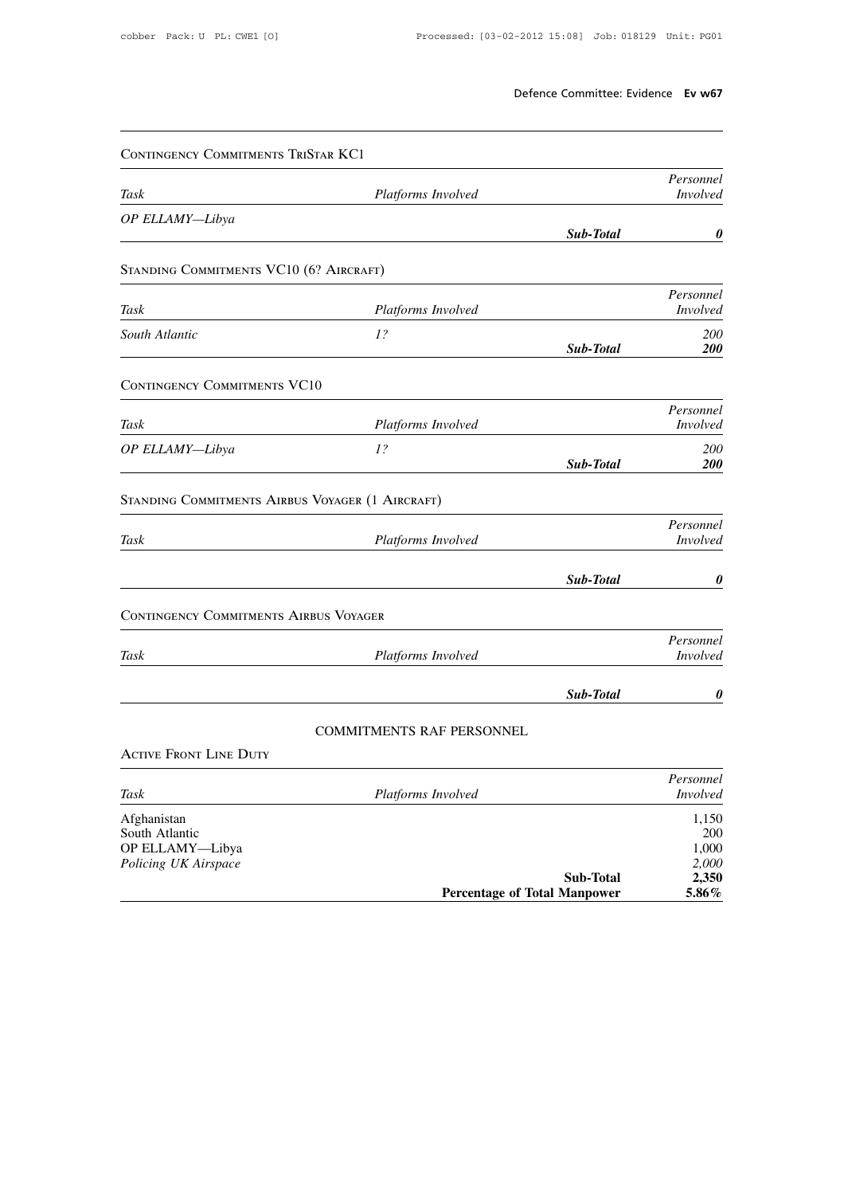### Contingency Commitments TriStar KC1

| *Task* | *Platforms Involved* | | *Personnel Involved* |
|---|---|---|---|
| *OP ELLAMY—Libya* | | | |
| | | ***Sub-Total*** | ***0*** |

### Standing Commitments VC10 (6? Aircraft)

| *Task* | *Platforms Involved* | | *Personnel Involved* |
|---|---|---|---|
| *South Atlantic* | *1?* | | *200* |
| | | ***Sub-Total*** | ***200*** |

### Contingency Commitments VC10

| *Task* | *Platforms Involved* | | *Personnel Involved* |
|---|---|---|---|
| *OP ELLAMY—Libya* | *1?* | | *200* |
| | | ***Sub-Total*** | ***200*** |

### Standing Commitments Airbus Voyager (1 Aircraft)

| *Task* | *Platforms Involved* | | *Personnel Involved* |
|---|---|---|---|
| | | ***Sub-Total*** | ***0*** |

### Contingency Commitments Airbus Voyager

| *Task* | *Platforms Involved* | | *Personnel Involved* |
|---|---|---|---|
| | | ***Sub-Total*** | ***0*** |

## COMMITMENTS RAF PERSONNEL

### Active Front Line Duty

| *Task* | *Platforms Involved* | | *Personnel Involved* |
|---|---|---|---|
| Afghanistan | | | 1,150 |
| South Atlantic | | | 200 |
| OP ELLAMY—Libya | | | 1,000 |
| *Policing UK Airspace* | | | *2,000* |
| | | **Sub-Total** | **2,350** |
| | **Percentage of Total Manpower** | | **5.86%** |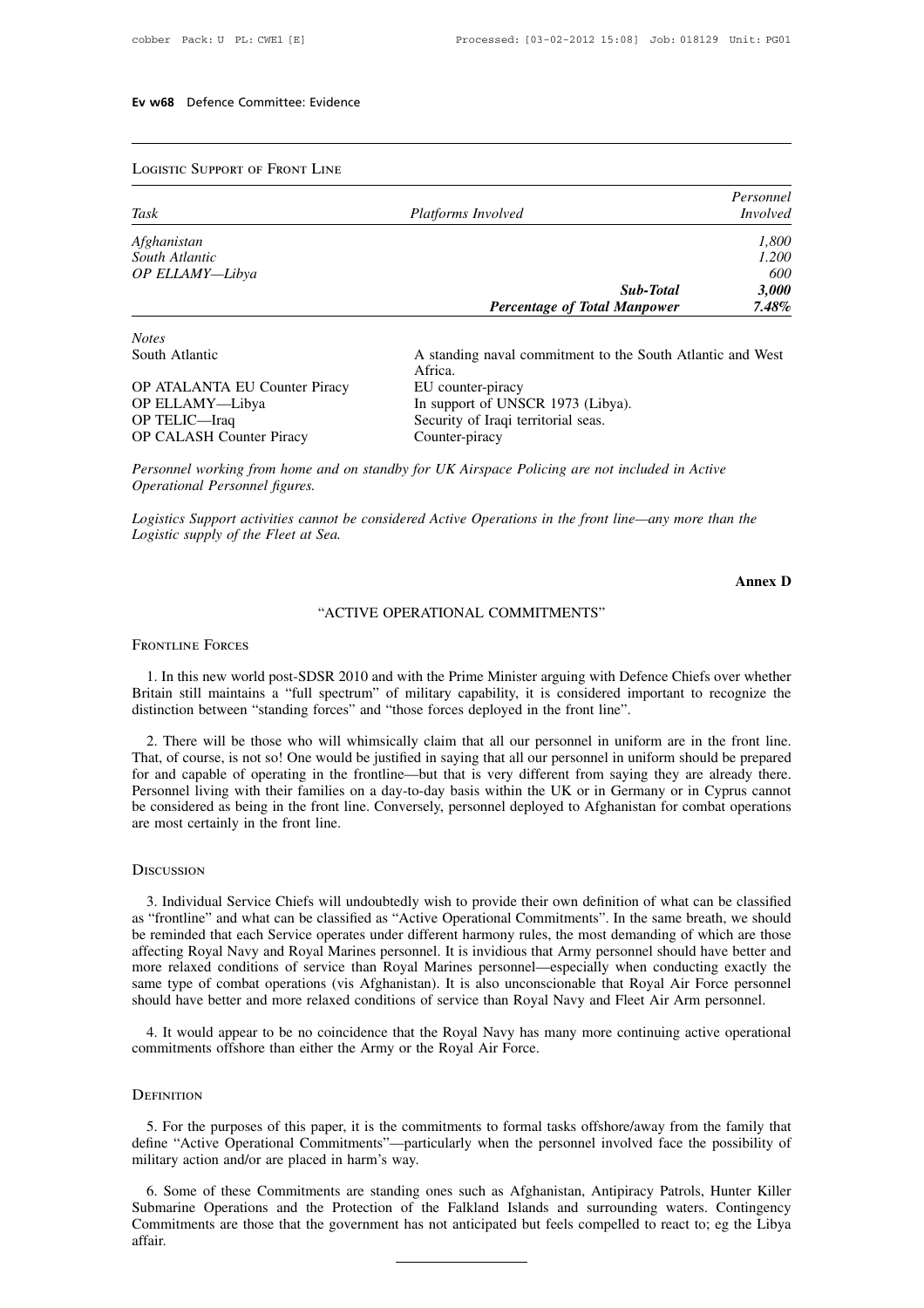Logistic Support of Front Line

| *Task* | *Platforms Involved* | *Personnel Involved* |
|---|---|---|
| *Afghanistan* | | *1,800* |
| *South Atlantic* | | *1.200* |
| *OP ELLAMY—Libya* | | *600* |
| | ***Sub-Total*** | ***3,000*** |
| | ***Percentage of Total Manpower*** | ***7.48%*** |

*Notes*

| | |
|---|---|
| South Atlantic | A standing naval commitment to the South Atlantic and West Africa. |
| OP ATALANTA EU Counter Piracy | EU counter-piracy |
| OP ELLAMY—Libya | In support of UNSCR 1973 (Libya). |
| OP TELIC—Iraq | Security of Iraqi territorial seas. |
| OP CALASH Counter Piracy | Counter-piracy |

*Personnel working from home and on standby for UK Airspace Policing are not included in Active Operational Personnel figures.*

*Logistics Support activities cannot be considered Active Operations in the front line—any more than the Logistic supply of the Fleet at Sea.*

**Annex D**

## "ACTIVE OPERATIONAL COMMITMENTS"

### Frontline Forces

1. In this new world post-SDSR 2010 and with the Prime Minister arguing with Defence Chiefs over whether Britain still maintains a "full spectrum" of military capability, it is considered important to recognize the distinction between "standing forces" and "those forces deployed in the front line".

2. There will be those who will whimsically claim that all our personnel in uniform are in the front line. That, of course, is not so! One would be justified in saying that all our personnel in uniform should be prepared for and capable of operating in the frontline—but that is very different from saying they are already there. Personnel living with their families on a day-to-day basis within the UK or in Germany or in Cyprus cannot be considered as being in the front line. Conversely, personnel deployed to Afghanistan for combat operations are most certainly in the front line.

### Discussion

3. Individual Service Chiefs will undoubtedly wish to provide their own definition of what can be classified as "frontline" and what can be classified as "Active Operational Commitments". In the same breath, we should be reminded that each Service operates under different harmony rules, the most demanding of which are those affecting Royal Navy and Royal Marines personnel. It is invidious that Army personnel should have better and more relaxed conditions of service than Royal Marines personnel—especially when conducting exactly the same type of combat operations (vis Afghanistan). It is also unconscionable that Royal Air Force personnel should have better and more relaxed conditions of service than Royal Navy and Fleet Air Arm personnel.

4. It would appear to be no coincidence that the Royal Navy has many more continuing active operational commitments offshore than either the Army or the Royal Air Force.

### Definition

5. For the purposes of this paper, it is the commitments to formal tasks offshore/away from the family that define "Active Operational Commitments"—particularly when the personnel involved face the possibility of military action and/or are placed in harm's way.

6. Some of these Commitments are standing ones such as Afghanistan, Antipiracy Patrols, Hunter Killer Submarine Operations and the Protection of the Falkland Islands and surrounding waters. Contingency Commitments are those that the government has not anticipated but feels compelled to react to; eg the Libya affair.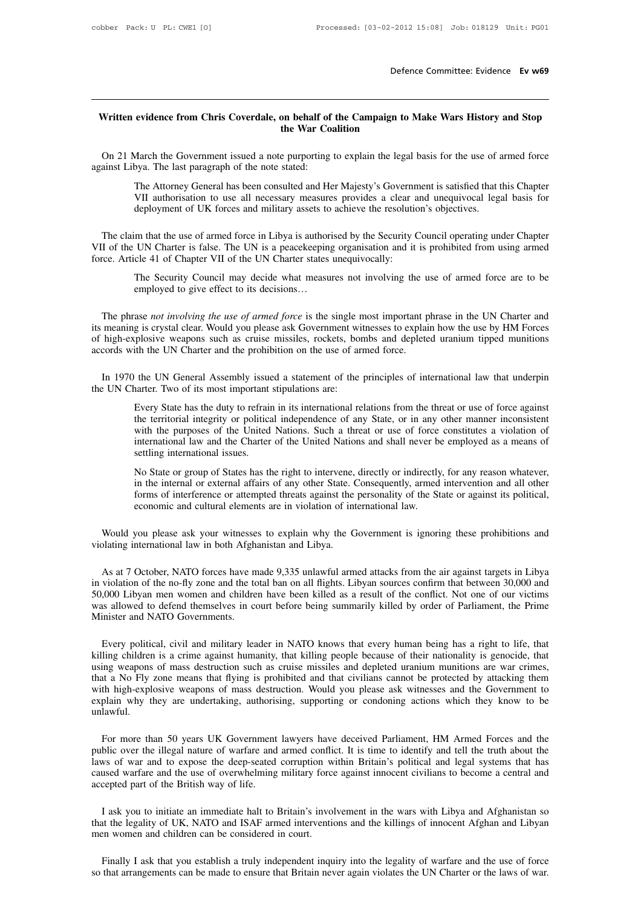## Written evidence from Chris Coverdale, on behalf of the Campaign to Make Wars History and Stop the War Coalition

On 21 March the Government issued a note purporting to explain the legal basis for the use of armed force against Libya. The last paragraph of the note stated:

> The Attorney General has been consulted and Her Majesty's Government is satisfied that this Chapter VII authorisation to use all necessary measures provides a clear and unequivocal legal basis for deployment of UK forces and military assets to achieve the resolution's objectives.

The claim that the use of armed force in Libya is authorised by the Security Council operating under Chapter VII of the UN Charter is false. The UN is a peacekeeping organisation and it is prohibited from using armed force. Article 41 of Chapter VII of the UN Charter states unequivocally:

> The Security Council may decide what measures not involving the use of armed force are to be employed to give effect to its decisions…

The phrase *not involving the use of armed force* is the single most important phrase in the UN Charter and its meaning is crystal clear. Would you please ask Government witnesses to explain how the use by HM Forces of high-explosive weapons such as cruise missiles, rockets, bombs and depleted uranium tipped munitions accords with the UN Charter and the prohibition on the use of armed force.

In 1970 the UN General Assembly issued a statement of the principles of international law that underpin the UN Charter. Two of its most important stipulations are:

> Every State has the duty to refrain in its international relations from the threat or use of force against the territorial integrity or political independence of any State, or in any other manner inconsistent with the purposes of the United Nations. Such a threat or use of force constitutes a violation of international law and the Charter of the United Nations and shall never be employed as a means of settling international issues.
>
> No State or group of States has the right to intervene, directly or indirectly, for any reason whatever, in the internal or external affairs of any other State. Consequently, armed intervention and all other forms of interference or attempted threats against the personality of the State or against its political, economic and cultural elements are in violation of international law.

Would you please ask your witnesses to explain why the Government is ignoring these prohibitions and violating international law in both Afghanistan and Libya.

As at 7 October, NATO forces have made 9,335 unlawful armed attacks from the air against targets in Libya in violation of the no-fly zone and the total ban on all flights. Libyan sources confirm that between 30,000 and 50,000 Libyan men women and children have been killed as a result of the conflict. Not one of our victims was allowed to defend themselves in court before being summarily killed by order of Parliament, the Prime Minister and NATO Governments.

Every political, civil and military leader in NATO knows that every human being has a right to life, that killing children is a crime against humanity, that killing people because of their nationality is genocide, that using weapons of mass destruction such as cruise missiles and depleted uranium munitions are war crimes, that a No Fly zone means that flying is prohibited and that civilians cannot be protected by attacking them with high-explosive weapons of mass destruction. Would you please ask witnesses and the Government to explain why they are undertaking, authorising, supporting or condoning actions which they know to be unlawful.

For more than 50 years UK Government lawyers have deceived Parliament, HM Armed Forces and the public over the illegal nature of warfare and armed conflict. It is time to identify and tell the truth about the laws of war and to expose the deep-seated corruption within Britain's political and legal systems that has caused warfare and the use of overwhelming military force against innocent civilians to become a central and accepted part of the British way of life.

I ask you to initiate an immediate halt to Britain's involvement in the wars with Libya and Afghanistan so that the legality of UK, NATO and ISAF armed interventions and the killings of innocent Afghan and Libyan men women and children can be considered in court.

Finally I ask that you establish a truly independent inquiry into the legality of warfare and the use of force so that arrangements can be made to ensure that Britain never again violates the UN Charter or the laws of war.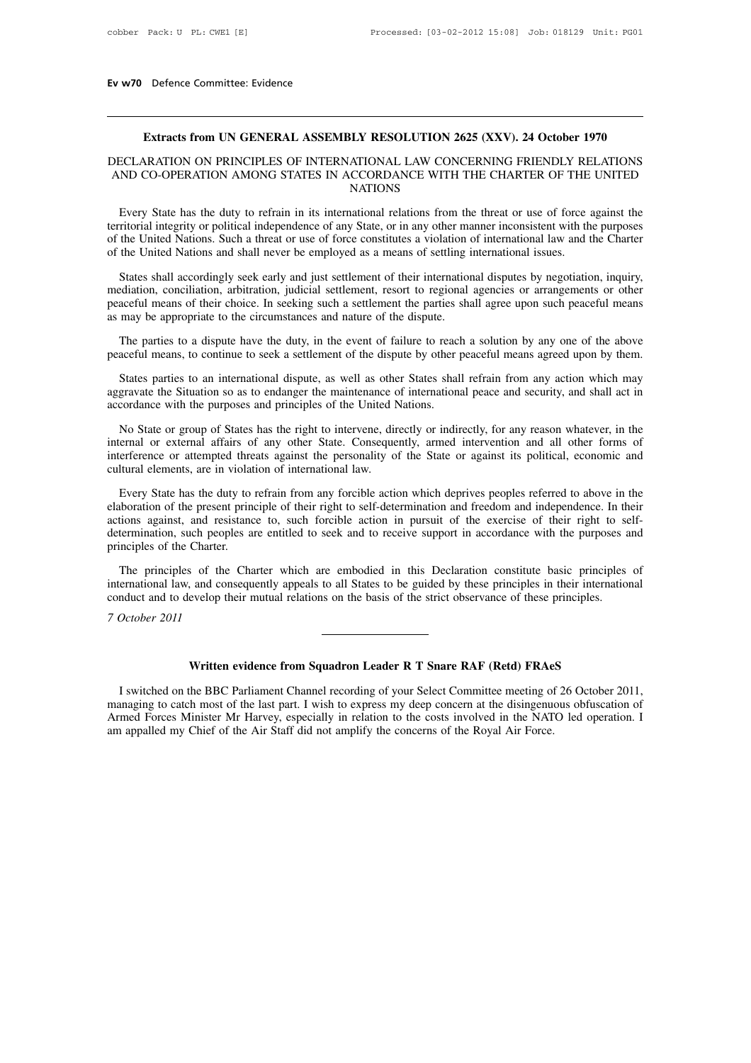**Extracts from UN GENERAL ASSEMBLY RESOLUTION 2625 (XXV). 24 October 1970**

DECLARATION ON PRINCIPLES OF INTERNATIONAL LAW CONCERNING FRIENDLY RELATIONS AND CO-OPERATION AMONG STATES IN ACCORDANCE WITH THE CHARTER OF THE UNITED NATIONS

Every State has the duty to refrain in its international relations from the threat or use of force against the territorial integrity or political independence of any State, or in any other manner inconsistent with the purposes of the United Nations. Such a threat or use of force constitutes a violation of international law and the Charter of the United Nations and shall never be employed as a means of settling international issues.

States shall accordingly seek early and just settlement of their international disputes by negotiation, inquiry, mediation, conciliation, arbitration, judicial settlement, resort to regional agencies or arrangements or other peaceful means of their choice. In seeking such a settlement the parties shall agree upon such peaceful means as may be appropriate to the circumstances and nature of the dispute.

The parties to a dispute have the duty, in the event of failure to reach a solution by any one of the above peaceful means, to continue to seek a settlement of the dispute by other peaceful means agreed upon by them.

States parties to an international dispute, as well as other States shall refrain from any action which may aggravate the Situation so as to endanger the maintenance of international peace and security, and shall act in accordance with the purposes and principles of the United Nations.

No State or group of States has the right to intervene, directly or indirectly, for any reason whatever, in the internal or external affairs of any other State. Consequently, armed intervention and all other forms of interference or attempted threats against the personality of the State or against its political, economic and cultural elements, are in violation of international law.

Every State has the duty to refrain from any forcible action which deprives peoples referred to above in the elaboration of the present principle of their right to self-determination and freedom and independence. In their actions against, and resistance to, such forcible action in pursuit of the exercise of their right to self-determination, such peoples are entitled to seek and to receive support in accordance with the purposes and principles of the Charter.

The principles of the Charter which are embodied in this Declaration constitute basic principles of international law, and consequently appeals to all States to be guided by these principles in their international conduct and to develop their mutual relations on the basis of the strict observance of these principles.

*7 October 2011*

---

**Written evidence from Squadron Leader R T Snare RAF (Retd) FRAeS**

I switched on the BBC Parliament Channel recording of your Select Committee meeting of 26 October 2011, managing to catch most of the last part. I wish to express my deep concern at the disingenuous obfuscation of Armed Forces Minister Mr Harvey, especially in relation to the costs involved in the NATO led operation. I am appalled my Chief of the Air Staff did not amplify the concerns of the Royal Air Force.